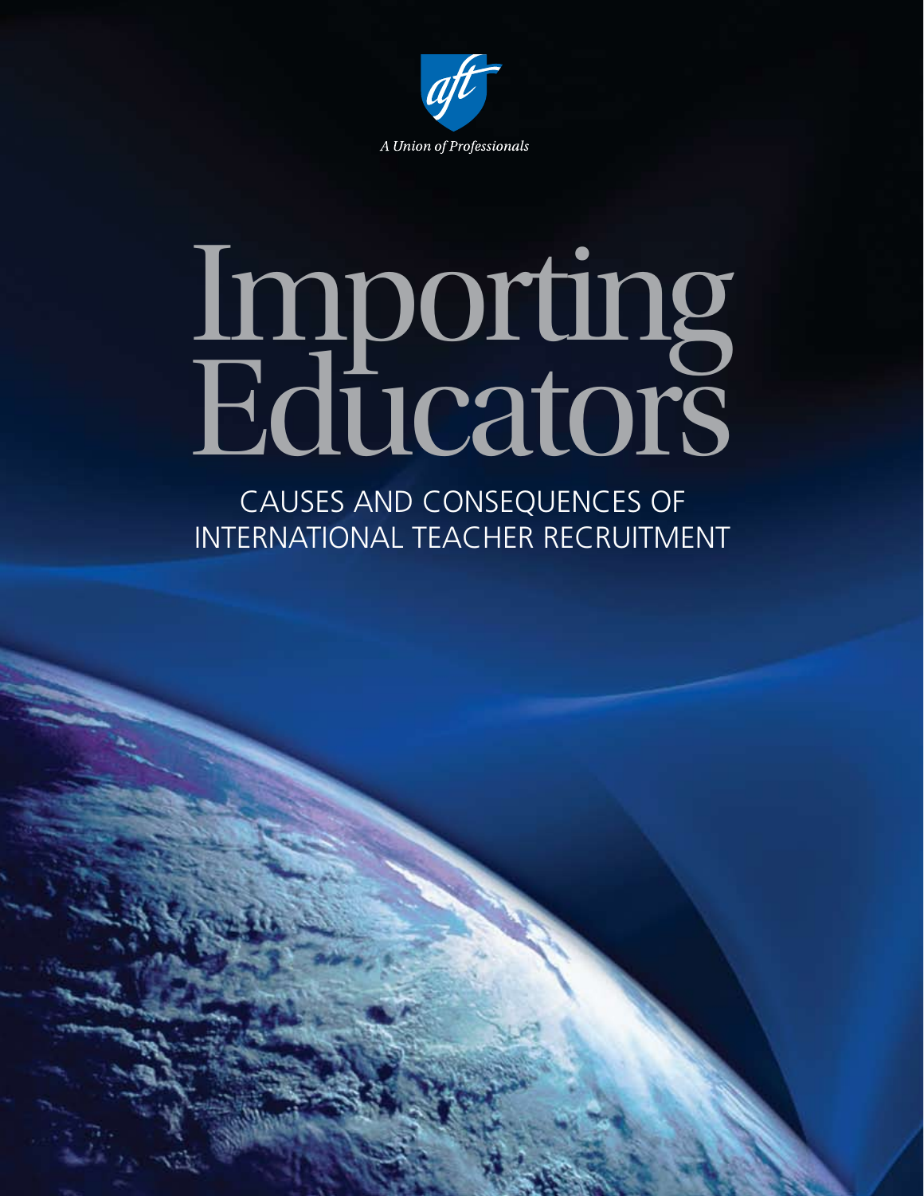aft

*A Union of Professionals*

# Importing Educators

## CAUSES AND CONSEQUENCES OF INTERNATIONAL TEACHER RECRUITMENT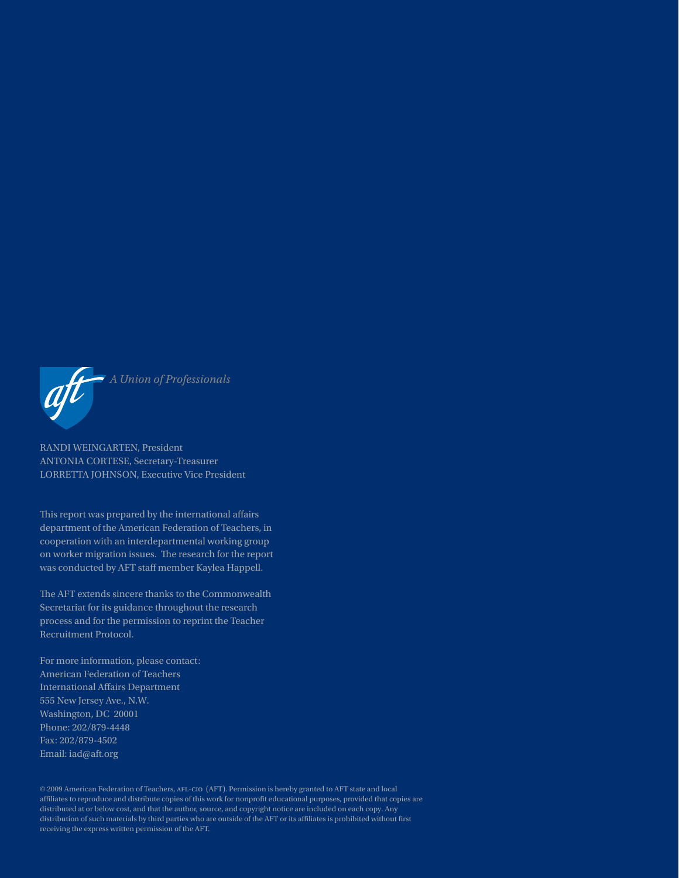*A Union of Professionals*

RANDI WEINGARTEN, President
ANTONIA CORTESE, Secretary-Treasurer
LORRETTA JOHNSON, Executive Vice President

This report was prepared by the international affairs department of the American Federation of Teachers, in cooperation with an interdepartmental working group on worker migration issues. The research for the report was conducted by AFT staff member Kaylea Happell.

The AFT extends sincere thanks to the Commonwealth Secretariat for its guidance throughout the research process and for the permission to reprint the Teacher Recruitment Protocol.

For more information, please contact:
American Federation of Teachers
International Affairs Department
555 New Jersey Ave., N.W.
Washington, DC 20001
Phone: 202/879-4448
Fax: 202/879-4502
Email: iad@aft.org

© 2009 American Federation of Teachers, AFL-CIO (AFT). Permission is hereby granted to AFT state and local affiliates to reproduce and distribute copies of this work for nonprofit educational purposes, provided that copies are distributed at or below cost, and that the author, source, and copyright notice are included on each copy. Any distribution of such materials by third parties who are outside of the AFT or its affiliates is prohibited without first receiving the express written permission of the AFT.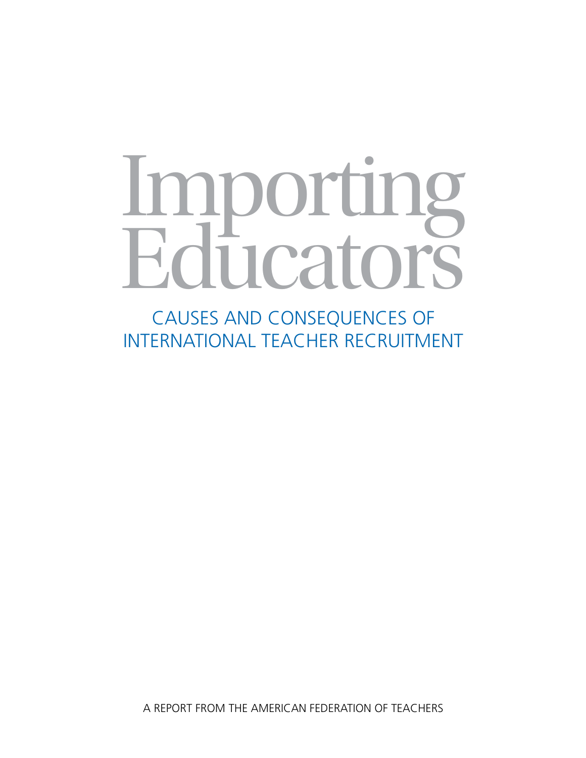# Importing Educators

## CAUSES AND CONSEQUENCES OF INTERNATIONAL TEACHER RECRUITMENT

A REPORT FROM THE AMERICAN FEDERATION OF TEACHERS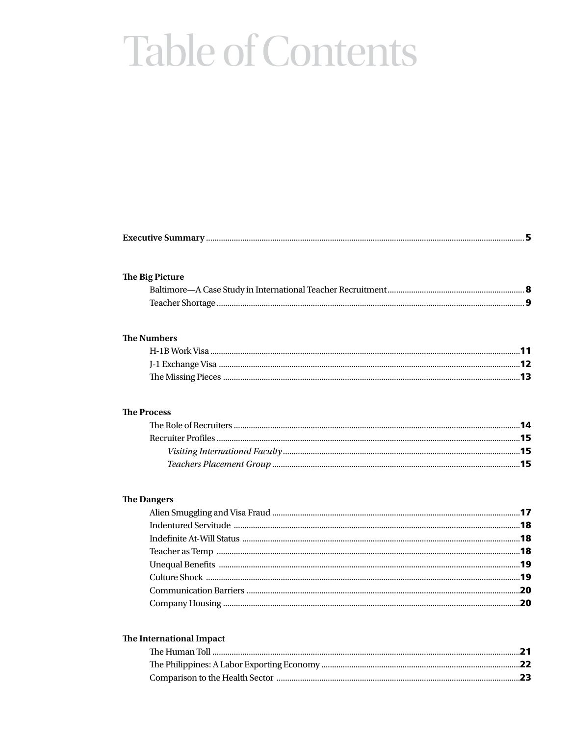# Table of Contents

**Executive Summary** .......... 5

**The Big Picture**

- Baltimore—A Case Study in International Teacher Recruitment .......... 8
- Teacher Shortage .......... 9

**The Numbers**

- H-1B Work Visa .......... 11
- J-1 Exchange Visa .......... 12
- The Missing Pieces .......... 13

**The Process**

- The Role of Recruiters .......... 14
- Recruiter Profiles .......... 15
  - *Visiting International Faculty* .......... 15
  - *Teachers Placement Group* .......... 15

**The Dangers**

- Alien Smuggling and Visa Fraud .......... 17
- Indentured Servitude .......... 18
- Indefinite At-Will Status .......... 18
- Teacher as Temp .......... 18
- Unequal Benefits .......... 19
- Culture Shock .......... 19
- Communication Barriers .......... 20
- Company Housing .......... 20

**The International Impact**

- The Human Toll .......... 21
- The Philippines: A Labor Exporting Economy .......... 22
- Comparison to the Health Sector .......... 23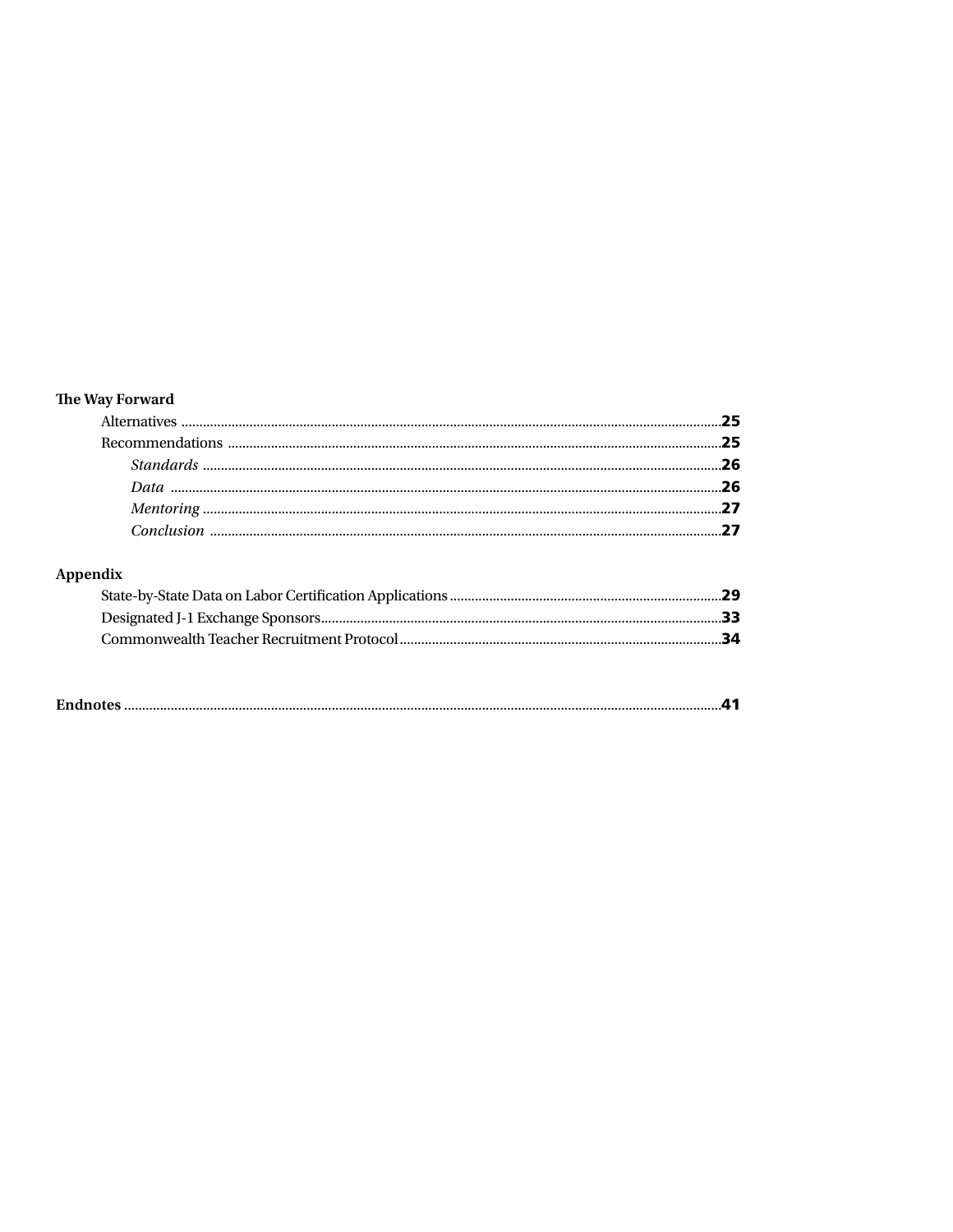**The Way Forward**

- Alternatives ........ **25**
- Recommendations ........ **25**
  - *Standards* ........ **26**
  - *Data* ........ **26**
  - *Mentoring* ........ **27**
  - *Conclusion* ........ **27**

**Appendix**

- State-by-State Data on Labor Certification Applications ........ **29**
- Designated J-1 Exchange Sponsors ........ **33**
- Commonwealth Teacher Recruitment Protocol ........ **34**

**Endnotes** ........ **41**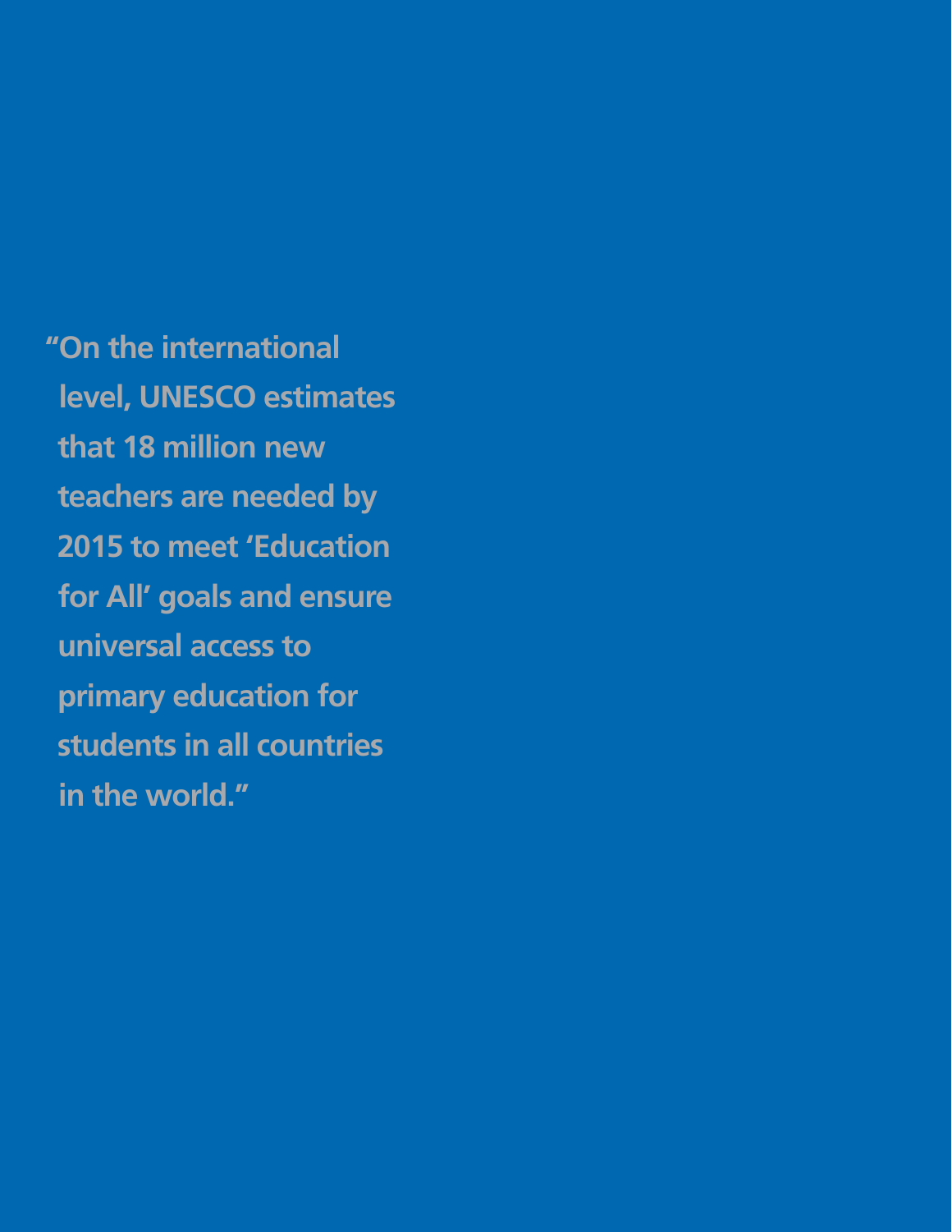**"On the international level, UNESCO estimates that 18 million new teachers are needed by 2015 to meet 'Education for All' goals and ensure universal access to primary education for students in all countries in the world."**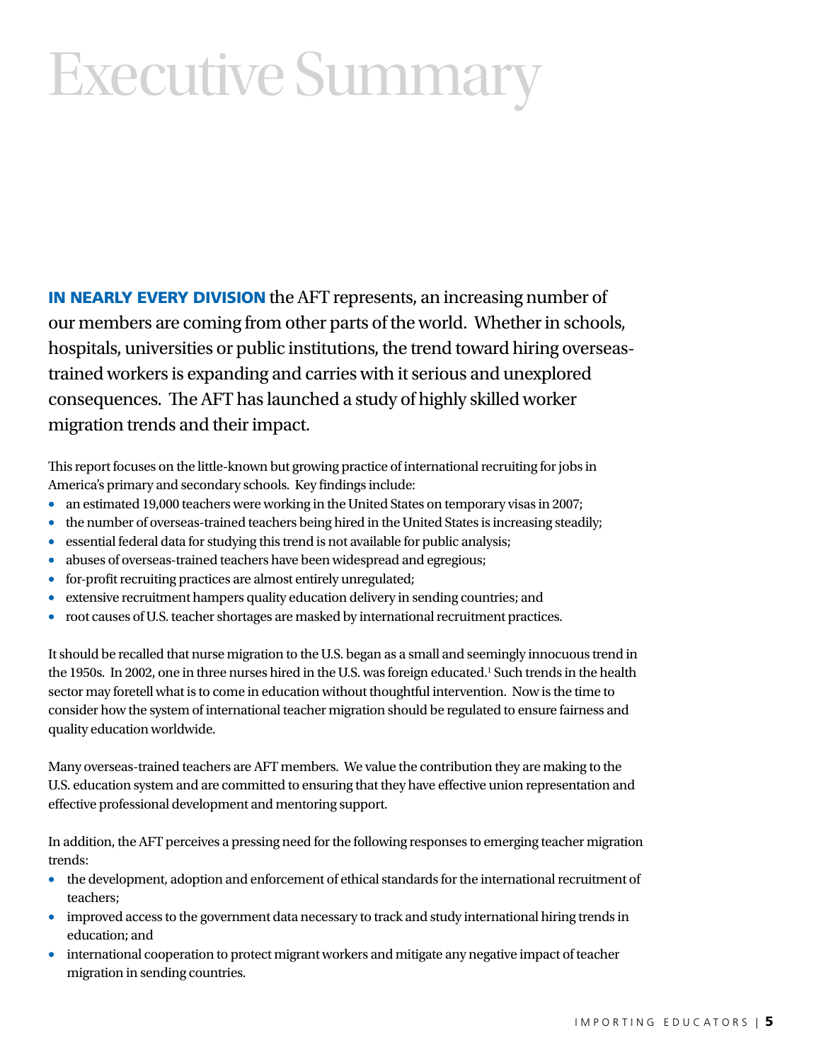# Executive Summary

**IN NEARLY EVERY DIVISION** the AFT represents, an increasing number of our members are coming from other parts of the world. Whether in schools, hospitals, universities or public institutions, the trend toward hiring overseas-trained workers is expanding and carries with it serious and unexplored consequences. The AFT has launched a study of highly skilled worker migration trends and their impact.

This report focuses on the little-known but growing practice of international recruiting for jobs in America's primary and secondary schools. Key findings include:

- an estimated 19,000 teachers were working in the United States on temporary visas in 2007;
- the number of overseas-trained teachers being hired in the United States is increasing steadily;
- essential federal data for studying this trend is not available for public analysis;
- abuses of overseas-trained teachers have been widespread and egregious;
- for-profit recruiting practices are almost entirely unregulated;
- extensive recruitment hampers quality education delivery in sending countries; and
- root causes of U.S. teacher shortages are masked by international recruitment practices.

It should be recalled that nurse migration to the U.S. began as a small and seemingly innocuous trend in the 1950s. In 2002, one in three nurses hired in the U.S. was foreign educated.[1] Such trends in the health sector may foretell what is to come in education without thoughtful intervention. Now is the time to consider how the system of international teacher migration should be regulated to ensure fairness and quality education worldwide.

Many overseas-trained teachers are AFT members. We value the contribution they are making to the U.S. education system and are committed to ensuring that they have effective union representation and effective professional development and mentoring support.

In addition, the AFT perceives a pressing need for the following responses to emerging teacher migration trends:

- the development, adoption and enforcement of ethical standards for the international recruitment of teachers;
- improved access to the government data necessary to track and study international hiring trends in education; and
- international cooperation to protect migrant workers and mitigate any negative impact of teacher migration in sending countries.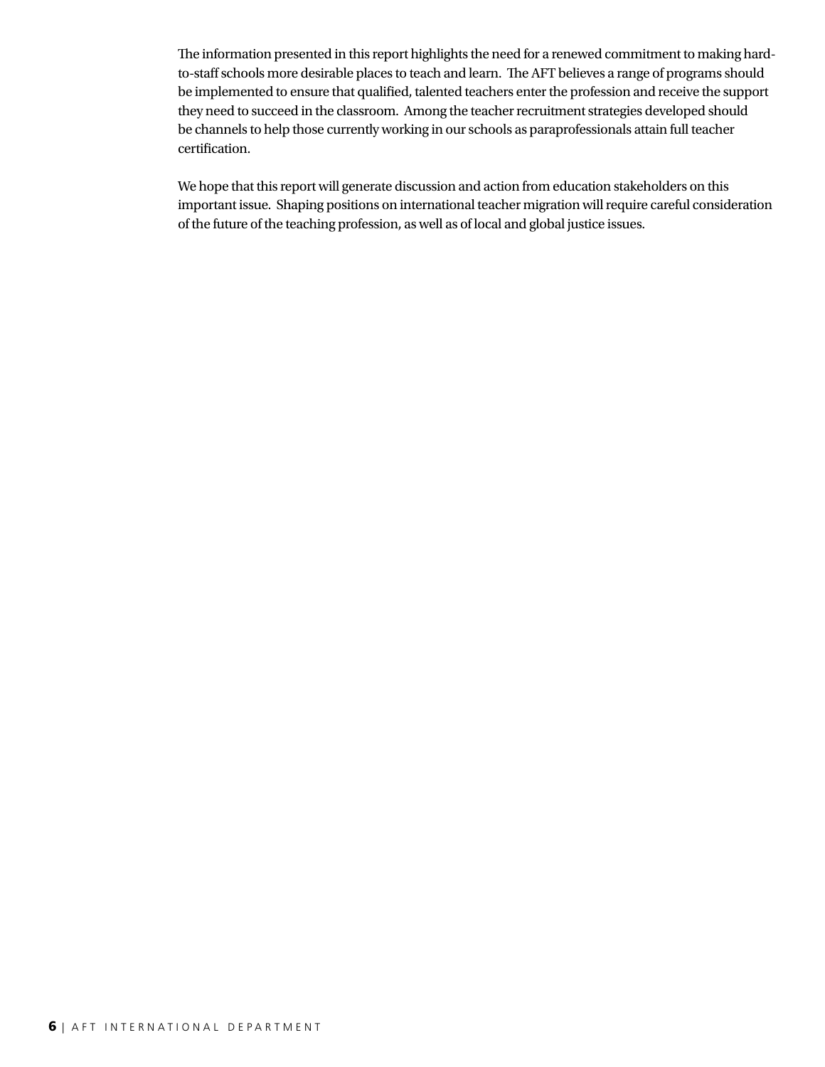The information presented in this report highlights the need for a renewed commitment to making hard-to-staff schools more desirable places to teach and learn. The AFT believes a range of programs should be implemented to ensure that qualified, talented teachers enter the profession and receive the support they need to succeed in the classroom. Among the teacher recruitment strategies developed should be channels to help those currently working in our schools as paraprofessionals attain full teacher certification.

We hope that this report will generate discussion and action from education stakeholders on this important issue. Shaping positions on international teacher migration will require careful consideration of the future of the teaching profession, as well as of local and global justice issues.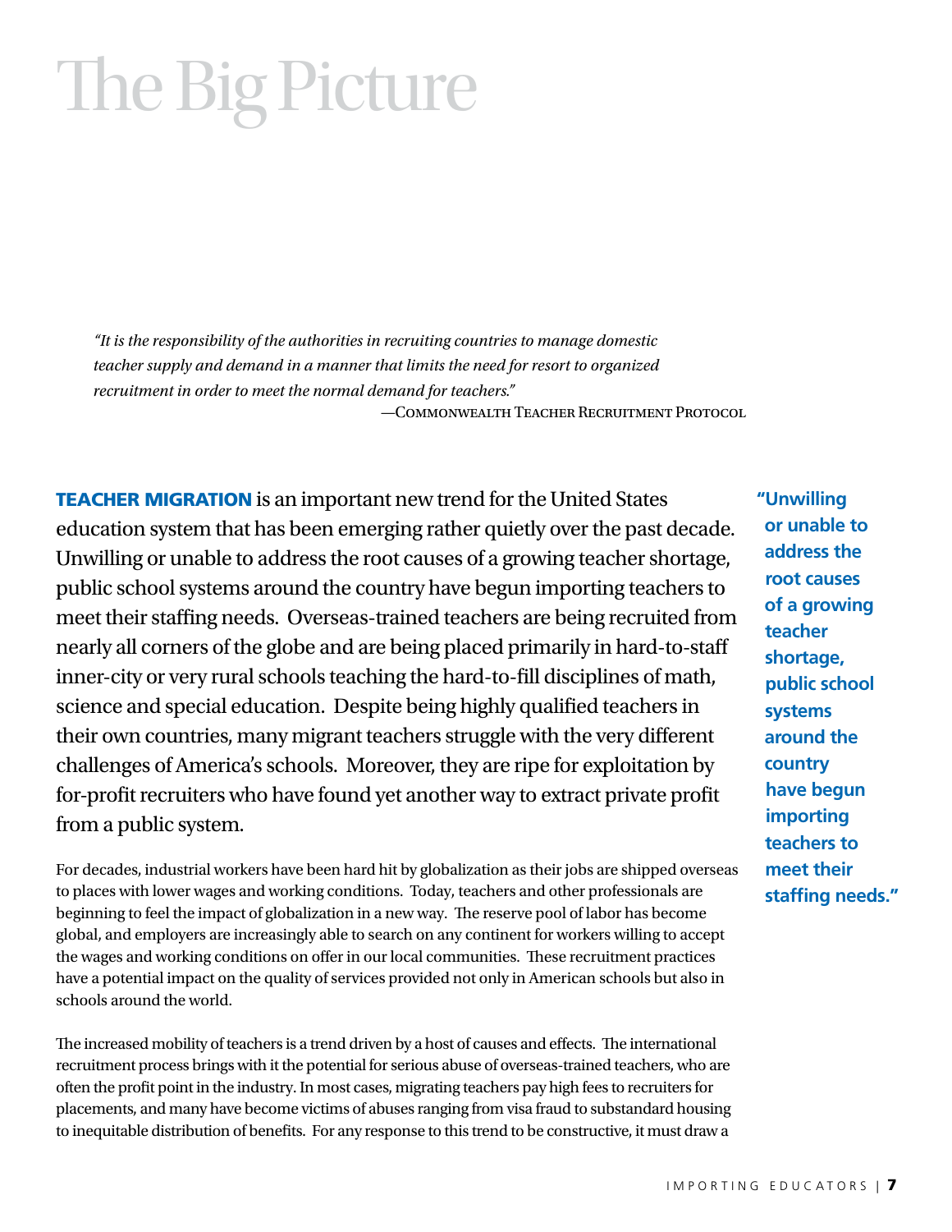# The Big Picture

> *"It is the responsibility of the authorities in recruiting countries to manage domestic teacher supply and demand in a manner that limits the need for resort to organized recruitment in order to meet the normal demand for teachers."*
>
> —Commonwealth Teacher Recruitment Protocol

**TEACHER MIGRATION** is an important new trend for the United States education system that has been emerging rather quietly over the past decade. Unwilling or unable to address the root causes of a growing teacher shortage, public school systems around the country have begun importing teachers to meet their staffing needs. Overseas-trained teachers are being recruited from nearly all corners of the globe and are being placed primarily in hard-to-staff inner-city or very rural schools teaching the hard-to-fill disciplines of math, science and special education. Despite being highly qualified teachers in their own countries, many migrant teachers struggle with the very different challenges of America's schools. Moreover, they are ripe for exploitation by for-profit recruiters who have found yet another way to extract private profit from a public system.

**"Unwilling or unable to address the root causes of a growing teacher shortage, public school systems around the country have begun importing teachers to meet their staffing needs."**

For decades, industrial workers have been hard hit by globalization as their jobs are shipped overseas to places with lower wages and working conditions. Today, teachers and other professionals are beginning to feel the impact of globalization in a new way. The reserve pool of labor has become global, and employers are increasingly able to search on any continent for workers willing to accept the wages and working conditions on offer in our local communities. These recruitment practices have a potential impact on the quality of services provided not only in American schools but also in schools around the world.

The increased mobility of teachers is a trend driven by a host of causes and effects. The international recruitment process brings with it the potential for serious abuse of overseas-trained teachers, who are often the profit point in the industry. In most cases, migrating teachers pay high fees to recruiters for placements, and many have become victims of abuses ranging from visa fraud to substandard housing to inequitable distribution of benefits. For any response to this trend to be constructive, it must draw a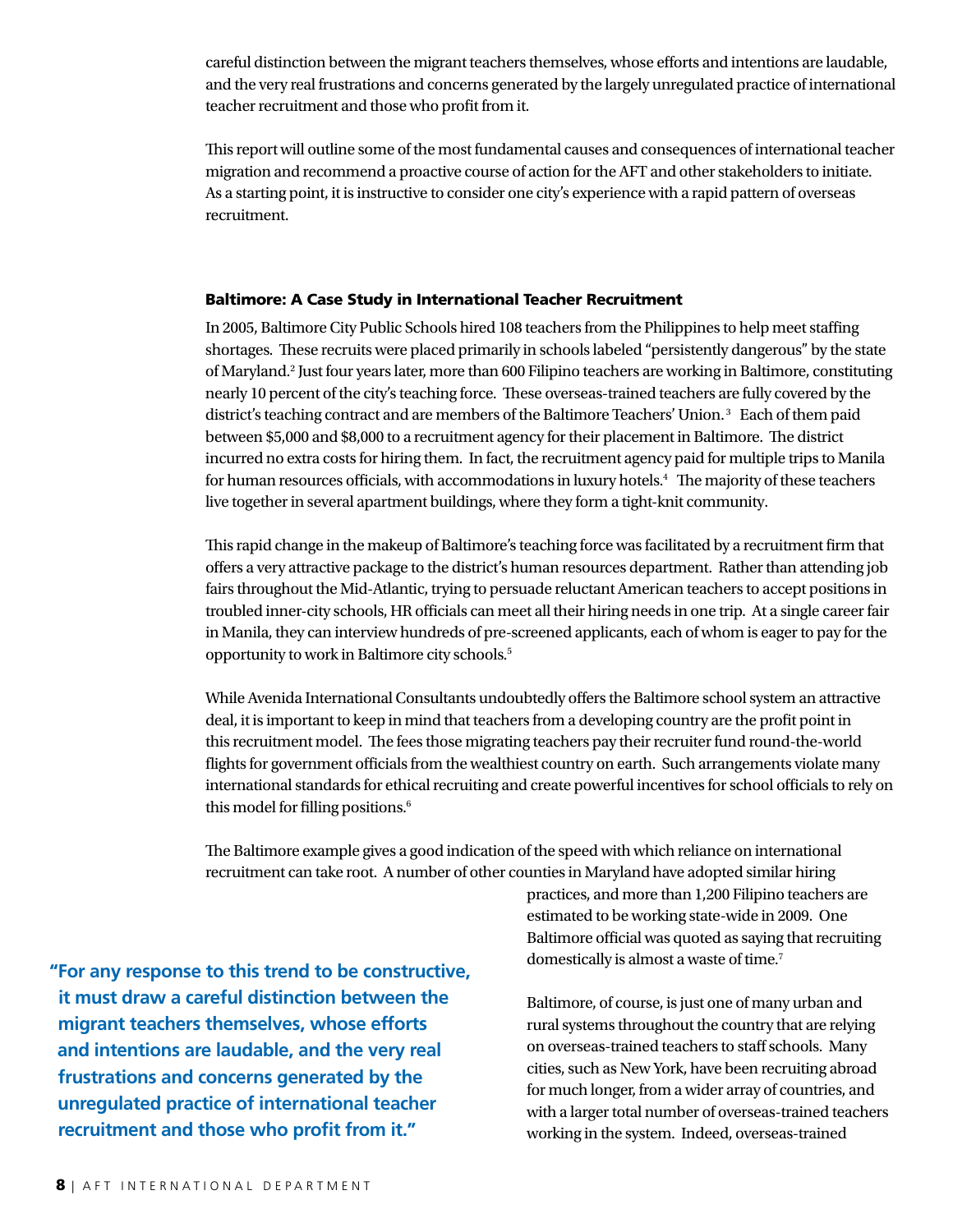careful distinction between the migrant teachers themselves, whose efforts and intentions are laudable, and the very real frustrations and concerns generated by the largely unregulated practice of international teacher recruitment and those who profit from it.

This report will outline some of the most fundamental causes and consequences of international teacher migration and recommend a proactive course of action for the AFT and other stakeholders to initiate. As a starting point, it is instructive to consider one city's experience with a rapid pattern of overseas recruitment.

### Baltimore: A Case Study in International Teacher Recruitment

In 2005, Baltimore City Public Schools hired 108 teachers from the Philippines to help meet staffing shortages. These recruits were placed primarily in schools labeled "persistently dangerous" by the state of Maryland.[2] Just four years later, more than 600 Filipino teachers are working in Baltimore, constituting nearly 10 percent of the city's teaching force. These overseas-trained teachers are fully covered by the district's teaching contract and are members of the Baltimore Teachers' Union.[3] Each of them paid between $5,000 and $8,000 to a recruitment agency for their placement in Baltimore. The district incurred no extra costs for hiring them. In fact, the recruitment agency paid for multiple trips to Manila for human resources officials, with accommodations in luxury hotels.[4] The majority of these teachers live together in several apartment buildings, where they form a tight-knit community.

This rapid change in the makeup of Baltimore's teaching force was facilitated by a recruitment firm that offers a very attractive package to the district's human resources department. Rather than attending job fairs throughout the Mid-Atlantic, trying to persuade reluctant American teachers to accept positions in troubled inner-city schools, HR officials can meet all their hiring needs in one trip. At a single career fair in Manila, they can interview hundreds of pre-screened applicants, each of whom is eager to pay for the opportunity to work in Baltimore city schools.[5]

While Avenida International Consultants undoubtedly offers the Baltimore school system an attractive deal, it is important to keep in mind that teachers from a developing country are the profit point in this recruitment model. The fees those migrating teachers pay their recruiter fund round-the-world flights for government officials from the wealthiest country on earth. Such arrangements violate many international standards for ethical recruiting and create powerful incentives for school officials to rely on this model for filling positions.[6]

The Baltimore example gives a good indication of the speed with which reliance on international recruitment can take root. A number of other counties in Maryland have adopted similar hiring practices, and more than 1,200 Filipino teachers are estimated to be working state-wide in 2009. One Baltimore official was quoted as saying that recruiting domestically is almost a waste of time.[7]

> **"For any response to this trend to be constructive, it must draw a careful distinction between the migrant teachers themselves, whose efforts and intentions are laudable, and the very real frustrations and concerns generated by the unregulated practice of international teacher recruitment and those who profit from it."**

Baltimore, of course, is just one of many urban and rural systems throughout the country that are relying on overseas-trained teachers to staff schools. Many cities, such as New York, have been recruiting abroad for much longer, from a wider array of countries, and with a larger total number of overseas-trained teachers working in the system. Indeed, overseas-trained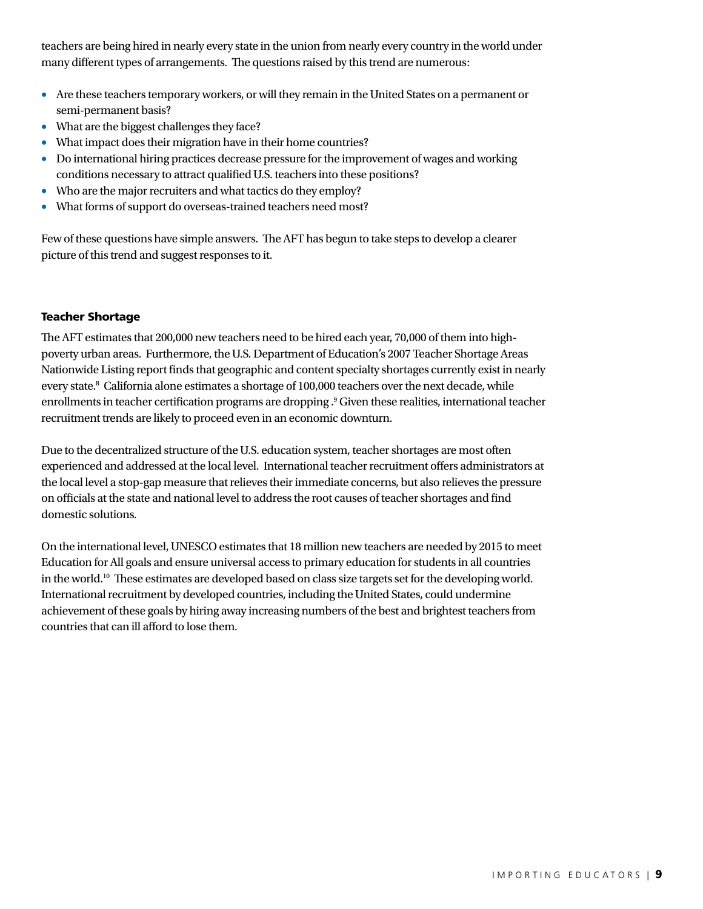teachers are being hired in nearly every state in the union from nearly every country in the world under many different types of arrangements. The questions raised by this trend are numerous:

- Are these teachers temporary workers, or will they remain in the United States on a permanent or semi-permanent basis?
- What are the biggest challenges they face?
- What impact does their migration have in their home countries?
- Do international hiring practices decrease pressure for the improvement of wages and working conditions necessary to attract qualified U.S. teachers into these positions?
- Who are the major recruiters and what tactics do they employ?
- What forms of support do overseas-trained teachers need most?

Few of these questions have simple answers. The AFT has begun to take steps to develop a clearer picture of this trend and suggest responses to it.

### Teacher Shortage

The AFT estimates that 200,000 new teachers need to be hired each year, 70,000 of them into high-poverty urban areas. Furthermore, the U.S. Department of Education's 2007 Teacher Shortage Areas Nationwide Listing report finds that geographic and content specialty shortages currently exist in nearly every state.[8] California alone estimates a shortage of 100,000 teachers over the next decade, while enrollments in teacher certification programs are dropping .[9] Given these realities, international teacher recruitment trends are likely to proceed even in an economic downturn.

Due to the decentralized structure of the U.S. education system, teacher shortages are most often experienced and addressed at the local level. International teacher recruitment offers administrators at the local level a stop-gap measure that relieves their immediate concerns, but also relieves the pressure on officials at the state and national level to address the root causes of teacher shortages and find domestic solutions.

On the international level, UNESCO estimates that 18 million new teachers are needed by 2015 to meet Education for All goals and ensure universal access to primary education for students in all countries in the world.[10] These estimates are developed based on class size targets set for the developing world. International recruitment by developed countries, including the United States, could undermine achievement of these goals by hiring away increasing numbers of the best and brightest teachers from countries that can ill afford to lose them.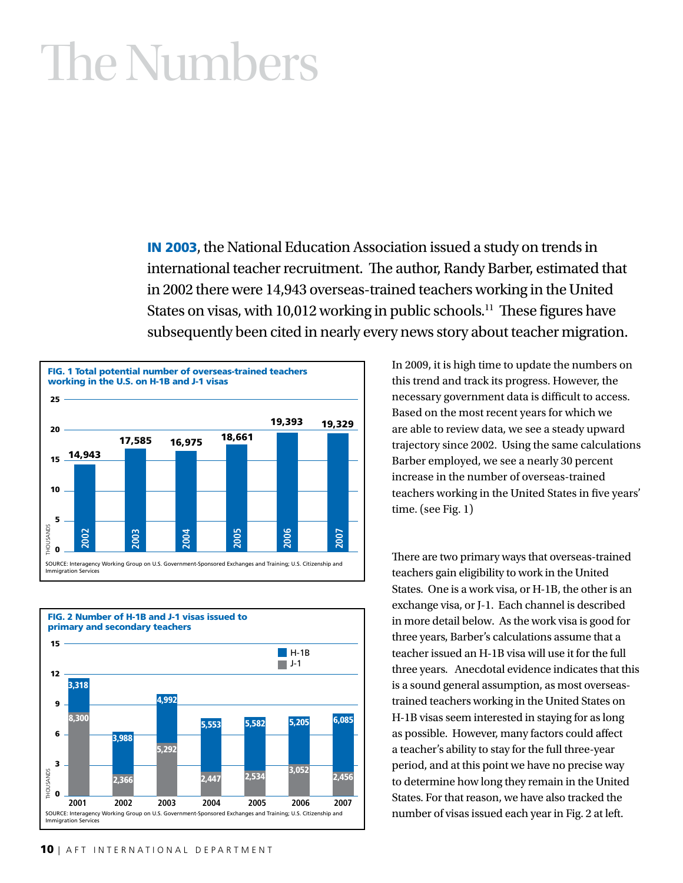# The Numbers

**IN 2003**, the National Education Association issued a study on trends in international teacher recruitment. The author, Randy Barber, estimated that in 2002 there were 14,943 overseas-trained teachers working in the United States on visas, with 10,012 working in public schools.[11] These figures have subsequently been cited in nearly every news story about teacher migration.

**FIG. 1 Total potential number of overseas-trained teachers working in the U.S. on H-1B and J-1 visas**

| Year | Total (thousands) |
|---|---|
| 2002 | 14,943 |
| 2003 | 17,585 |
| 2004 | 16,975 |
| 2005 | 18,661 |
| 2006 | 19,393 |
| 2007 | 19,329 |

SOURCE: Interagency Working Group on U.S. Government-Sponsored Exchanges and Training; U.S. Citizenship and Immigration Services

**FIG. 2 Number of H-1B and J-1 visas issued to primary and secondary teachers**

| Year | H-1B | J-1 |
|---|---|---|
| 2001 | 3,318 | 8,300 |
| 2002 | 3,988 | 2,366 |
| 2003 | 4,992 | 5,292 |
| 2004 | 5,553 | 2,447 |
| 2005 | 5,582 | 2,534 |
| 2006 | 5,205 | 3,052 |
| 2007 | 6,085 | 2,456 |

SOURCE: Interagency Working Group on U.S. Government-Sponsored Exchanges and Training; U.S. Citizenship and Immigration Services

In 2009, it is high time to update the numbers on this trend and track its progress. However, the necessary government data is difficult to access. Based on the most recent years for which we are able to review data, we see a steady upward trajectory since 2002. Using the same calculations Barber employed, we see a nearly 30 percent increase in the number of overseas-trained teachers working in the United States in five years' time. (see Fig. 1)

There are two primary ways that overseas-trained teachers gain eligibility to work in the United States. One is a work visa, or H-1B, the other is an exchange visa, or J-1. Each channel is described in more detail below. As the work visa is good for three years, Barber's calculations assume that a teacher issued an H-1B visa will use it for the full three years. Anecdotal evidence indicates that this is a sound general assumption, as most overseas-trained teachers working in the United States on H-1B visas seem interested in staying for as long as possible. However, many factors could affect a teacher's ability to stay for the full three-year period, and at this point we have no precise way to determine how long they remain in the United States. For that reason, we have also tracked the number of visas issued each year in Fig. 2 at left.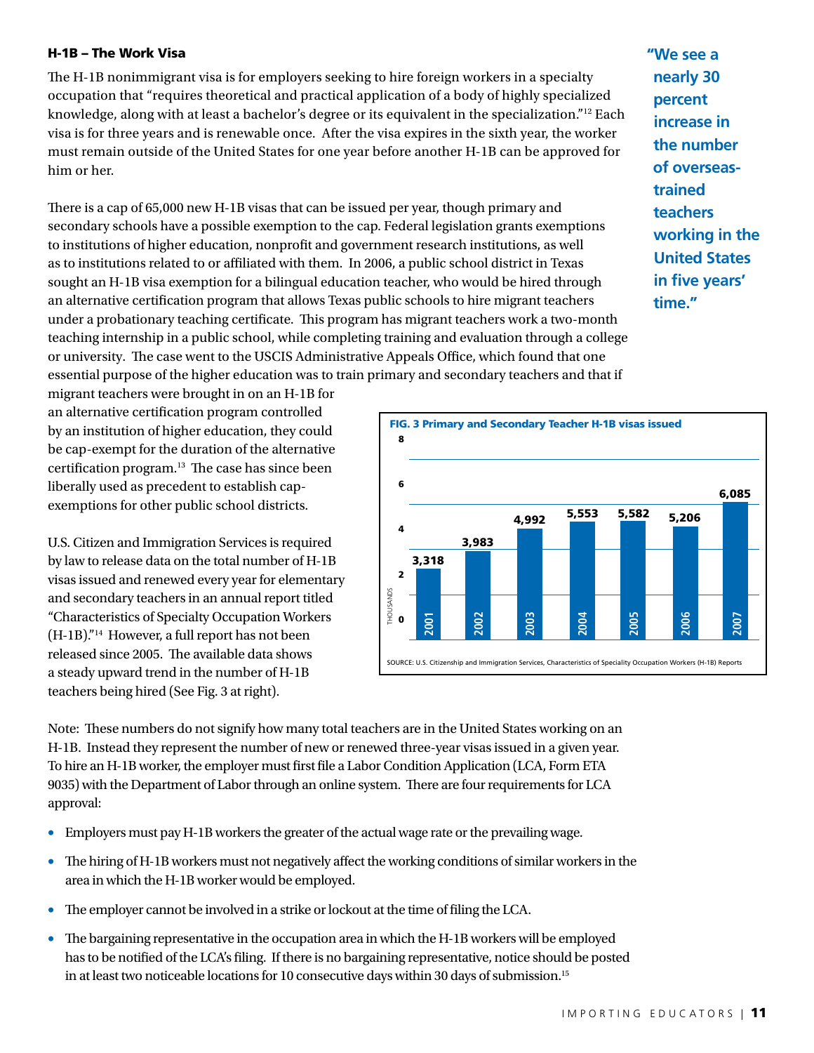### H-1B – The Work Visa

The H-1B nonimmigrant visa is for employers seeking to hire foreign workers in a specialty occupation that "requires theoretical and practical application of a body of highly specialized knowledge, along with at least a bachelor's degree or its equivalent in the specialization."[12] Each visa is for three years and is renewable once. After the visa expires in the sixth year, the worker must remain outside of the United States for one year before another H-1B can be approved for him or her.

**"We see a nearly 30 percent increase in the number of overseas-trained teachers working in the United States in five years' time."**

There is a cap of 65,000 new H-1B visas that can be issued per year, though primary and secondary schools have a possible exemption to the cap. Federal legislation grants exemptions to institutions of higher education, nonprofit and government research institutions, as well as to institutions related to or affiliated with them. In 2006, a public school district in Texas sought an H-1B visa exemption for a bilingual education teacher, who would be hired through an alternative certification program that allows Texas public schools to hire migrant teachers under a probationary teaching certificate. This program has migrant teachers work a two-month teaching internship in a public school, while completing training and evaluation through a college or university. The case went to the USCIS Administrative Appeals Office, which found that one essential purpose of the higher education was to train primary and secondary teachers and that if migrant teachers were brought in on an H-1B for an alternative certification program controlled by an institution of higher education, they could be cap-exempt for the duration of the alternative certification program.[13] The case has since been liberally used as precedent to establish cap-exemptions for other public school districts.

U.S. Citizen and Immigration Services is required by law to release data on the total number of H-1B visas issued and renewed every year for elementary and secondary teachers in an annual report titled "Characteristics of Specialty Occupation Workers (H-1B)."[14] However, a full report has not been released since 2005. The available data shows a steady upward trend in the number of H-1B teachers being hired (See Fig. 3 at right).

**FIG. 3 Primary and Secondary Teacher H-1B visas issued**

| Year | Visas issued |
|---|---|
| 2001 | 3,318 |
| 2002 | 3,983 |
| 2003 | 4,992 |
| 2004 | 5,553 |
| 2005 | 5,582 |
| 2006 | 5,206 |
| 2007 | 6,085 |

SOURCE: U.S. Citizenship and Immigration Services, Characteristics of Speciality Occupation Workers (H-1B) Reports

Note: These numbers do not signify how many total teachers are in the United States working on an H-1B. Instead they represent the number of new or renewed three-year visas issued in a given year. To hire an H-1B worker, the employer must first file a Labor Condition Application (LCA, Form ETA 9035) with the Department of Labor through an online system. There are four requirements for LCA approval:

- Employers must pay H-1B workers the greater of the actual wage rate or the prevailing wage.
- The hiring of H-1B workers must not negatively affect the working conditions of similar workers in the area in which the H-1B worker would be employed.
- The employer cannot be involved in a strike or lockout at the time of filing the LCA.
- The bargaining representative in the occupation area in which the H-1B workers will be employed has to be notified of the LCA's filing. If there is no bargaining representative, notice should be posted in at least two noticeable locations for 10 consecutive days within 30 days of submission.[15]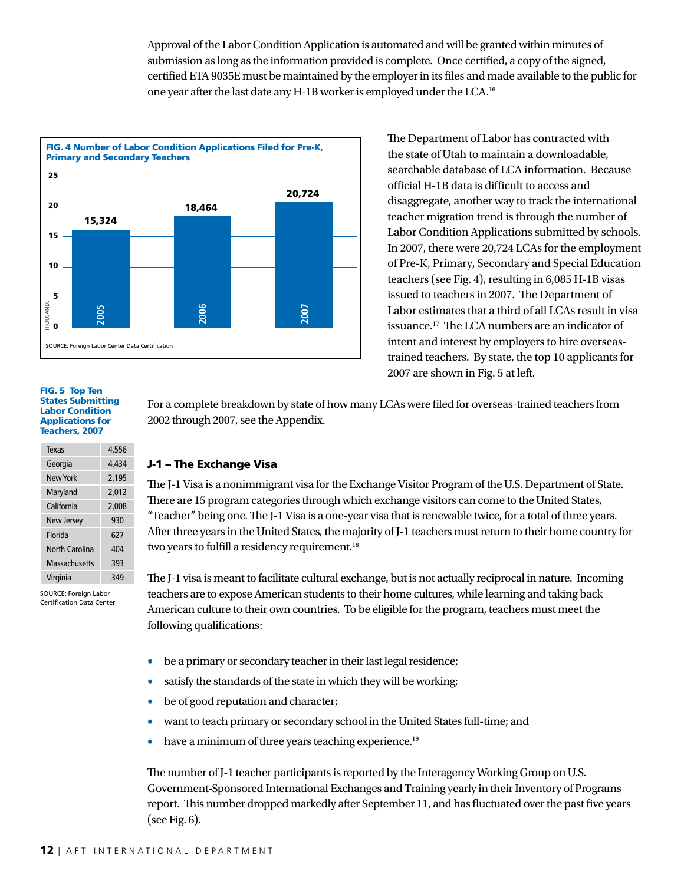Approval of the Labor Condition Application is automated and will be granted within minutes of submission as long as the information provided is complete. Once certified, a copy of the signed, certified ETA 9035E must be maintained by the employer in its files and made available to the public for one year after the last date any H-1B worker is employed under the LCA.[16]

**FIG. 4 Number of Labor Condition Applications Filed for Pre-K, Primary and Secondary Teachers**

| Year | LCAs (thousands) |
|---|---|
| 2005 | 15,324 |
| 2006 | 18,464 |
| 2007 | 20,724 |

SOURCE: Foreign Labor Center Data Certification

The Department of Labor has contracted with the state of Utah to maintain a downloadable, searchable database of LCA information. Because official H-1B data is difficult to access and disaggregate, another way to track the international teacher migration trend is through the number of Labor Condition Applications submitted by schools. In 2007, there were 20,724 LCAs for the employment of Pre-K, Primary, Secondary and Special Education teachers (see Fig. 4), resulting in 6,085 H-1B visas issued to teachers in 2007. The Department of Labor estimates that a third of all LCAs result in visa issuance.[17] The LCA numbers are an indicator of intent and interest by employers to hire overseas-trained teachers. By state, the top 10 applicants for 2007 are shown in Fig. 5 at left.

**FIG. 5 Top Ten States Submitting Labor Condition Applications for Teachers, 2007**

| State | LCAs |
|---|---|
| Texas | 4,556 |
| Georgia | 4,434 |
| New York | 2,195 |
| Maryland | 2,012 |
| California | 2,008 |
| New Jersey | 930 |
| Florida | 627 |
| North Carolina | 404 |
| Massachusetts | 393 |
| Virginia | 349 |

SOURCE: Foreign Labor Certification Data Center

For a complete breakdown by state of how many LCAs were filed for overseas-trained teachers from 2002 through 2007, see the Appendix.

## J-1 – The Exchange Visa

The J-1 Visa is a nonimmigrant visa for the Exchange Visitor Program of the U.S. Department of State. There are 15 program categories through which exchange visitors can come to the United States, "Teacher" being one. The J-1 Visa is a one-year visa that is renewable twice, for a total of three years. After three years in the United States, the majority of J-1 teachers must return to their home country for two years to fulfill a residency requirement.[18]

The J-1 visa is meant to facilitate cultural exchange, but is not actually reciprocal in nature. Incoming teachers are to expose American students to their home cultures, while learning and taking back American culture to their own countries. To be eligible for the program, teachers must meet the following qualifications:

- be a primary or secondary teacher in their last legal residence;
- satisfy the standards of the state in which they will be working;
- be of good reputation and character;
- want to teach primary or secondary school in the United States full-time; and
- have a minimum of three years teaching experience.[19]

The number of J-1 teacher participants is reported by the Interagency Working Group on U.S. Government-Sponsored International Exchanges and Training yearly in their Inventory of Programs report. This number dropped markedly after September 11, and has fluctuated over the past five years (see Fig. 6).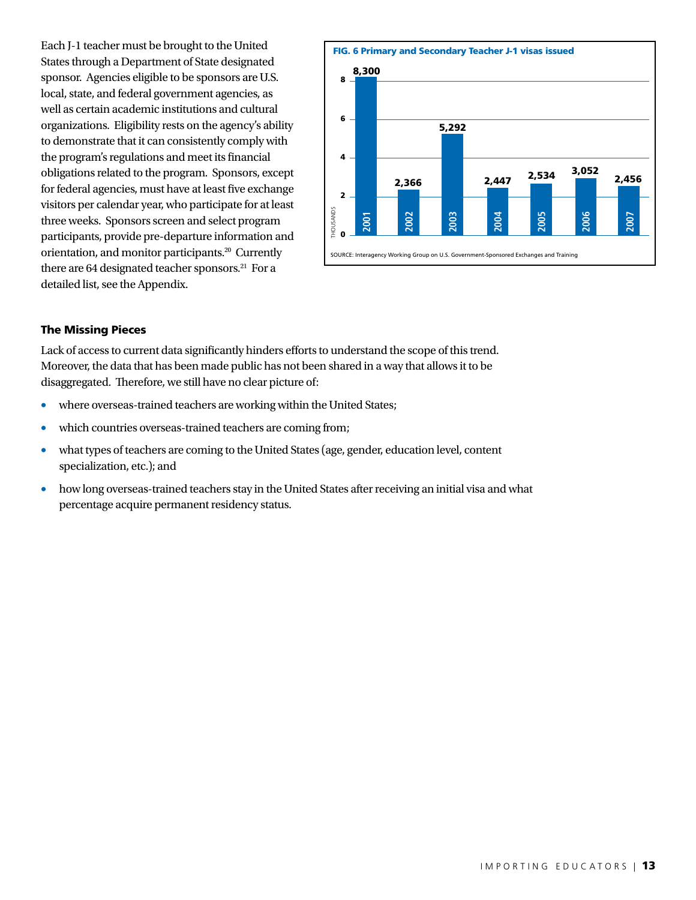Each J-1 teacher must be brought to the United States through a Department of State designated sponsor. Agencies eligible to be sponsors are U.S. local, state, and federal government agencies, as well as certain academic institutions and cultural organizations. Eligibility rests on the agency's ability to demonstrate that it can consistently comply with the program's regulations and meet its financial obligations related to the program. Sponsors, except for federal agencies, must have at least five exchange visitors per calendar year, who participate for at least three weeks. Sponsors screen and select program participants, provide pre-departure information and orientation, and monitor participants.[20] Currently there are 64 designated teacher sponsors.[21] For a detailed list, see the Appendix.

**FIG. 6 Primary and Secondary Teacher J-1 visas issued**

| Year | Visas issued |
|---|---|
| 2001 | 8,300 |
| 2002 | 2,366 |
| 2003 | 5,292 |
| 2004 | 2,447 |
| 2005 | 2,534 |
| 2006 | 3,052 |
| 2007 | 2,456 |

SOURCE: Interagency Working Group on U.S. Government-Sponsored Exchanges and Training

### The Missing Pieces

Lack of access to current data significantly hinders efforts to understand the scope of this trend. Moreover, the data that has been made public has not been shared in a way that allows it to be disaggregated. Therefore, we still have no clear picture of:

- where overseas-trained teachers are working within the United States;
- which countries overseas-trained teachers are coming from;
- what types of teachers are coming to the United States (age, gender, education level, content specialization, etc.); and
- how long overseas-trained teachers stay in the United States after receiving an initial visa and what percentage acquire permanent residency status.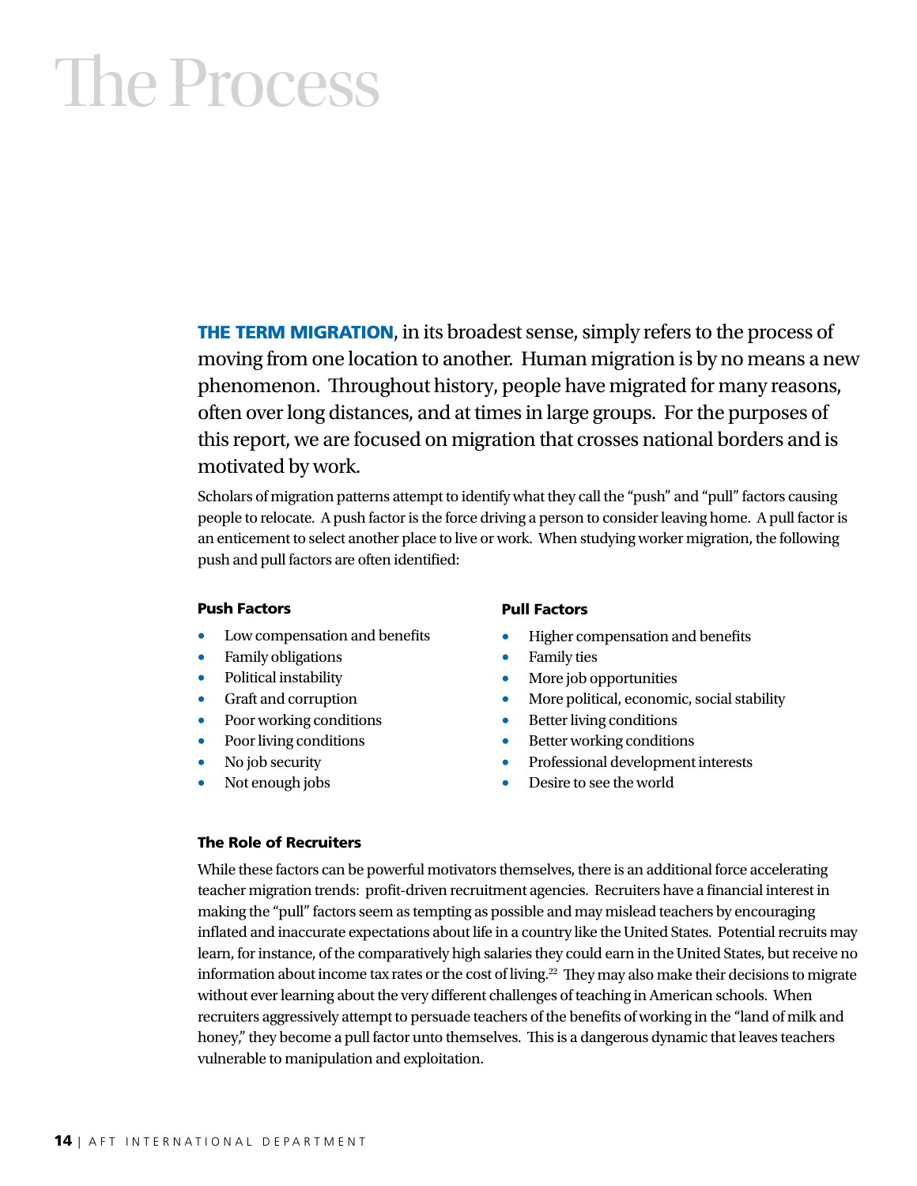# The Process

**THE TERM MIGRATION**, in its broadest sense, simply refers to the process of moving from one location to another. Human migration is by no means a new phenomenon. Throughout history, people have migrated for many reasons, often over long distances, and at times in large groups. For the purposes of this report, we are focused on migration that crosses national borders and is motivated by work.

Scholars of migration patterns attempt to identify what they call the "push" and "pull" factors causing people to relocate. A push factor is the force driving a person to consider leaving home. A pull factor is an enticement to select another place to live or work. When studying worker migration, the following push and pull factors are often identified:

**Push Factors**

- Low compensation and benefits
- Family obligations
- Political instability
- Graft and corruption
- Poor working conditions
- Poor living conditions
- No job security
- Not enough jobs

**Pull Factors**

- Higher compensation and benefits
- Family ties
- More job opportunities
- More political, economic, social stability
- Better living conditions
- Better working conditions
- Professional development interests
- Desire to see the world

### The Role of Recruiters

While these factors can be powerful motivators themselves, there is an additional force accelerating teacher migration trends: profit-driven recruitment agencies. Recruiters have a financial interest in making the "pull" factors seem as tempting as possible and may mislead teachers by encouraging inflated and inaccurate expectations about life in a country like the United States. Potential recruits may learn, for instance, of the comparatively high salaries they could earn in the United States, but receive no information about income tax rates or the cost of living.[22] They may also make their decisions to migrate without ever learning about the very different challenges of teaching in American schools. When recruiters aggressively attempt to persuade teachers of the benefits of working in the "land of milk and honey," they become a pull factor unto themselves. This is a dangerous dynamic that leaves teachers vulnerable to manipulation and exploitation.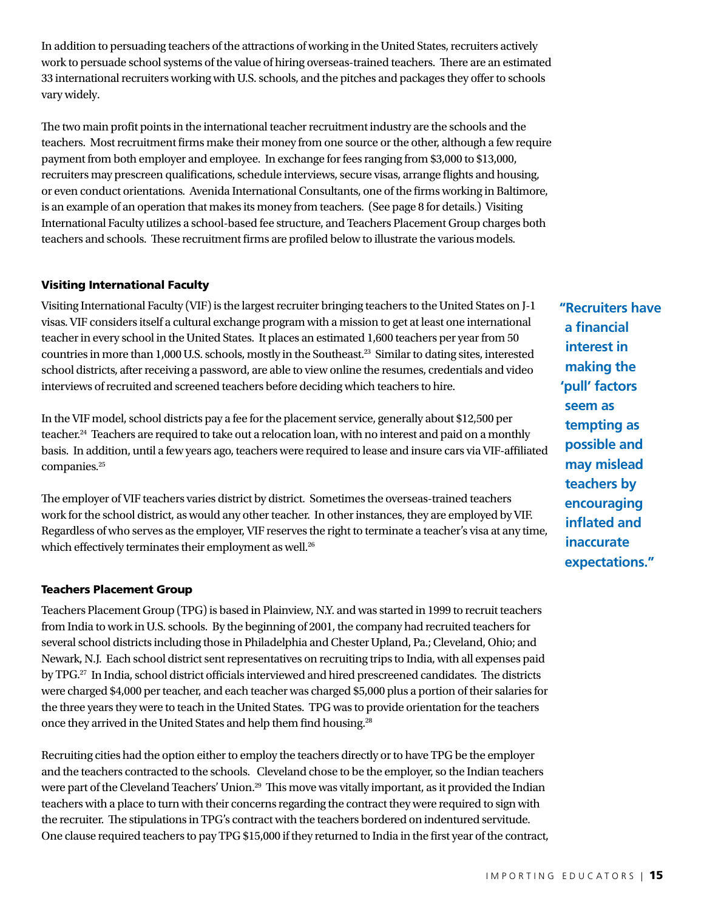In addition to persuading teachers of the attractions of working in the United States, recruiters actively work to persuade school systems of the value of hiring overseas-trained teachers. There are an estimated 33 international recruiters working with U.S. schools, and the pitches and packages they offer to schools vary widely.

The two main profit points in the international teacher recruitment industry are the schools and the teachers. Most recruitment firms make their money from one source or the other, although a few require payment from both employer and employee. In exchange for fees ranging from $3,000 to $13,000, recruiters may prescreen qualifications, schedule interviews, secure visas, arrange flights and housing, or even conduct orientations. Avenida International Consultants, one of the firms working in Baltimore, is an example of an operation that makes its money from teachers. (See page 8 for details.) Visiting International Faculty utilizes a school-based fee structure, and Teachers Placement Group charges both teachers and schools. These recruitment firms are profiled below to illustrate the various models.

### Visiting International Faculty

Visiting International Faculty (VIF) is the largest recruiter bringing teachers to the United States on J-1 visas. VIF considers itself a cultural exchange program with a mission to get at least one international teacher in every school in the United States. It places an estimated 1,600 teachers per year from 50 countries in more than 1,000 U.S. schools, mostly in the Southeast.[23] Similar to dating sites, interested school districts, after receiving a password, are able to view online the resumes, credentials and video interviews of recruited and screened teachers before deciding which teachers to hire.

**"Recruiters have a financial interest in making the 'pull' factors seem as tempting as possible and may mislead teachers by encouraging inflated and inaccurate expectations."**

In the VIF model, school districts pay a fee for the placement service, generally about $12,500 per teacher.[24] Teachers are required to take out a relocation loan, with no interest and paid on a monthly basis. In addition, until a few years ago, teachers were required to lease and insure cars via VIF-affiliated companies.[25]

The employer of VIF teachers varies district by district. Sometimes the overseas-trained teachers work for the school district, as would any other teacher. In other instances, they are employed by VIF. Regardless of who serves as the employer, VIF reserves the right to terminate a teacher's visa at any time, which effectively terminates their employment as well.[26]

### Teachers Placement Group

Teachers Placement Group (TPG) is based in Plainview, N.Y. and was started in 1999 to recruit teachers from India to work in U.S. schools. By the beginning of 2001, the company had recruited teachers for several school districts including those in Philadelphia and Chester Upland, Pa.; Cleveland, Ohio; and Newark, N.J. Each school district sent representatives on recruiting trips to India, with all expenses paid by TPG.[27] In India, school district officials interviewed and hired prescreened candidates. The districts were charged $4,000 per teacher, and each teacher was charged $5,000 plus a portion of their salaries for the three years they were to teach in the United States. TPG was to provide orientation for the teachers once they arrived in the United States and help them find housing.[28]

Recruiting cities had the option either to employ the teachers directly or to have TPG be the employer and the teachers contracted to the schools. Cleveland chose to be the employer, so the Indian teachers were part of the Cleveland Teachers' Union.[29] This move was vitally important, as it provided the Indian teachers with a place to turn with their concerns regarding the contract they were required to sign with the recruiter. The stipulations in TPG's contract with the teachers bordered on indentured servitude. One clause required teachers to pay TPG $15,000 if they returned to India in the first year of the contract,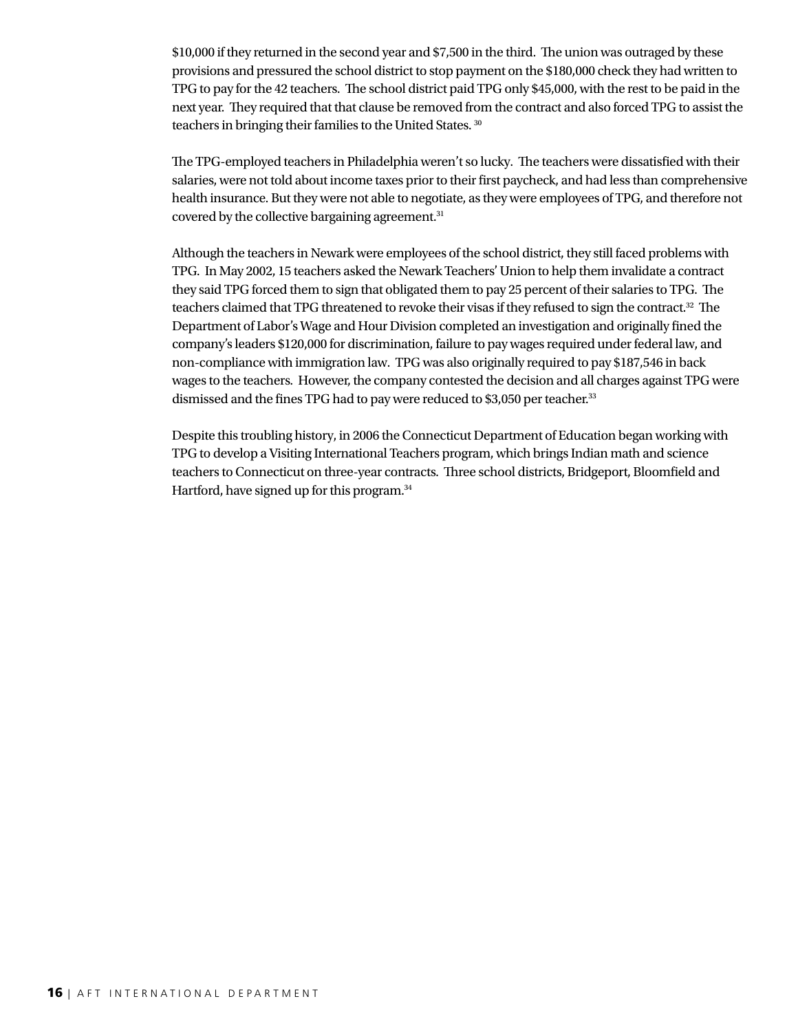$10,000 if they returned in the second year and $7,500 in the third. The union was outraged by these provisions and pressured the school district to stop payment on the $180,000 check they had written to TPG to pay for the 42 teachers. The school district paid TPG only $45,000, with the rest to be paid in the next year. They required that that clause be removed from the contract and also forced TPG to assist the teachers in bringing their families to the United States. [30]

The TPG-employed teachers in Philadelphia weren't so lucky. The teachers were dissatisfied with their salaries, were not told about income taxes prior to their first paycheck, and had less than comprehensive health insurance. But they were not able to negotiate, as they were employees of TPG, and therefore not covered by the collective bargaining agreement.[31]

Although the teachers in Newark were employees of the school district, they still faced problems with TPG. In May 2002, 15 teachers asked the Newark Teachers' Union to help them invalidate a contract they said TPG forced them to sign that obligated them to pay 25 percent of their salaries to TPG. The teachers claimed that TPG threatened to revoke their visas if they refused to sign the contract.[32] The Department of Labor's Wage and Hour Division completed an investigation and originally fined the company's leaders $120,000 for discrimination, failure to pay wages required under federal law, and non-compliance with immigration law. TPG was also originally required to pay $187,546 in back wages to the teachers. However, the company contested the decision and all charges against TPG were dismissed and the fines TPG had to pay were reduced to $3,050 per teacher.[33]

Despite this troubling history, in 2006 the Connecticut Department of Education began working with TPG to develop a Visiting International Teachers program, which brings Indian math and science teachers to Connecticut on three-year contracts. Three school districts, Bridgeport, Bloomfield and Hartford, have signed up for this program.[34]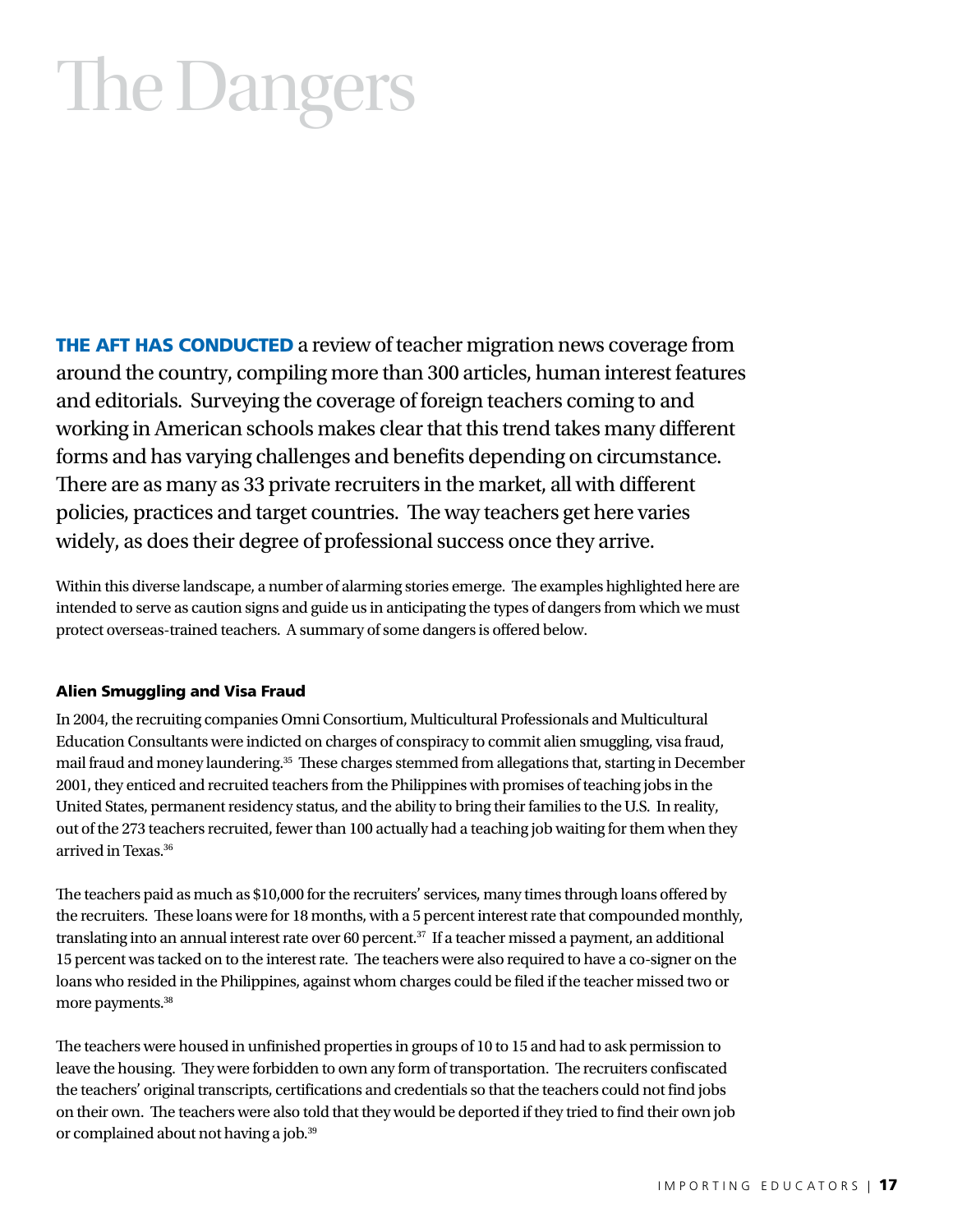# The Dangers

**THE AFT HAS CONDUCTED** a review of teacher migration news coverage from around the country, compiling more than 300 articles, human interest features and editorials. Surveying the coverage of foreign teachers coming to and working in American schools makes clear that this trend takes many different forms and has varying challenges and benefits depending on circumstance. There are as many as 33 private recruiters in the market, all with different policies, practices and target countries. The way teachers get here varies widely, as does their degree of professional success once they arrive.

Within this diverse landscape, a number of alarming stories emerge. The examples highlighted here are intended to serve as caution signs and guide us in anticipating the types of dangers from which we must protect overseas-trained teachers. A summary of some dangers is offered below.

### Alien Smuggling and Visa Fraud

In 2004, the recruiting companies Omni Consortium, Multicultural Professionals and Multicultural Education Consultants were indicted on charges of conspiracy to commit alien smuggling, visa fraud, mail fraud and money laundering.[35] These charges stemmed from allegations that, starting in December 2001, they enticed and recruited teachers from the Philippines with promises of teaching jobs in the United States, permanent residency status, and the ability to bring their families to the U.S. In reality, out of the 273 teachers recruited, fewer than 100 actually had a teaching job waiting for them when they arrived in Texas.[36]

The teachers paid as much as $10,000 for the recruiters' services, many times through loans offered by the recruiters. These loans were for 18 months, with a 5 percent interest rate that compounded monthly, translating into an annual interest rate over 60 percent.[37] If a teacher missed a payment, an additional 15 percent was tacked on to the interest rate. The teachers were also required to have a co-signer on the loans who resided in the Philippines, against whom charges could be filed if the teacher missed two or more payments.[38]

The teachers were housed in unfinished properties in groups of 10 to 15 and had to ask permission to leave the housing. They were forbidden to own any form of transportation. The recruiters confiscated the teachers' original transcripts, certifications and credentials so that the teachers could not find jobs on their own. The teachers were also told that they would be deported if they tried to find their own job or complained about not having a job.[39]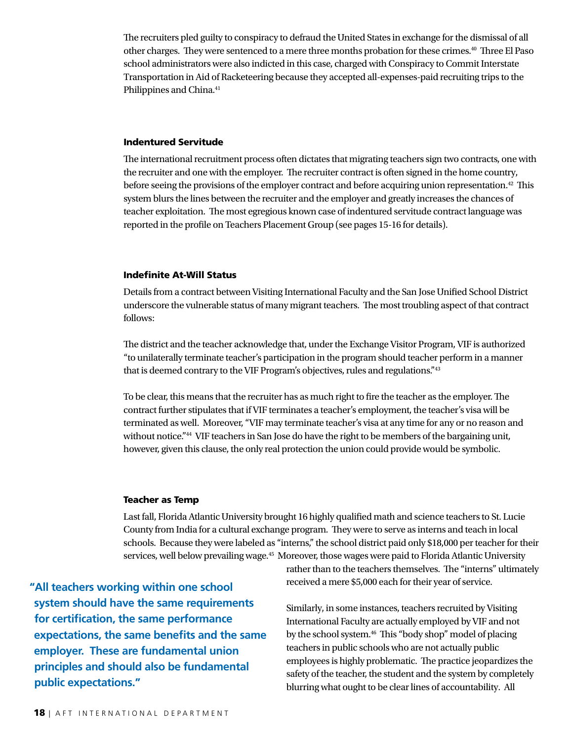The recruiters pled guilty to conspiracy to defraud the United States in exchange for the dismissal of all other charges. They were sentenced to a mere three months probation for these crimes.[40] Three El Paso school administrators were also indicted in this case, charged with Conspiracy to Commit Interstate Transportation in Aid of Racketeering because they accepted all-expenses-paid recruiting trips to the Philippines and China.[41]

### Indentured Servitude

The international recruitment process often dictates that migrating teachers sign two contracts, one with the recruiter and one with the employer. The recruiter contract is often signed in the home country, before seeing the provisions of the employer contract and before acquiring union representation.[42] This system blurs the lines between the recruiter and the employer and greatly increases the chances of teacher exploitation. The most egregious known case of indentured servitude contract language was reported in the profile on Teachers Placement Group (see pages 15-16 for details).

### Indefinite At-Will Status

Details from a contract between Visiting International Faculty and the San Jose Unified School District underscore the vulnerable status of many migrant teachers. The most troubling aspect of that contract follows:

The district and the teacher acknowledge that, under the Exchange Visitor Program, VIF is authorized "to unilaterally terminate teacher's participation in the program should teacher perform in a manner that is deemed contrary to the VIF Program's objectives, rules and regulations."[43]

To be clear, this means that the recruiter has as much right to fire the teacher as the employer. The contract further stipulates that if VIF terminates a teacher's employment, the teacher's visa will be terminated as well. Moreover, "VIF may terminate teacher's visa at any time for any or no reason and without notice."[44] VIF teachers in San Jose do have the right to be members of the bargaining unit, however, given this clause, the only real protection the union could provide would be symbolic.

### Teacher as Temp

Last fall, Florida Atlantic University brought 16 highly qualified math and science teachers to St. Lucie County from India for a cultural exchange program. They were to serve as interns and teach in local schools. Because they were labeled as "interns," the school district paid only $18,000 per teacher for their services, well below prevailing wage.[45] Moreover, those wages were paid to Florida Atlantic University rather than to the teachers themselves. The "interns" ultimately received a mere $5,000 each for their year of service.

Similarly, in some instances, teachers recruited by Visiting International Faculty are actually employed by VIF and not by the school system.[46] This "body shop" model of placing teachers in public schools who are not actually public employees is highly problematic. The practice jeopardizes the safety of the teacher, the student and the system by completely blurring what ought to be clear lines of accountability. All

**"All teachers working within one school system should have the same requirements for certification, the same performance expectations, the same benefits and the same employer. These are fundamental union principles and should also be fundamental public expectations."**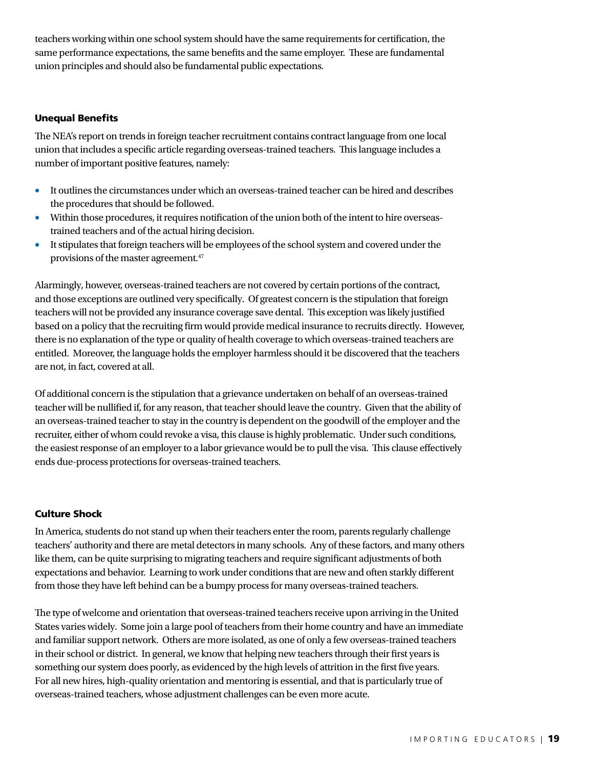teachers working within one school system should have the same requirements for certification, the same performance expectations, the same benefits and the same employer. These are fundamental union principles and should also be fundamental public expectations.

### Unequal Benefits

The NEA's report on trends in foreign teacher recruitment contains contract language from one local union that includes a specific article regarding overseas-trained teachers. This language includes a number of important positive features, namely:

- It outlines the circumstances under which an overseas-trained teacher can be hired and describes the procedures that should be followed.
- Within those procedures, it requires notification of the union both of the intent to hire overseas-trained teachers and of the actual hiring decision.
- It stipulates that foreign teachers will be employees of the school system and covered under the provisions of the master agreement.[47]

Alarmingly, however, overseas-trained teachers are not covered by certain portions of the contract, and those exceptions are outlined very specifically. Of greatest concern is the stipulation that foreign teachers will not be provided any insurance coverage save dental. This exception was likely justified based on a policy that the recruiting firm would provide medical insurance to recruits directly. However, there is no explanation of the type or quality of health coverage to which overseas-trained teachers are entitled. Moreover, the language holds the employer harmless should it be discovered that the teachers are not, in fact, covered at all.

Of additional concern is the stipulation that a grievance undertaken on behalf of an overseas-trained teacher will be nullified if, for any reason, that teacher should leave the country. Given that the ability of an overseas-trained teacher to stay in the country is dependent on the goodwill of the employer and the recruiter, either of whom could revoke a visa, this clause is highly problematic. Under such conditions, the easiest response of an employer to a labor grievance would be to pull the visa. This clause effectively ends due-process protections for overseas-trained teachers.

### Culture Shock

In America, students do not stand up when their teachers enter the room, parents regularly challenge teachers' authority and there are metal detectors in many schools. Any of these factors, and many others like them, can be quite surprising to migrating teachers and require significant adjustments of both expectations and behavior. Learning to work under conditions that are new and often starkly different from those they have left behind can be a bumpy process for many overseas-trained teachers.

The type of welcome and orientation that overseas-trained teachers receive upon arriving in the United States varies widely. Some join a large pool of teachers from their home country and have an immediate and familiar support network. Others are more isolated, as one of only a few overseas-trained teachers in their school or district. In general, we know that helping new teachers through their first years is something our system does poorly, as evidenced by the high levels of attrition in the first five years. For all new hires, high-quality orientation and mentoring is essential, and that is particularly true of overseas-trained teachers, whose adjustment challenges can be even more acute.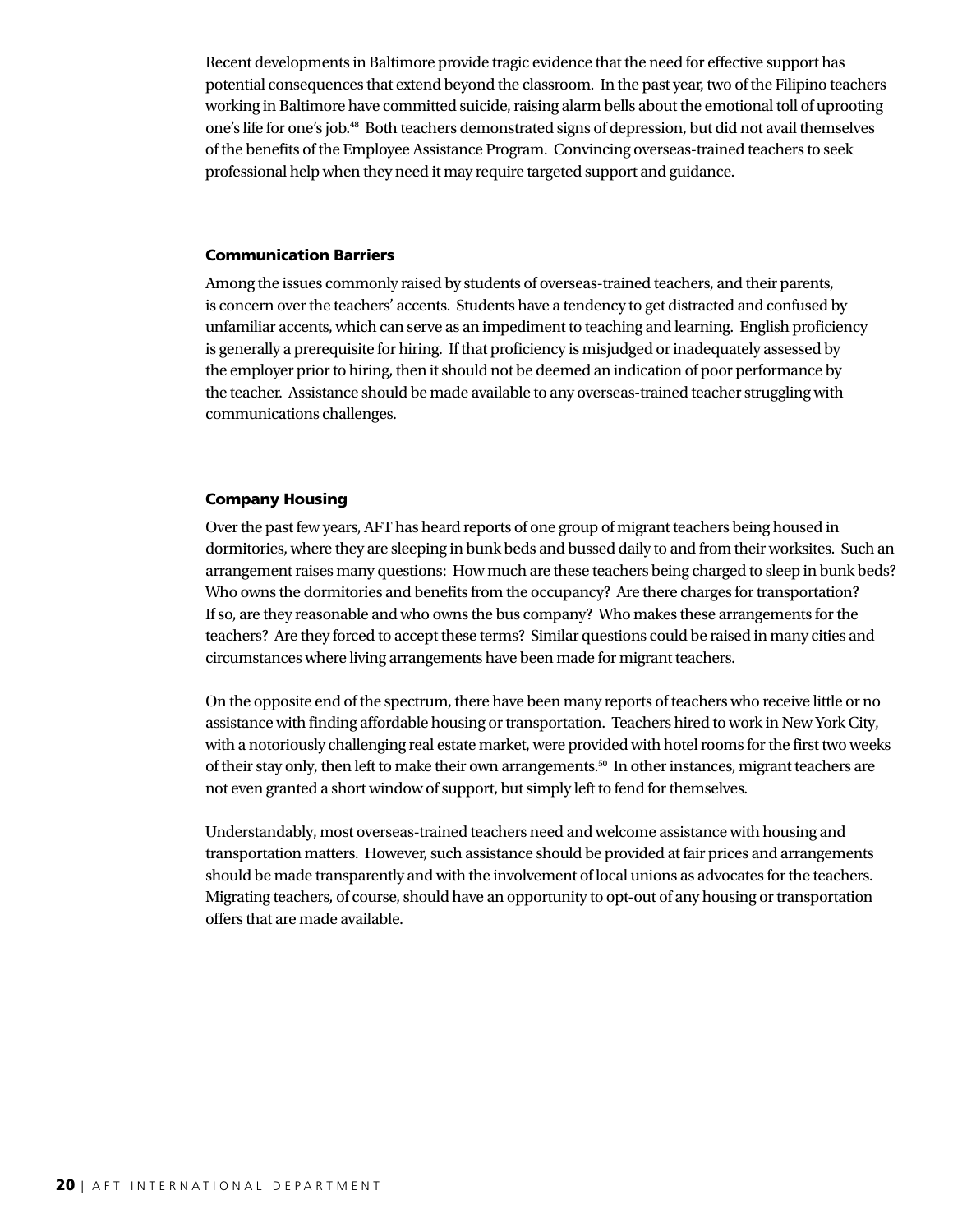Recent developments in Baltimore provide tragic evidence that the need for effective support has potential consequences that extend beyond the classroom. In the past year, two of the Filipino teachers working in Baltimore have committed suicide, raising alarm bells about the emotional toll of uprooting one's life for one's job.[48] Both teachers demonstrated signs of depression, but did not avail themselves of the benefits of the Employee Assistance Program. Convincing overseas-trained teachers to seek professional help when they need it may require targeted support and guidance.

### Communication Barriers

Among the issues commonly raised by students of overseas-trained teachers, and their parents, is concern over the teachers' accents. Students have a tendency to get distracted and confused by unfamiliar accents, which can serve as an impediment to teaching and learning. English proficiency is generally a prerequisite for hiring. If that proficiency is misjudged or inadequately assessed by the employer prior to hiring, then it should not be deemed an indication of poor performance by the teacher. Assistance should be made available to any overseas-trained teacher struggling with communications challenges.

### Company Housing

Over the past few years, AFT has heard reports of one group of migrant teachers being housed in dormitories, where they are sleeping in bunk beds and bussed daily to and from their worksites. Such an arrangement raises many questions: How much are these teachers being charged to sleep in bunk beds? Who owns the dormitories and benefits from the occupancy? Are there charges for transportation? If so, are they reasonable and who owns the bus company? Who makes these arrangements for the teachers? Are they forced to accept these terms? Similar questions could be raised in many cities and circumstances where living arrangements have been made for migrant teachers.

On the opposite end of the spectrum, there have been many reports of teachers who receive little or no assistance with finding affordable housing or transportation. Teachers hired to work in New York City, with a notoriously challenging real estate market, were provided with hotel rooms for the first two weeks of their stay only, then left to make their own arrangements.[50] In other instances, migrant teachers are not even granted a short window of support, but simply left to fend for themselves.

Understandably, most overseas-trained teachers need and welcome assistance with housing and transportation matters. However, such assistance should be provided at fair prices and arrangements should be made transparently and with the involvement of local unions as advocates for the teachers. Migrating teachers, of course, should have an opportunity to opt-out of any housing or transportation offers that are made available.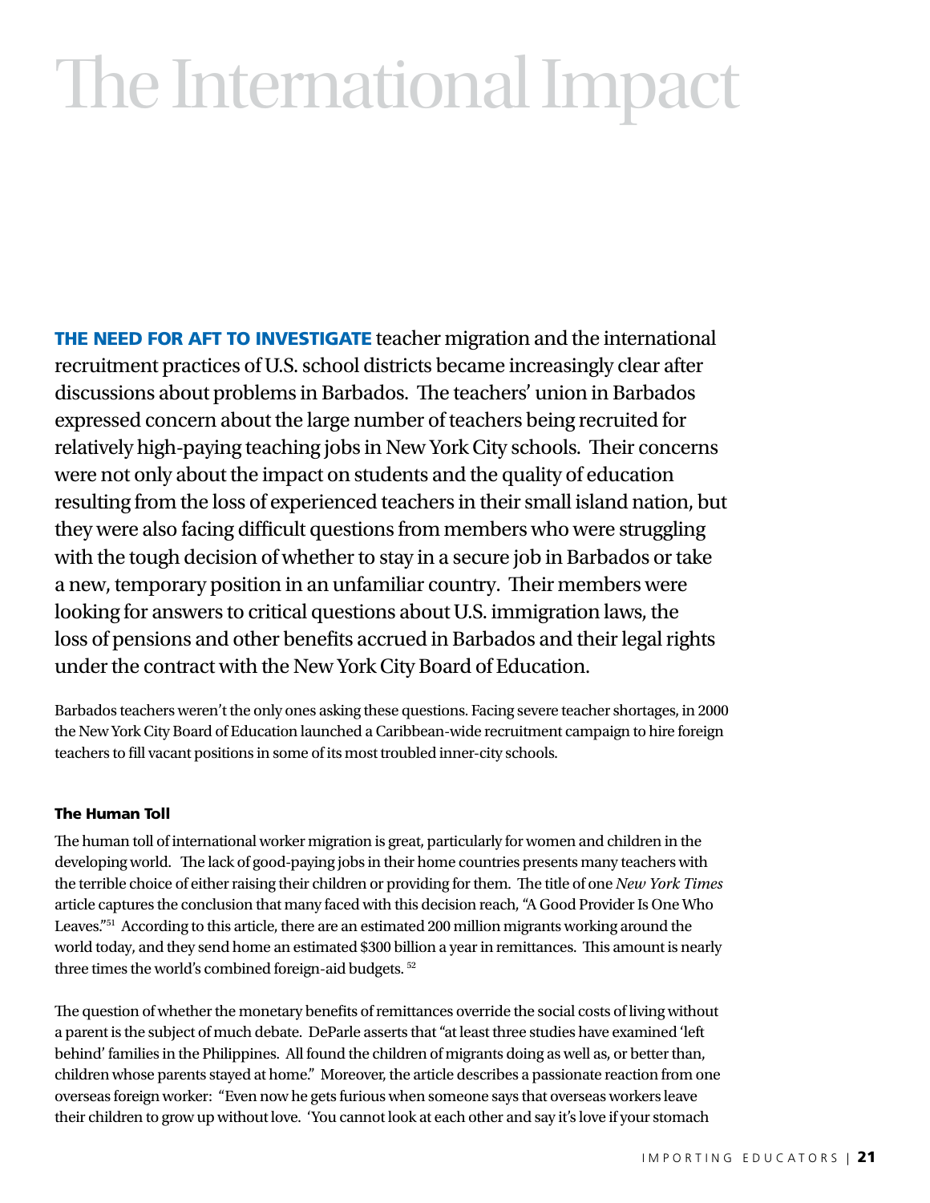# The International Impact

**THE NEED FOR AFT TO INVESTIGATE** teacher migration and the international recruitment practices of U.S. school districts became increasingly clear after discussions about problems in Barbados. The teachers' union in Barbados expressed concern about the large number of teachers being recruited for relatively high-paying teaching jobs in New York City schools. Their concerns were not only about the impact on students and the quality of education resulting from the loss of experienced teachers in their small island nation, but they were also facing difficult questions from members who were struggling with the tough decision of whether to stay in a secure job in Barbados or take a new, temporary position in an unfamiliar country. Their members were looking for answers to critical questions about U.S. immigration laws, the loss of pensions and other benefits accrued in Barbados and their legal rights under the contract with the New York City Board of Education.

Barbados teachers weren't the only ones asking these questions. Facing severe teacher shortages, in 2000 the New York City Board of Education launched a Caribbean-wide recruitment campaign to hire foreign teachers to fill vacant positions in some of its most troubled inner-city schools.

### The Human Toll

The human toll of international worker migration is great, particularly for women and children in the developing world. The lack of good-paying jobs in their home countries presents many teachers with the terrible choice of either raising their children or providing for them. The title of one *New York Times* article captures the conclusion that many faced with this decision reach, "A Good Provider Is One Who Leaves."[51] According to this article, there are an estimated 200 million migrants working around the world today, and they send home an estimated $300 billion a year in remittances. This amount is nearly three times the world's combined foreign-aid budgets.[52]

The question of whether the monetary benefits of remittances override the social costs of living without a parent is the subject of much debate. DeParle asserts that "at least three studies have examined 'left behind' families in the Philippines. All found the children of migrants doing as well as, or better than, children whose parents stayed at home." Moreover, the article describes a passionate reaction from one overseas foreign worker: "Even now he gets furious when someone says that overseas workers leave their children to grow up without love. 'You cannot look at each other and say it's love if your stomach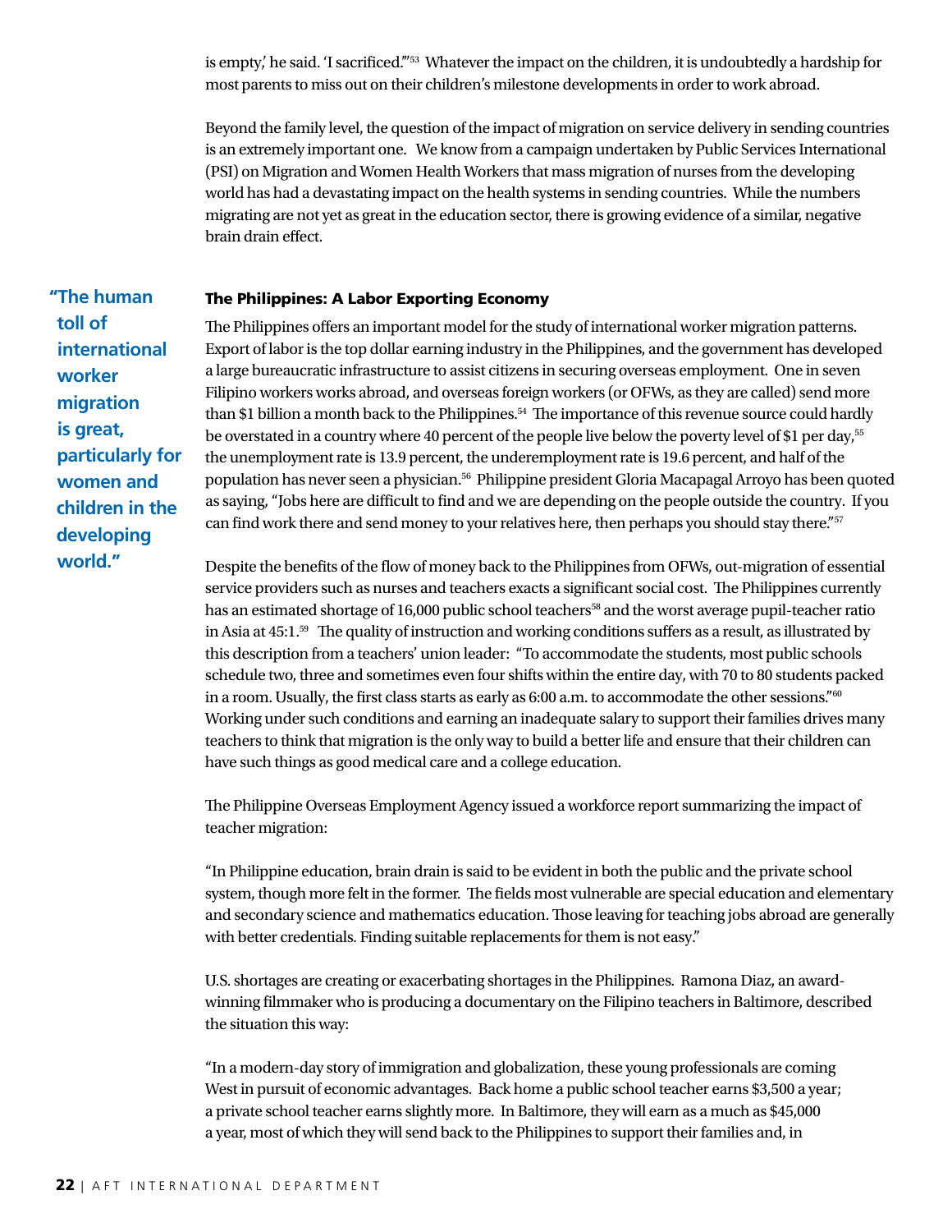is empty,' he said. 'I sacrificed.'"[53] Whatever the impact on the children, it is undoubtedly a hardship for most parents to miss out on their children's milestone developments in order to work abroad.

Beyond the family level, the question of the impact of migration on service delivery in sending countries is an extremely important one. We know from a campaign undertaken by Public Services International (PSI) on Migration and Women Health Workers that mass migration of nurses from the developing world has had a devastating impact on the health systems in sending countries. While the numbers migrating are not yet as great in the education sector, there is growing evidence of a similar, negative brain drain effect.

> **"The human toll of international worker migration is great, particularly for women and children in the developing world."**

### The Philippines: A Labor Exporting Economy

The Philippines offers an important model for the study of international worker migration patterns. Export of labor is the top dollar earning industry in the Philippines, and the government has developed a large bureaucratic infrastructure to assist citizens in securing overseas employment. One in seven Filipino workers works abroad, and overseas foreign workers (or OFWs, as they are called) send more than $1 billion a month back to the Philippines.[54] The importance of this revenue source could hardly be overstated in a country where 40 percent of the people live below the poverty level of $1 per day,[55] the unemployment rate is 13.9 percent, the underemployment rate is 19.6 percent, and half of the population has never seen a physician.[56] Philippine president Gloria Macapagal Arroyo has been quoted as saying, "Jobs here are difficult to find and we are depending on the people outside the country. If you can find work there and send money to your relatives here, then perhaps you should stay there."[57]

Despite the benefits of the flow of money back to the Philippines from OFWs, out-migration of essential service providers such as nurses and teachers exacts a significant social cost. The Philippines currently has an estimated shortage of 16,000 public school teachers[58] and the worst average pupil-teacher ratio in Asia at 45:1.[59] The quality of instruction and working conditions suffers as a result, as illustrated by this description from a teachers' union leader: "To accommodate the students, most public schools schedule two, three and sometimes even four shifts within the entire day, with 70 to 80 students packed in a room. Usually, the first class starts as early as 6:00 a.m. to accommodate the other sessions."[60] Working under such conditions and earning an inadequate salary to support their families drives many teachers to think that migration is the only way to build a better life and ensure that their children can have such things as good medical care and a college education.

The Philippine Overseas Employment Agency issued a workforce report summarizing the impact of teacher migration:

"In Philippine education, brain drain is said to be evident in both the public and the private school system, though more felt in the former. The fields most vulnerable are special education and elementary and secondary science and mathematics education. Those leaving for teaching jobs abroad are generally with better credentials. Finding suitable replacements for them is not easy."

U.S. shortages are creating or exacerbating shortages in the Philippines. Ramona Diaz, an award-winning filmmaker who is producing a documentary on the Filipino teachers in Baltimore, described the situation this way:

"In a modern-day story of immigration and globalization, these young professionals are coming West in pursuit of economic advantages. Back home a public school teacher earns $3,500 a year; a private school teacher earns slightly more. In Baltimore, they will earn as a much as $45,000 a year, most of which they will send back to the Philippines to support their families and, in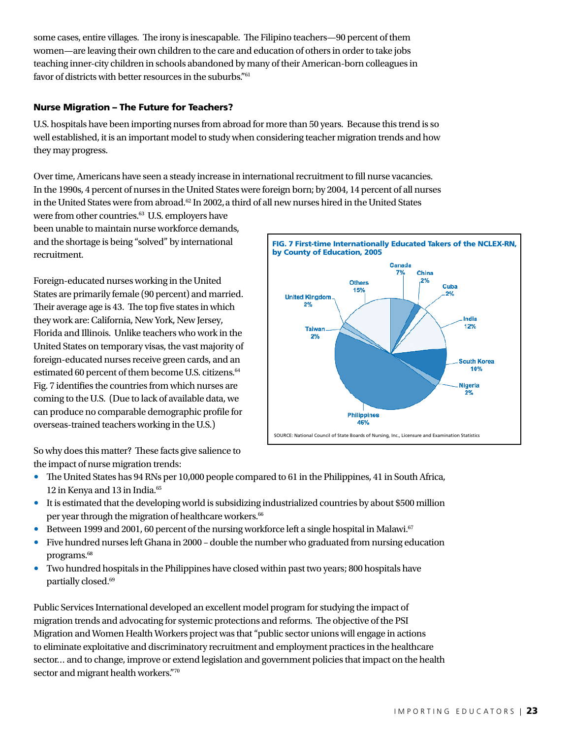some cases, entire villages. The irony is inescapable. The Filipino teachers—90 percent of them women—are leaving their own children to the care and education of others in order to take jobs teaching inner-city children in schools abandoned by many of their American-born colleagues in favor of districts with better resources in the suburbs."[61]

### Nurse Migration – The Future for Teachers?

U.S. hospitals have been importing nurses from abroad for more than 50 years. Because this trend is so well established, it is an important model to study when considering teacher migration trends and how they may progress.

Over time, Americans have seen a steady increase in international recruitment to fill nurse vacancies. In the 1990s, 4 percent of nurses in the United States were foreign born; by 2004, 14 percent of all nurses in the United States were from abroad.[62] In 2002, a third of all new nurses hired in the United States were from other countries.[63] U.S. employers have been unable to maintain nurse workforce demands, and the shortage is being "solved" by international recruitment.

Foreign-educated nurses working in the United States are primarily female (90 percent) and married. Their average age is 43. The top five states in which they work are: California, New York, New Jersey, Florida and Illinois. Unlike teachers who work in the United States on temporary visas, the vast majority of foreign-educated nurses receive green cards, and an estimated 60 percent of them become U.S. citizens.[64] Fig. 7 identifies the countries from which nurses are coming to the U.S. (Due to lack of available data, we can produce no comparable demographic profile for overseas-trained teachers working in the U.S.)

**FIG. 7 First-time Internationally Educated Takers of the NCLEX-RN, by County of Education, 2005**

| Country | Percent |
|---|---|
| Philippines | 46% |
| Others | 15% |
| India | 12% |
| South Korea | 10% |
| Canada | 7% |
| China | 2% |
| Cuba | 2% |
| Nigeria | 2% |
| Taiwan | 2% |
| United Kingdom | 2% |

SOURCE: National Council of State Boards of Nursing, Inc., Licensure and Examination Statistics

So why does this matter? These facts give salience to the impact of nurse migration trends:

- The United States has 94 RNs per 10,000 people compared to 61 in the Philippines, 41 in South Africa, 12 in Kenya and 13 in India.[65]
- It is estimated that the developing world is subsidizing industrialized countries by about $500 million per year through the migration of healthcare workers.[66]
- Between 1999 and 2001, 60 percent of the nursing workforce left a single hospital in Malawi.[67]
- Five hundred nurses left Ghana in 2000 – double the number who graduated from nursing education programs.[68]
- Two hundred hospitals in the Philippines have closed within past two years; 800 hospitals have partially closed.[69]

Public Services International developed an excellent model program for studying the impact of migration trends and advocating for systemic protections and reforms. The objective of the PSI Migration and Women Health Workers project was that "public sector unions will engage in actions to eliminate exploitative and discriminatory recruitment and employment practices in the healthcare sector… and to change, improve or extend legislation and government policies that impact on the health sector and migrant health workers."[70]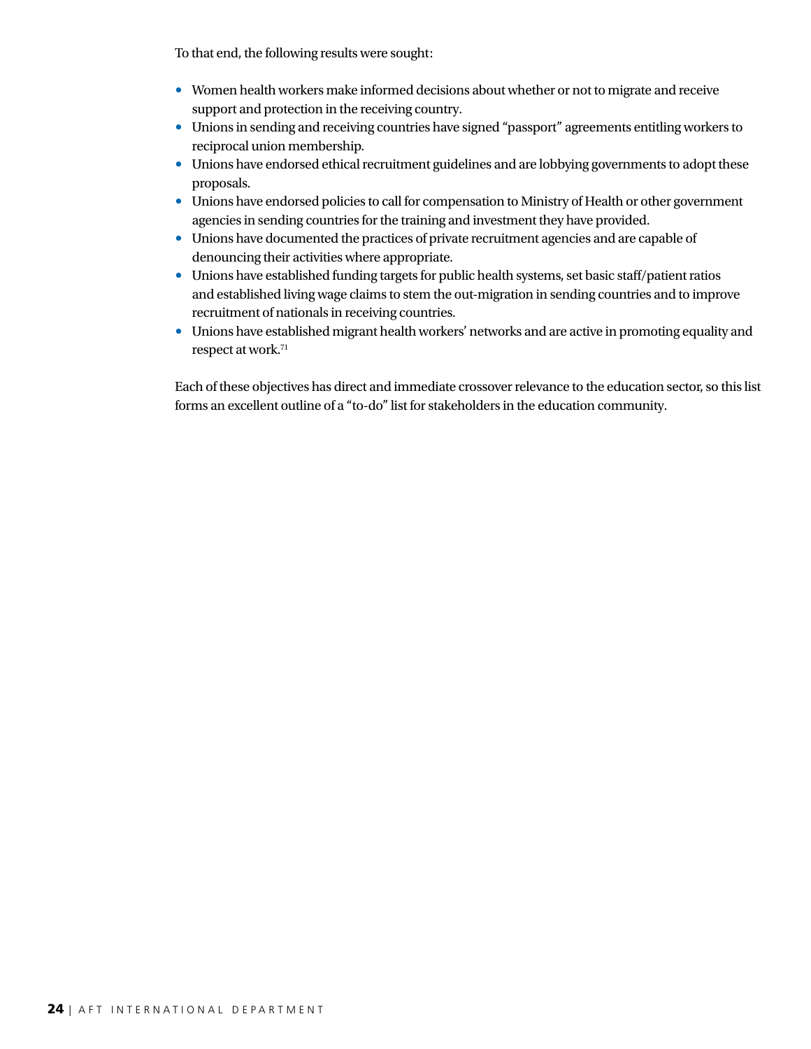To that end, the following results were sought:

- Women health workers make informed decisions about whether or not to migrate and receive support and protection in the receiving country.
- Unions in sending and receiving countries have signed "passport" agreements entitling workers to reciprocal union membership.
- Unions have endorsed ethical recruitment guidelines and are lobbying governments to adopt these proposals.
- Unions have endorsed policies to call for compensation to Ministry of Health or other government agencies in sending countries for the training and investment they have provided.
- Unions have documented the practices of private recruitment agencies and are capable of denouncing their activities where appropriate.
- Unions have established funding targets for public health systems, set basic staff/patient ratios and established living wage claims to stem the out-migration in sending countries and to improve recruitment of nationals in receiving countries.
- Unions have established migrant health workers' networks and are active in promoting equality and respect at work.[71]

Each of these objectives has direct and immediate crossover relevance to the education sector, so this list forms an excellent outline of a "to-do" list for stakeholders in the education community.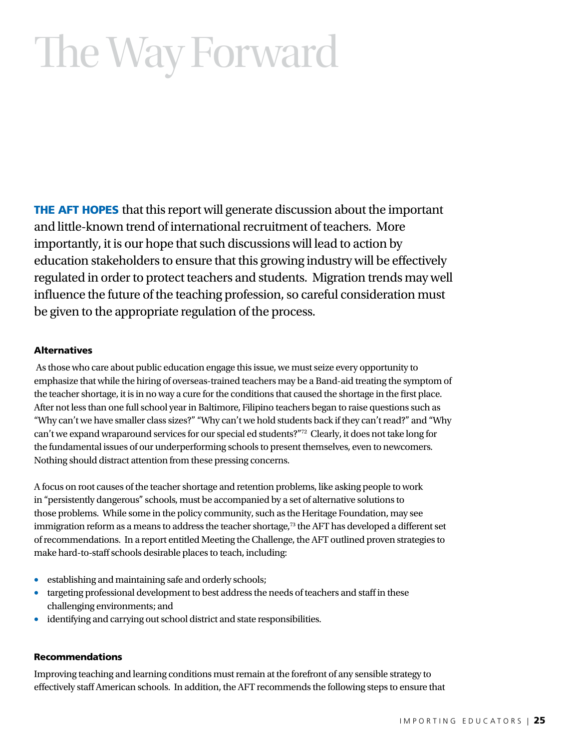# The Way Forward

**THE AFT HOPES** that this report will generate discussion about the important and little-known trend of international recruitment of teachers. More importantly, it is our hope that such discussions will lead to action by education stakeholders to ensure that this growing industry will be effectively regulated in order to protect teachers and students. Migration trends may well influence the future of the teaching profession, so careful consideration must be given to the appropriate regulation of the process.

### Alternatives

As those who care about public education engage this issue, we must seize every opportunity to emphasize that while the hiring of overseas-trained teachers may be a Band-aid treating the symptom of the teacher shortage, it is in no way a cure for the conditions that caused the shortage in the first place. After not less than one full school year in Baltimore, Filipino teachers began to raise questions such as "Why can't we have smaller class sizes?" "Why can't we hold students back if they can't read?" and "Why can't we expand wraparound services for our special ed students?"[72] Clearly, it does not take long for the fundamental issues of our underperforming schools to present themselves, even to newcomers. Nothing should distract attention from these pressing concerns.

A focus on root causes of the teacher shortage and retention problems, like asking people to work in "persistently dangerous" schools, must be accompanied by a set of alternative solutions to those problems. While some in the policy community, such as the Heritage Foundation, may see immigration reform as a means to address the teacher shortage,[73] the AFT has developed a different set of recommendations. In a report entitled Meeting the Challenge, the AFT outlined proven strategies to make hard-to-staff schools desirable places to teach, including:

- establishing and maintaining safe and orderly schools;
- targeting professional development to best address the needs of teachers and staff in these challenging environments; and
- identifying and carrying out school district and state responsibilities.

### Recommendations

Improving teaching and learning conditions must remain at the forefront of any sensible strategy to effectively staff American schools. In addition, the AFT recommends the following steps to ensure that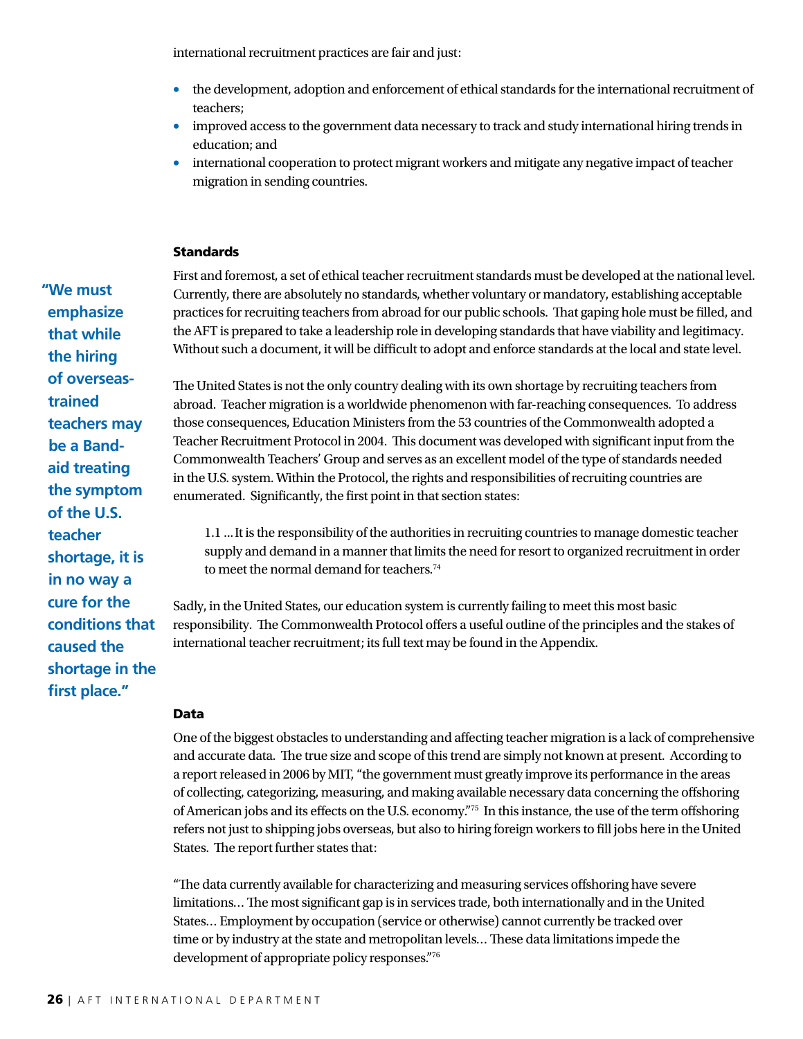international recruitment practices are fair and just:

- the development, adoption and enforcement of ethical standards for the international recruitment of teachers;
- improved access to the government data necessary to track and study international hiring trends in education; and
- international cooperation to protect migrant workers and mitigate any negative impact of teacher migration in sending countries.

### Standards

First and foremost, a set of ethical teacher recruitment standards must be developed at the national level. Currently, there are absolutely no standards, whether voluntary or mandatory, establishing acceptable practices for recruiting teachers from abroad for our public schools. That gaping hole must be filled, and the AFT is prepared to take a leadership role in developing standards that have viability and legitimacy. Without such a document, it will be difficult to adopt and enforce standards at the local and state level.

**"We must emphasize that while the hiring of overseas-trained teachers may be a Band-aid treating the symptom of the U.S. teacher shortage, it is in no way a cure for the conditions that caused the shortage in the first place."**

The United States is not the only country dealing with its own shortage by recruiting teachers from abroad. Teacher migration is a worldwide phenomenon with far-reaching consequences. To address those consequences, Education Ministers from the 53 countries of the Commonwealth adopted a Teacher Recruitment Protocol in 2004. This document was developed with significant input from the Commonwealth Teachers' Group and serves as an excellent model of the type of standards needed in the U.S. system. Within the Protocol, the rights and responsibilities of recruiting countries are enumerated. Significantly, the first point in that section states:

> 1.1 ... It is the responsibility of the authorities in recruiting countries to manage domestic teacher supply and demand in a manner that limits the need for resort to organized recruitment in order to meet the normal demand for teachers.[74]

Sadly, in the United States, our education system is currently failing to meet this most basic responsibility. The Commonwealth Protocol offers a useful outline of the principles and the stakes of international teacher recruitment; its full text may be found in the Appendix.

### Data

One of the biggest obstacles to understanding and affecting teacher migration is a lack of comprehensive and accurate data. The true size and scope of this trend are simply not known at present. According to a report released in 2006 by MIT, "the government must greatly improve its performance in the areas of collecting, categorizing, measuring, and making available necessary data concerning the offshoring of American jobs and its effects on the U.S. economy."[75] In this instance, the use of the term offshoring refers not just to shipping jobs overseas, but also to hiring foreign workers to fill jobs here in the United States. The report further states that:

"The data currently available for characterizing and measuring services offshoring have severe limitations... The most significant gap is in services trade, both internationally and in the United States... Employment by occupation (service or otherwise) cannot currently be tracked over time or by industry at the state and metropolitan levels... These data limitations impede the development of appropriate policy responses."[76]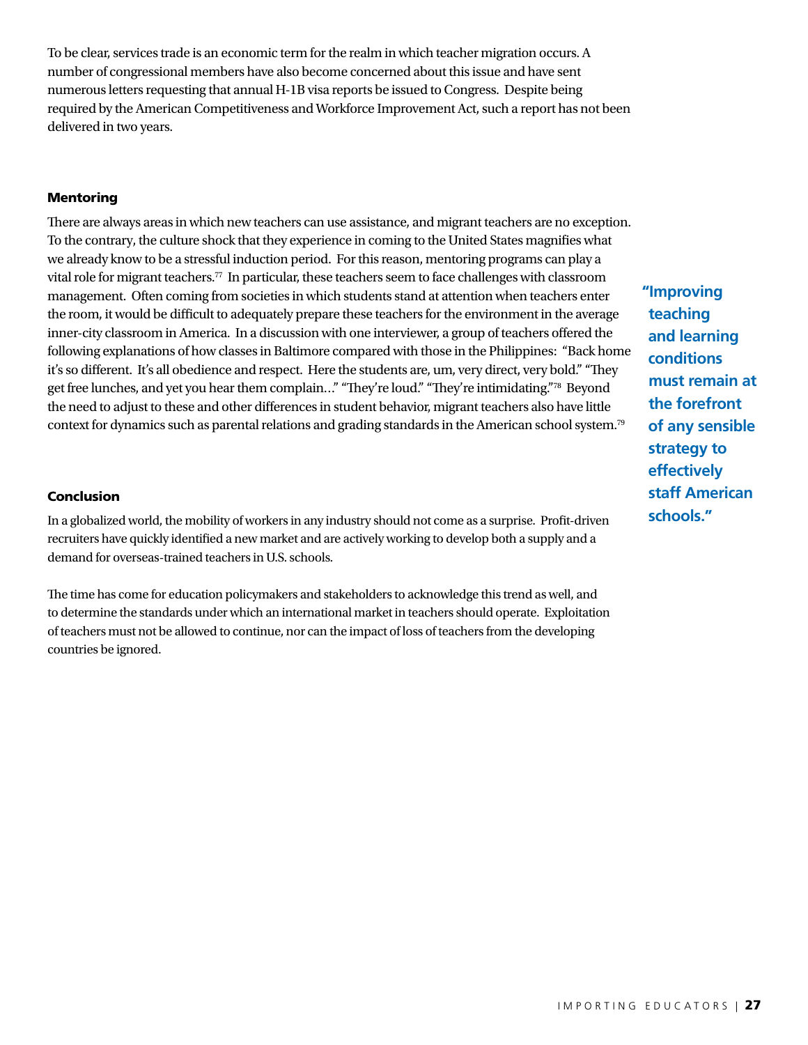To be clear, services trade is an economic term for the realm in which teacher migration occurs. A number of congressional members have also become concerned about this issue and have sent numerous letters requesting that annual H-1B visa reports be issued to Congress. Despite being required by the American Competitiveness and Workforce Improvement Act, such a report has not been delivered in two years.

### Mentoring

There are always areas in which new teachers can use assistance, and migrant teachers are no exception. To the contrary, the culture shock that they experience in coming to the United States magnifies what we already know to be a stressful induction period. For this reason, mentoring programs can play a vital role for migrant teachers.[77] In particular, these teachers seem to face challenges with classroom management. Often coming from societies in which students stand at attention when teachers enter the room, it would be difficult to adequately prepare these teachers for the environment in the average inner-city classroom in America. In a discussion with one interviewer, a group of teachers offered the following explanations of how classes in Baltimore compared with those in the Philippines: "Back home it's so different. It's all obedience and respect. Here the students are, um, very direct, very bold." "They get free lunches, and yet you hear them complain…" "They're loud." "They're intimidating."[78] Beyond the need to adjust to these and other differences in student behavior, migrant teachers also have little context for dynamics such as parental relations and grading standards in the American school system.[79]

**"Improving teaching and learning conditions must remain at the forefront of any sensible strategy to effectively staff American schools."**

### Conclusion

In a globalized world, the mobility of workers in any industry should not come as a surprise. Profit-driven recruiters have quickly identified a new market and are actively working to develop both a supply and a demand for overseas-trained teachers in U.S. schools.

The time has come for education policymakers and stakeholders to acknowledge this trend as well, and to determine the standards under which an international market in teachers should operate. Exploitation of teachers must not be allowed to continue, nor can the impact of loss of teachers from the developing countries be ignored.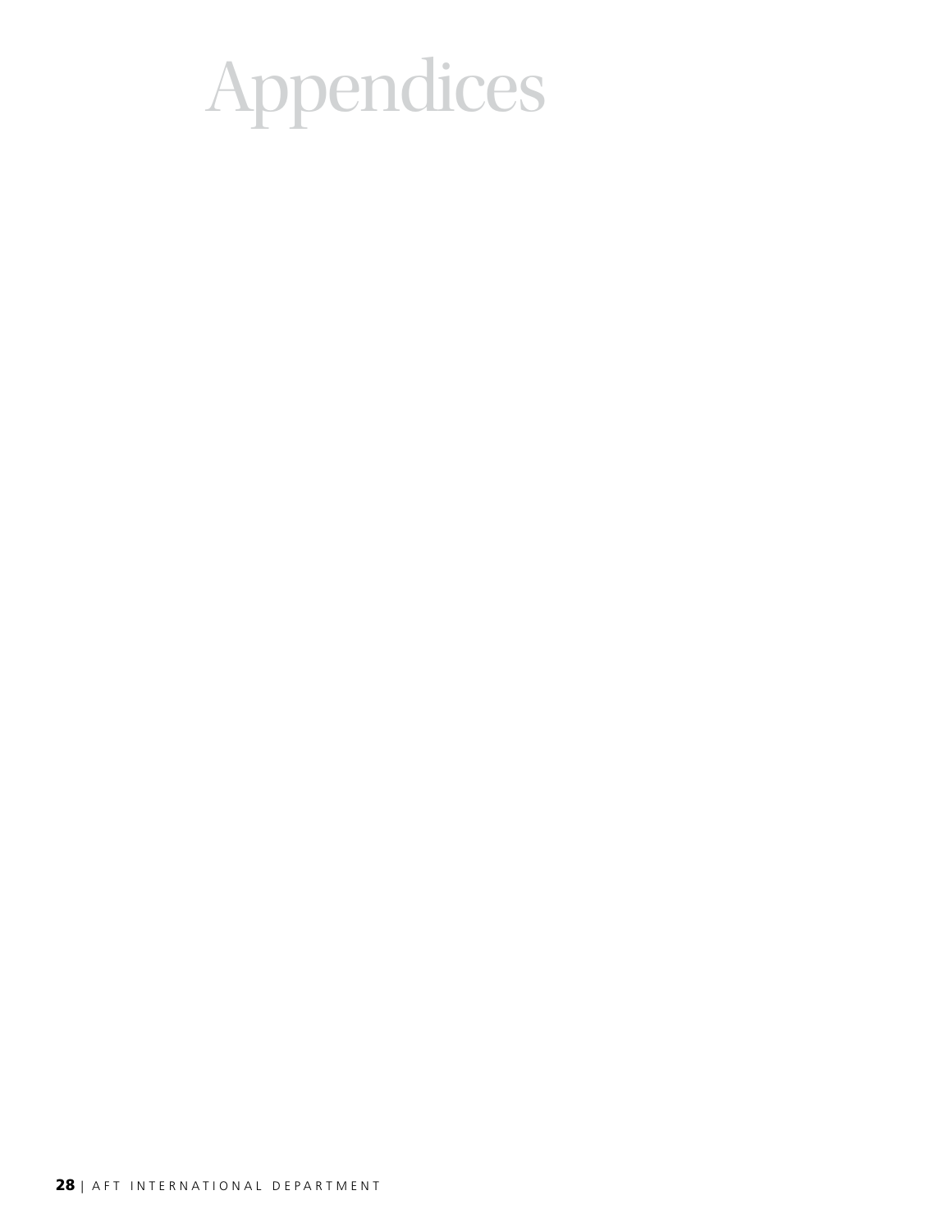# Appendices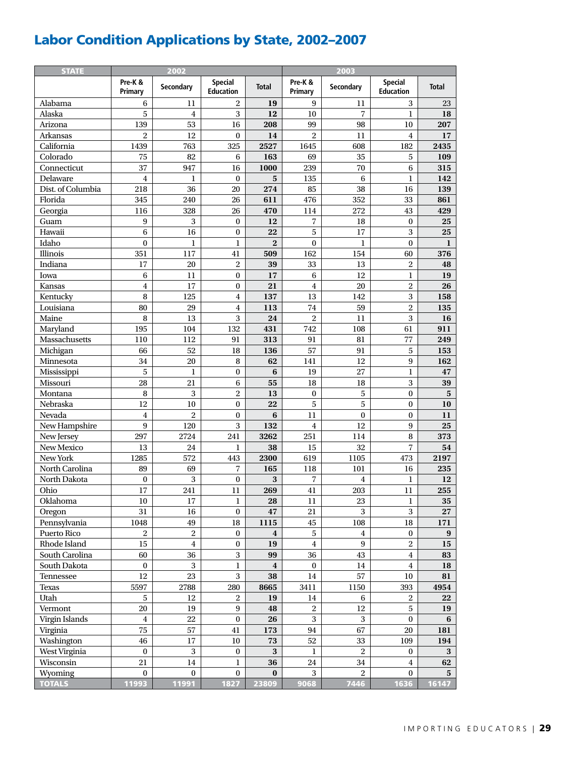## Labor Condition Applications by State, 2002–2007

| STATE | 2002 | | | | 2003 | | | |
|---|---|---|---|---|---|---|---|---|
| | Pre-K & Primary | Secondary | Special Education | Total | Pre-K & Primary | Secondary | Special Education | Total |
| Alabama | 6 | 11 | 2 | **19** | 9 | 11 | 3 | 23 |
| Alaska | 5 | 4 | 3 | **12** | 10 | 7 | 1 | **18** |
| Arizona | 139 | 53 | 16 | **208** | 99 | 98 | 10 | **207** |
| Arkansas | 2 | 12 | 0 | **14** | 2 | 11 | 4 | **17** |
| California | 1439 | 763 | 325 | **2527** | 1645 | 608 | 182 | **2435** |
| Colorado | 75 | 82 | 6 | **163** | 69 | 35 | 5 | **109** |
| Connecticut | 37 | 947 | 16 | **1000** | 239 | 70 | 6 | **315** |
| Delaware | 4 | 1 | 0 | **5** | 135 | 6 | 1 | **142** |
| Dist. of Columbia | 218 | 36 | 20 | **274** | 85 | 38 | 16 | **139** |
| Florida | 345 | 240 | 26 | **611** | 476 | 352 | 33 | **861** |
| Georgia | 116 | 328 | 26 | **470** | 114 | 272 | 43 | **429** |
| Guam | 9 | 3 | 0 | **12** | 7 | 18 | 0 | **25** |
| Hawaii | 6 | 16 | 0 | **22** | 5 | 17 | 3 | **25** |
| Idaho | 0 | 1 | 1 | **2** | 0 | 1 | 0 | **1** |
| Illinois | 351 | 117 | 41 | **509** | 162 | 154 | 60 | **376** |
| Indiana | 17 | 20 | 2 | **39** | 33 | 13 | 2 | **48** |
| Iowa | 6 | 11 | 0 | **17** | 6 | 12 | 1 | **19** |
| Kansas | 4 | 17 | 0 | **21** | 4 | 20 | 2 | **26** |
| Kentucky | 8 | 125 | 4 | **137** | 13 | 142 | 3 | **158** |
| Louisiana | 80 | 29 | 4 | **113** | 74 | 59 | 2 | **135** |
| Maine | 8 | 13 | 3 | **24** | 2 | 11 | 3 | **16** |
| Maryland | 195 | 104 | 132 | **431** | 742 | 108 | 61 | **911** |
| Massachusetts | 110 | 112 | 91 | **313** | 91 | 81 | 77 | **249** |
| Michigan | 66 | 52 | 18 | **136** | 57 | 91 | 5 | **153** |
| Minnesota | 34 | 20 | 8 | **62** | 141 | 12 | 9 | **162** |
| Mississippi | 5 | 1 | 0 | **6** | 19 | 27 | 1 | **47** |
| Missouri | 28 | 21 | 6 | **55** | 18 | 18 | 3 | **39** |
| Montana | 8 | 3 | 2 | **13** | 0 | 5 | 0 | **5** |
| Nebraska | 12 | 10 | 0 | **22** | 5 | 5 | 0 | **10** |
| Nevada | 4 | 2 | 0 | **6** | 11 | 0 | 0 | **11** |
| New Hampshire | 9 | 120 | 3 | **132** | 4 | 12 | 9 | **25** |
| New Jersey | 297 | 2724 | 241 | **3262** | 251 | 114 | 8 | **373** |
| New Mexico | 13 | 24 | 1 | **38** | 15 | 32 | 7 | **54** |
| New York | 1285 | 572 | 443 | **2300** | 619 | 1105 | 473 | **2197** |
| North Carolina | 89 | 69 | 7 | **165** | 118 | 101 | 16 | **235** |
| North Dakota | 0 | 3 | 0 | **3** | 7 | 4 | 1 | **12** |
| Ohio | 17 | 241 | 11 | **269** | 41 | 203 | 11 | **255** |
| Oklahoma | 10 | 17 | 1 | **28** | 11 | 23 | 1 | **35** |
| Oregon | 31 | 16 | 0 | **47** | 21 | 3 | 3 | **27** |
| Pennsylvania | 1048 | 49 | 18 | **1115** | 45 | 108 | 18 | **171** |
| Puerto Rico | 2 | 2 | 0 | **4** | 5 | 4 | 0 | **9** |
| Rhode Island | 15 | 4 | 0 | **19** | 4 | 9 | 2 | **15** |
| South Carolina | 60 | 36 | 3 | **99** | 36 | 43 | 4 | **83** |
| South Dakota | 0 | 3 | 1 | **4** | 0 | 14 | 4 | **18** |
| Tennessee | 12 | 23 | 3 | **38** | 14 | 57 | 10 | **81** |
| Texas | 5597 | 2788 | 280 | **8665** | 3411 | 1150 | 393 | **4954** |
| Utah | 5 | 12 | 2 | **19** | 14 | 6 | 2 | **22** |
| Vermont | 20 | 19 | 9 | **48** | 2 | 12 | 5 | **19** |
| Virgin Islands | 4 | 22 | 0 | **26** | 3 | 3 | 0 | **6** |
| Virginia | 75 | 57 | 41 | **173** | 94 | 67 | 20 | **181** |
| Washington | 46 | 17 | 10 | **73** | 52 | 33 | 109 | **194** |
| West Virginia | 0 | 3 | 0 | **3** | 1 | 2 | 0 | **3** |
| Wisconsin | 21 | 14 | 1 | **36** | 24 | 34 | 4 | **62** |
| Wyoming | 0 | 0 | 0 | **0** | 3 | 2 | 0 | **5** |
| **TOTALS** | **11993** | **11991** | **1827** | **23809** | **9068** | **7446** | **1636** | **16147** |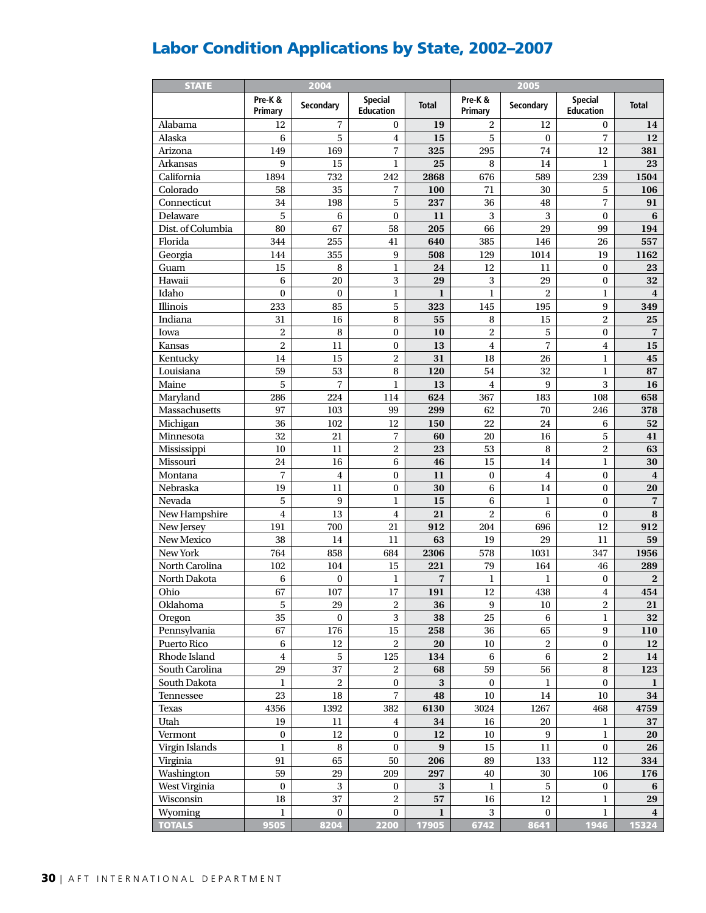## Labor Condition Applications by State, 2002–2007

| STATE | 2004 | | | | 2005 | | | |
|---|---|---|---|---|---|---|---|---|
| | Pre-K & Primary | Secondary | Special Education | Total | Pre-K & Primary | Secondary | Special Education | Total |
| Alabama | 12 | 7 | 0 | **19** | 2 | 12 | 0 | **14** |
| Alaska | 6 | 5 | 4 | **15** | 5 | 0 | 7 | **12** |
| Arizona | 149 | 169 | 7 | **325** | 295 | 74 | 12 | **381** |
| Arkansas | 9 | 15 | 1 | **25** | 8 | 14 | 1 | **23** |
| California | 1894 | 732 | 242 | **2868** | 676 | 589 | 239 | **1504** |
| Colorado | 58 | 35 | 7 | **100** | 71 | 30 | 5 | **106** |
| Connecticut | 34 | 198 | 5 | **237** | 36 | 48 | 7 | **91** |
| Delaware | 5 | 6 | 0 | **11** | 3 | 3 | 0 | **6** |
| Dist. of Columbia | 80 | 67 | 58 | **205** | 66 | 29 | 99 | **194** |
| Florida | 344 | 255 | 41 | **640** | 385 | 146 | 26 | **557** |
| Georgia | 144 | 355 | 9 | **508** | 129 | 1014 | 19 | **1162** |
| Guam | 15 | 8 | 1 | **24** | 12 | 11 | 0 | **23** |
| Hawaii | 6 | 20 | 3 | **29** | 3 | 29 | 0 | **32** |
| Idaho | 0 | 0 | 1 | **1** | 1 | 2 | 1 | **4** |
| Illinois | 233 | 85 | 5 | **323** | 145 | 195 | 9 | **349** |
| Indiana | 31 | 16 | 8 | **55** | 8 | 15 | 2 | **25** |
| Iowa | 2 | 8 | 0 | **10** | 2 | 5 | 0 | **7** |
| Kansas | 2 | 11 | 0 | **13** | 4 | 7 | 4 | **15** |
| Kentucky | 14 | 15 | 2 | **31** | 18 | 26 | 1 | **45** |
| Louisiana | 59 | 53 | 8 | **120** | 54 | 32 | 1 | **87** |
| Maine | 5 | 7 | 1 | **13** | 4 | 9 | 3 | **16** |
| Maryland | 286 | 224 | 114 | **624** | 367 | 183 | 108 | **658** |
| Massachusetts | 97 | 103 | 99 | **299** | 62 | 70 | 246 | **378** |
| Michigan | 36 | 102 | 12 | **150** | 22 | 24 | 6 | **52** |
| Minnesota | 32 | 21 | 7 | **60** | 20 | 16 | 5 | **41** |
| Mississippi | 10 | 11 | 2 | **23** | 53 | 8 | 2 | **63** |
| Missouri | 24 | 16 | 6 | **46** | 15 | 14 | 1 | **30** |
| Montana | 7 | 4 | 0 | **11** | 0 | 4 | 0 | **4** |
| Nebraska | 19 | 11 | 0 | **30** | 6 | 14 | 0 | **20** |
| Nevada | 5 | 9 | 1 | **15** | 6 | 1 | 0 | **7** |
| New Hampshire | 4 | 13 | 4 | **21** | 2 | 6 | 0 | **8** |
| New Jersey | 191 | 700 | 21 | **912** | 204 | 696 | 12 | **912** |
| New Mexico | 38 | 14 | 11 | **63** | 19 | 29 | 11 | **59** |
| New York | 764 | 858 | 684 | **2306** | 578 | 1031 | 347 | **1956** |
| North Carolina | 102 | 104 | 15 | **221** | 79 | 164 | 46 | **289** |
| North Dakota | 6 | 0 | 1 | **7** | 1 | 1 | 0 | **2** |
| Ohio | 67 | 107 | 17 | **191** | 12 | 438 | 4 | **454** |
| Oklahoma | 5 | 29 | 2 | **36** | 9 | 10 | 2 | **21** |
| Oregon | 35 | 0 | 3 | **38** | 25 | 6 | 1 | **32** |
| Pennsylvania | 67 | 176 | 15 | **258** | 36 | 65 | 9 | **110** |
| Puerto Rico | 6 | 12 | 2 | **20** | 10 | 2 | 0 | **12** |
| Rhode Island | 4 | 5 | 125 | **134** | 6 | 6 | 2 | **14** |
| South Carolina | 29 | 37 | 2 | **68** | 59 | 56 | 8 | **123** |
| South Dakota | 1 | 2 | 0 | **3** | 0 | 1 | 0 | **1** |
| Tennessee | 23 | 18 | 7 | **48** | 10 | 14 | 10 | **34** |
| Texas | 4356 | 1392 | 382 | **6130** | 3024 | 1267 | 468 | **4759** |
| Utah | 19 | 11 | 4 | **34** | 16 | 20 | 1 | **37** |
| Vermont | 0 | 12 | 0 | **12** | 10 | 9 | 1 | **20** |
| Virgin Islands | 1 | 8 | 0 | **9** | 15 | 11 | 0 | **26** |
| Virginia | 91 | 65 | 50 | **206** | 89 | 133 | 112 | **334** |
| Washington | 59 | 29 | 209 | **297** | 40 | 30 | 106 | **176** |
| West Virginia | 0 | 3 | 0 | **3** | 1 | 5 | 0 | **6** |
| Wisconsin | 18 | 37 | 2 | **57** | 16 | 12 | 1 | **29** |
| Wyoming | 1 | 0 | 0 | **1** | 3 | 0 | 1 | **4** |
| **TOTALS** | **9505** | **8204** | **2200** | **17905** | **6742** | **8641** | **1946** | **15324** |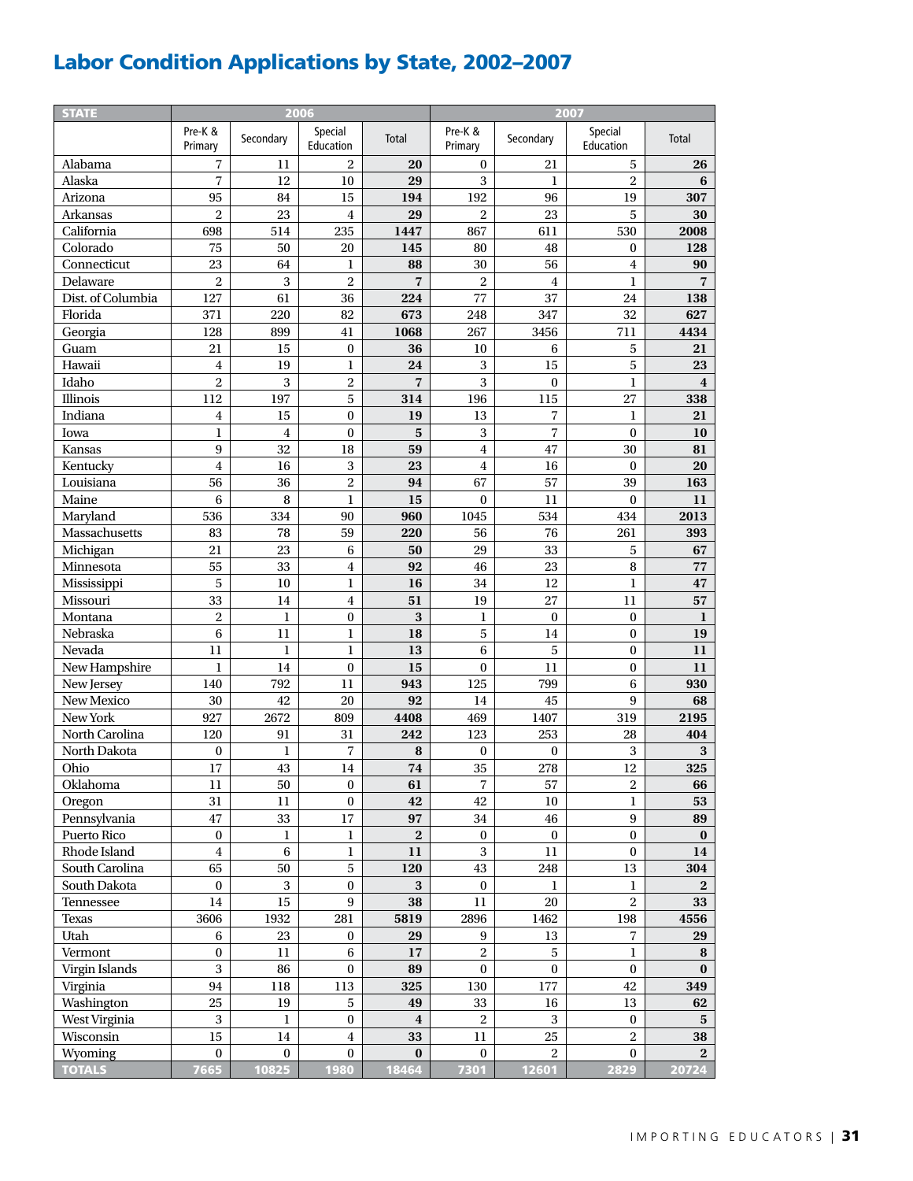# Labor Condition Applications by State, 2002–2007

| STATE | 2006 | | | | 2007 | | | |
|---|---|---|---|---|---|---|---|---|
| | Pre-K & Primary | Secondary | Special Education | Total | Pre-K & Primary | Secondary | Special Education | Total |
| Alabama | 7 | 11 | 2 | **20** | 0 | 21 | 5 | **26** |
| Alaska | 7 | 12 | 10 | **29** | 3 | 1 | 2 | **6** |
| Arizona | 95 | 84 | 15 | **194** | 192 | 96 | 19 | **307** |
| Arkansas | 2 | 23 | 4 | **29** | 2 | 23 | 5 | **30** |
| California | 698 | 514 | 235 | **1447** | 867 | 611 | 530 | **2008** |
| Colorado | 75 | 50 | 20 | **145** | 80 | 48 | 0 | **128** |
| Connecticut | 23 | 64 | 1 | **88** | 30 | 56 | 4 | **90** |
| Delaware | 2 | 3 | 2 | **7** | 2 | 4 | 1 | **7** |
| Dist. of Columbia | 127 | 61 | 36 | **224** | 77 | 37 | 24 | **138** |
| Florida | 371 | 220 | 82 | **673** | 248 | 347 | 32 | **627** |
| Georgia | 128 | 899 | 41 | **1068** | 267 | 3456 | 711 | **4434** |
| Guam | 21 | 15 | 0 | **36** | 10 | 6 | 5 | **21** |
| Hawaii | 4 | 19 | 1 | **24** | 3 | 15 | 5 | **23** |
| Idaho | 2 | 3 | 2 | **7** | 3 | 0 | 1 | **4** |
| Illinois | 112 | 197 | 5 | **314** | 196 | 115 | 27 | **338** |
| Indiana | 4 | 15 | 0 | **19** | 13 | 7 | 1 | **21** |
| Iowa | 1 | 4 | 0 | **5** | 3 | 7 | 0 | **10** |
| Kansas | 9 | 32 | 18 | **59** | 4 | 47 | 30 | **81** |
| Kentucky | 4 | 16 | 3 | **23** | 4 | 16 | 0 | **20** |
| Louisiana | 56 | 36 | 2 | **94** | 67 | 57 | 39 | **163** |
| Maine | 6 | 8 | 1 | **15** | 0 | 11 | 0 | **11** |
| Maryland | 536 | 334 | 90 | **960** | 1045 | 534 | 434 | **2013** |
| Massachusetts | 83 | 78 | 59 | **220** | 56 | 76 | 261 | **393** |
| Michigan | 21 | 23 | 6 | **50** | 29 | 33 | 5 | **67** |
| Minnesota | 55 | 33 | 4 | **92** | 46 | 23 | 8 | **77** |
| Mississippi | 5 | 10 | 1 | **16** | 34 | 12 | 1 | **47** |
| Missouri | 33 | 14 | 4 | **51** | 19 | 27 | 11 | **57** |
| Montana | 2 | 1 | 0 | **3** | 1 | 0 | 0 | **1** |
| Nebraska | 6 | 11 | 1 | **18** | 5 | 14 | 0 | **19** |
| Nevada | 11 | 1 | 1 | **13** | 6 | 5 | 0 | **11** |
| New Hampshire | 1 | 14 | 0 | **15** | 0 | 11 | 0 | **11** |
| New Jersey | 140 | 792 | 11 | **943** | 125 | 799 | 6 | **930** |
| New Mexico | 30 | 42 | 20 | **92** | 14 | 45 | 9 | **68** |
| New York | 927 | 2672 | 809 | **4408** | 469 | 1407 | 319 | **2195** |
| North Carolina | 120 | 91 | 31 | **242** | 123 | 253 | 28 | **404** |
| North Dakota | 0 | 1 | 7 | **8** | 0 | 0 | 3 | **3** |
| Ohio | 17 | 43 | 14 | **74** | 35 | 278 | 12 | **325** |
| Oklahoma | 11 | 50 | 0 | **61** | 7 | 57 | 2 | **66** |
| Oregon | 31 | 11 | 0 | **42** | 42 | 10 | 1 | **53** |
| Pennsylvania | 47 | 33 | 17 | **97** | 34 | 46 | 9 | **89** |
| Puerto Rico | 0 | 1 | 1 | **2** | 0 | 0 | 0 | **0** |
| Rhode Island | 4 | 6 | 1 | **11** | 3 | 11 | 0 | **14** |
| South Carolina | 65 | 50 | 5 | **120** | 43 | 248 | 13 | **304** |
| South Dakota | 0 | 3 | 0 | **3** | 0 | 1 | 1 | **2** |
| Tennessee | 14 | 15 | 9 | **38** | 11 | 20 | 2 | **33** |
| Texas | 3606 | 1932 | 281 | **5819** | 2896 | 1462 | 198 | **4556** |
| Utah | 6 | 23 | 0 | **29** | 9 | 13 | 7 | **29** |
| Vermont | 0 | 11 | 6 | **17** | 2 | 5 | 1 | **8** |
| Virgin Islands | 3 | 86 | 0 | **89** | 0 | 0 | 0 | **0** |
| Virginia | 94 | 118 | 113 | **325** | 130 | 177 | 42 | **349** |
| Washington | 25 | 19 | 5 | **49** | 33 | 16 | 13 | **62** |
| West Virginia | 3 | 1 | 0 | **4** | 2 | 3 | 0 | **5** |
| Wisconsin | 15 | 14 | 4 | **33** | 11 | 25 | 2 | **38** |
| Wyoming | 0 | 0 | 0 | **0** | 0 | 2 | 0 | **2** |
| **TOTALS** | **7665** | **10825** | **1980** | **18464** | **7301** | **12601** | **2829** | **20724** |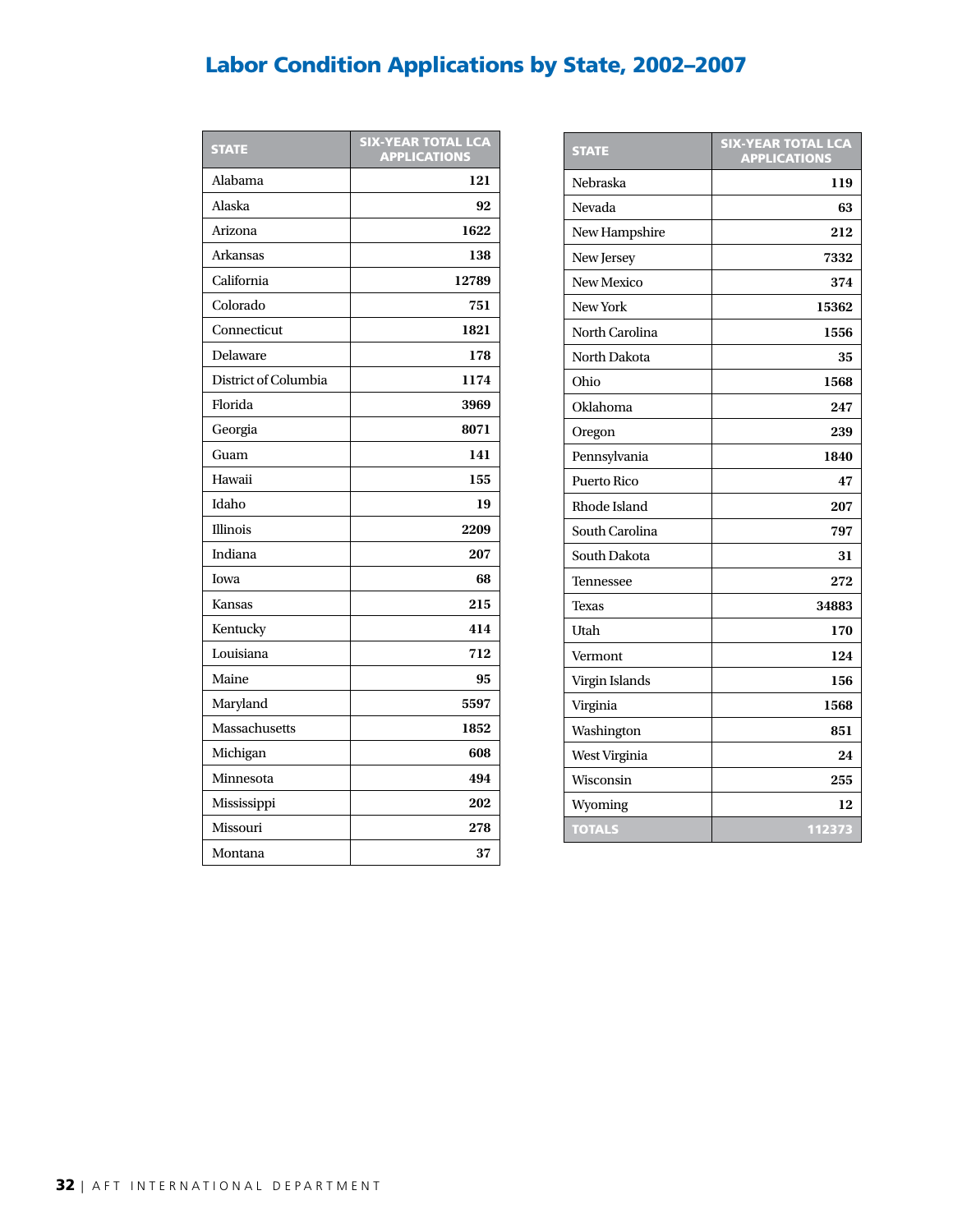# Labor Condition Applications by State, 2002–2007

| STATE | SIX-YEAR TOTAL LCA APPLICATIONS |
|---|---|
| Alabama | 121 |
| Alaska | 92 |
| Arizona | 1622 |
| Arkansas | 138 |
| California | 12789 |
| Colorado | 751 |
| Connecticut | 1821 |
| Delaware | 178 |
| District of Columbia | 1174 |
| Florida | 3969 |
| Georgia | 8071 |
| Guam | 141 |
| Hawaii | 155 |
| Idaho | 19 |
| Illinois | 2209 |
| Indiana | 207 |
| Iowa | 68 |
| Kansas | 215 |
| Kentucky | 414 |
| Louisiana | 712 |
| Maine | 95 |
| Maryland | 5597 |
| Massachusetts | 1852 |
| Michigan | 608 |
| Minnesota | 494 |
| Mississippi | 202 |
| Missouri | 278 |
| Montana | 37 |
| Nebraska | 119 |
| Nevada | 63 |
| New Hampshire | 212 |
| New Jersey | 7332 |
| New Mexico | 374 |
| New York | 15362 |
| North Carolina | 1556 |
| North Dakota | 35 |
| Ohio | 1568 |
| Oklahoma | 247 |
| Oregon | 239 |
| Pennsylvania | 1840 |
| Puerto Rico | 47 |
| Rhode Island | 207 |
| South Carolina | 797 |
| South Dakota | 31 |
| Tennessee | 272 |
| Texas | 34883 |
| Utah | 170 |
| Vermont | 124 |
| Virgin Islands | 156 |
| Virginia | 1568 |
| Washington | 851 |
| West Virginia | 24 |
| Wisconsin | 255 |
| Wyoming | 12 |
| TOTALS | 112373 |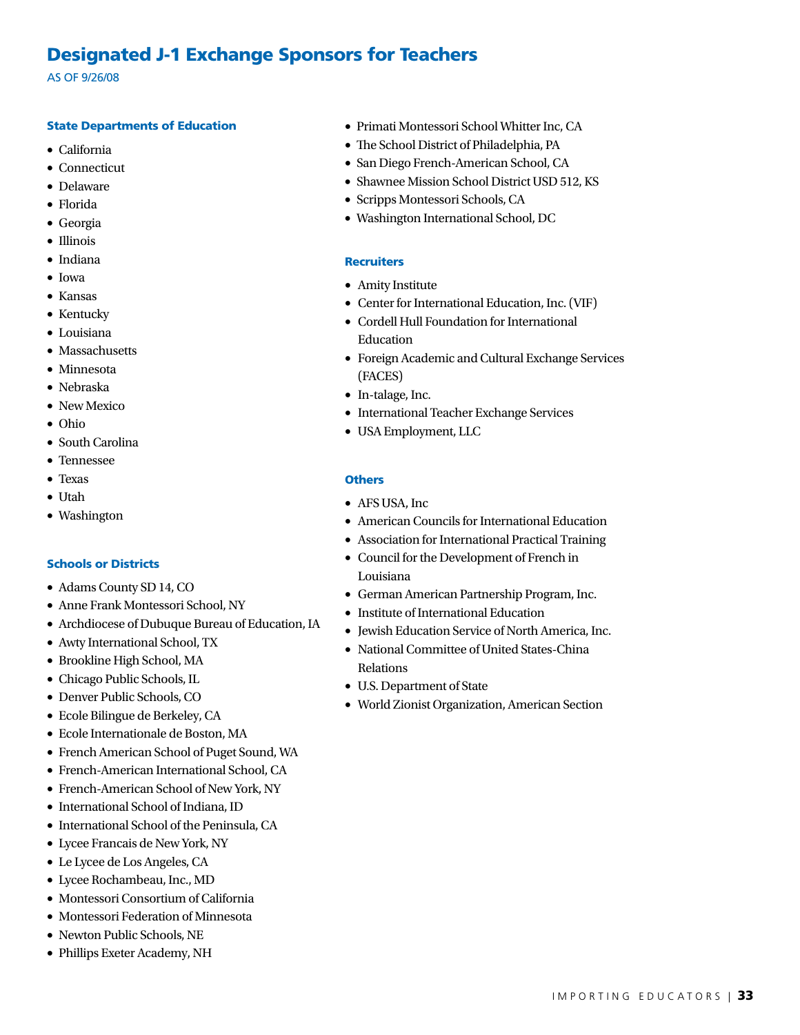# Designated J-1 Exchange Sponsors for Teachers

AS OF 9/26/08

### State Departments of Education

- California
- Connecticut
- Delaware
- Florida
- Georgia
- Illinois
- Indiana
- Iowa
- Kansas
- Kentucky
- Louisiana
- Massachusetts
- Minnesota
- Nebraska
- New Mexico
- Ohio
- South Carolina
- Tennessee
- Texas
- Utah
- Washington

### Schools or Districts

- Adams County SD 14, CO
- Anne Frank Montessori School, NY
- Archdiocese of Dubuque Bureau of Education, IA
- Awty International School, TX
- Brookline High School, MA
- Chicago Public Schools, IL
- Denver Public Schools, CO
- Ecole Bilingue de Berkeley, CA
- Ecole Internationale de Boston, MA
- French American School of Puget Sound, WA
- French-American International School, CA
- French-American School of New York, NY
- International School of Indiana, ID
- International School of the Peninsula, CA
- Lycee Francais de New York, NY
- Le Lycee de Los Angeles, CA
- Lycee Rochambeau, Inc., MD
- Montessori Consortium of California
- Montessori Federation of Minnesota
- Newton Public Schools, NE
- Phillips Exeter Academy, NH
- Primati Montessori School Whitter Inc, CA
- The School District of Philadelphia, PA
- San Diego French-American School, CA
- Shawnee Mission School District USD 512, KS
- Scripps Montessori Schools, CA
- Washington International School, DC

### Recruiters

- Amity Institute
- Center for International Education, Inc. (VIF)
- Cordell Hull Foundation for International Education
- Foreign Academic and Cultural Exchange Services (FACES)
- In-talage, Inc.
- International Teacher Exchange Services
- USA Employment, LLC

### Others

- AFS USA, Inc
- American Councils for International Education
- Association for International Practical Training
- Council for the Development of French in Louisiana
- German American Partnership Program, Inc.
- Institute of International Education
- Jewish Education Service of North America, Inc.
- National Committee of United States-China Relations
- U.S. Department of State
- World Zionist Organization, American Section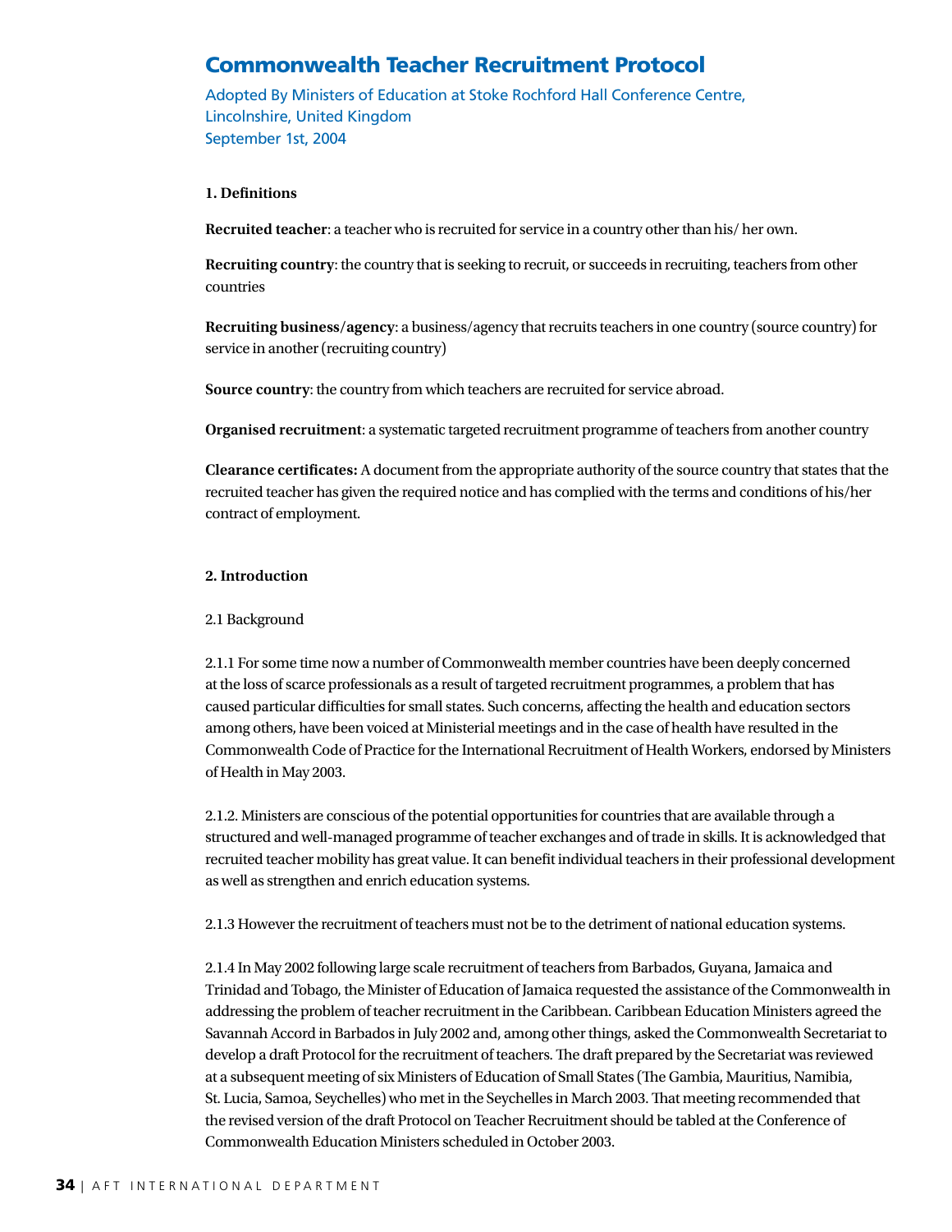# Commonwealth Teacher Recruitment Protocol

Adopted By Ministers of Education at Stoke Rochford Hall Conference Centre, Lincolnshire, United Kingdom
September 1st, 2004

**1. Definitions**

**Recruited teacher**: a teacher who is recruited for service in a country other than his/ her own.

**Recruiting country**: the country that is seeking to recruit, or succeeds in recruiting, teachers from other countries

**Recruiting business/agency**: a business/agency that recruits teachers in one country (source country) for service in another (recruiting country)

**Source country**: the country from which teachers are recruited for service abroad.

**Organised recruitment**: a systematic targeted recruitment programme of teachers from another country

**Clearance certificates:** A document from the appropriate authority of the source country that states that the recruited teacher has given the required notice and has complied with the terms and conditions of his/her contract of employment.

**2. Introduction**

2.1 Background

2.1.1 For some time now a number of Commonwealth member countries have been deeply concerned at the loss of scarce professionals as a result of targeted recruitment programmes, a problem that has caused particular difficulties for small states. Such concerns, affecting the health and education sectors among others, have been voiced at Ministerial meetings and in the case of health have resulted in the Commonwealth Code of Practice for the International Recruitment of Health Workers, endorsed by Ministers of Health in May 2003.

2.1.2. Ministers are conscious of the potential opportunities for countries that are available through a structured and well-managed programme of teacher exchanges and of trade in skills. It is acknowledged that recruited teacher mobility has great value. It can benefit individual teachers in their professional development as well as strengthen and enrich education systems.

2.1.3 However the recruitment of teachers must not be to the detriment of national education systems.

2.1.4 In May 2002 following large scale recruitment of teachers from Barbados, Guyana, Jamaica and Trinidad and Tobago, the Minister of Education of Jamaica requested the assistance of the Commonwealth in addressing the problem of teacher recruitment in the Caribbean. Caribbean Education Ministers agreed the Savannah Accord in Barbados in July 2002 and, among other things, asked the Commonwealth Secretariat to develop a draft Protocol for the recruitment of teachers. The draft prepared by the Secretariat was reviewed at a subsequent meeting of six Ministers of Education of Small States (The Gambia, Mauritius, Namibia, St. Lucia, Samoa, Seychelles) who met in the Seychelles in March 2003. That meeting recommended that the revised version of the draft Protocol on Teacher Recruitment should be tabled at the Conference of Commonwealth Education Ministers scheduled in October 2003.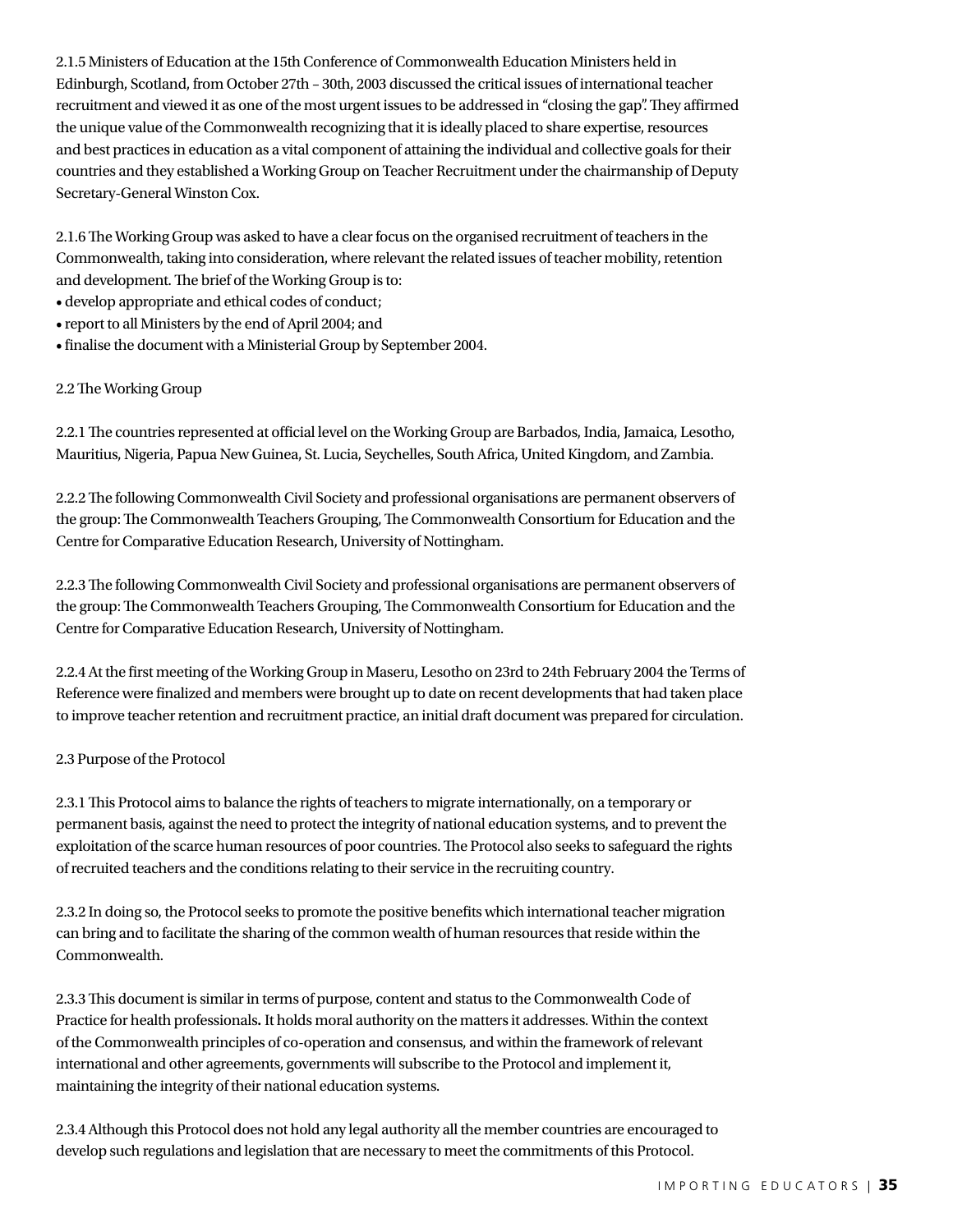2.1.5 Ministers of Education at the 15th Conference of Commonwealth Education Ministers held in Edinburgh, Scotland, from October 27th – 30th, 2003 discussed the critical issues of international teacher recruitment and viewed it as one of the most urgent issues to be addressed in "closing the gap". They affirmed the unique value of the Commonwealth recognizing that it is ideally placed to share expertise, resources and best practices in education as a vital component of attaining the individual and collective goals for their countries and they established a Working Group on Teacher Recruitment under the chairmanship of Deputy Secretary-General Winston Cox.

2.1.6 The Working Group was asked to have a clear focus on the organised recruitment of teachers in the Commonwealth, taking into consideration, where relevant the related issues of teacher mobility, retention and development. The brief of the Working Group is to:

- develop appropriate and ethical codes of conduct;
- report to all Ministers by the end of April 2004; and
- finalise the document with a Ministerial Group by September 2004.

## 2.2 The Working Group

2.2.1 The countries represented at official level on the Working Group are Barbados, India, Jamaica, Lesotho, Mauritius, Nigeria, Papua New Guinea, St. Lucia, Seychelles, South Africa, United Kingdom, and Zambia.

2.2.2 The following Commonwealth Civil Society and professional organisations are permanent observers of the group: The Commonwealth Teachers Grouping, The Commonwealth Consortium for Education and the Centre for Comparative Education Research, University of Nottingham.

2.2.3 The following Commonwealth Civil Society and professional organisations are permanent observers of the group: The Commonwealth Teachers Grouping, The Commonwealth Consortium for Education and the Centre for Comparative Education Research, University of Nottingham.

2.2.4 At the first meeting of the Working Group in Maseru, Lesotho on 23rd to 24th February 2004 the Terms of Reference were finalized and members were brought up to date on recent developments that had taken place to improve teacher retention and recruitment practice, an initial draft document was prepared for circulation.

## 2.3 Purpose of the Protocol

2.3.1 This Protocol aims to balance the rights of teachers to migrate internationally, on a temporary or permanent basis, against the need to protect the integrity of national education systems, and to prevent the exploitation of the scarce human resources of poor countries. The Protocol also seeks to safeguard the rights of recruited teachers and the conditions relating to their service in the recruiting country.

2.3.2 In doing so, the Protocol seeks to promote the positive benefits which international teacher migration can bring and to facilitate the sharing of the common wealth of human resources that reside within the Commonwealth.

2.3.3 This document is similar in terms of purpose, content and status to the Commonwealth Code of Practice for health professionals. It holds moral authority on the matters it addresses. Within the context of the Commonwealth principles of co-operation and consensus, and within the framework of relevant international and other agreements, governments will subscribe to the Protocol and implement it, maintaining the integrity of their national education systems.

2.3.4 Although this Protocol does not hold any legal authority all the member countries are encouraged to develop such regulations and legislation that are necessary to meet the commitments of this Protocol.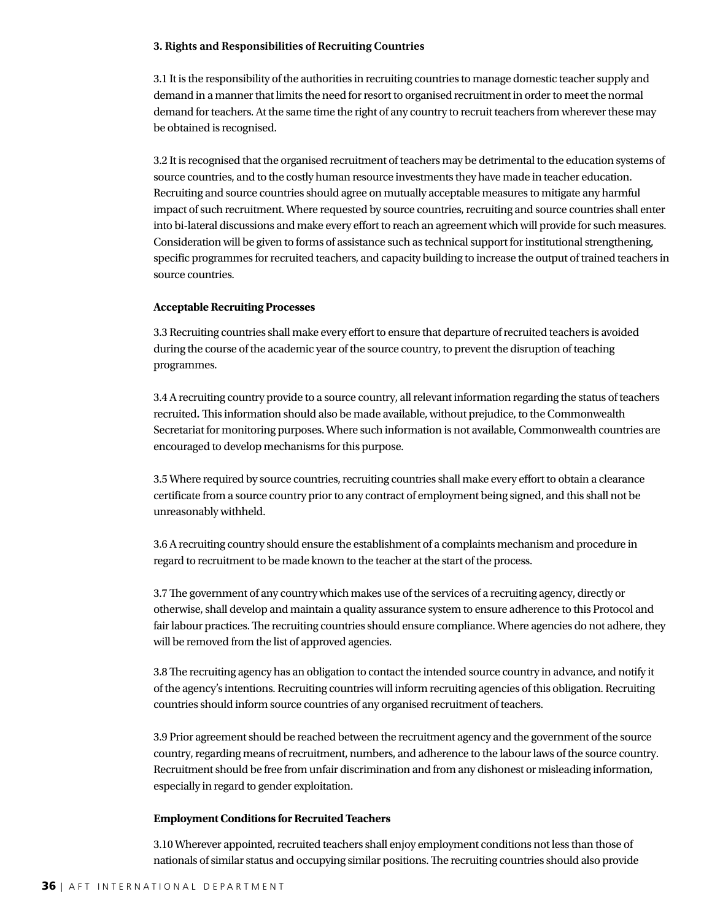**3. Rights and Responsibilities of Recruiting Countries**

3.1 It is the responsibility of the authorities in recruiting countries to manage domestic teacher supply and demand in a manner that limits the need for resort to organised recruitment in order to meet the normal demand for teachers. At the same time the right of any country to recruit teachers from wherever these may be obtained is recognised.

3.2 It is recognised that the organised recruitment of teachers may be detrimental to the education systems of source countries, and to the costly human resource investments they have made in teacher education. Recruiting and source countries should agree on mutually acceptable measures to mitigate any harmful impact of such recruitment. Where requested by source countries, recruiting and source countries shall enter into bi-lateral discussions and make every effort to reach an agreement which will provide for such measures. Consideration will be given to forms of assistance such as technical support for institutional strengthening, specific programmes for recruited teachers, and capacity building to increase the output of trained teachers in source countries.

**Acceptable Recruiting Processes**

3.3 Recruiting countries shall make every effort to ensure that departure of recruited teachers is avoided during the course of the academic year of the source country, to prevent the disruption of teaching programmes.

3.4 A recruiting country provide to a source country, all relevant information regarding the status of teachers recruited**.** This information should also be made available, without prejudice, to the Commonwealth Secretariat for monitoring purposes. Where such information is not available, Commonwealth countries are encouraged to develop mechanisms for this purpose.

3.5 Where required by source countries, recruiting countries shall make every effort to obtain a clearance certificate from a source country prior to any contract of employment being signed, and this shall not be unreasonably withheld.

3.6 A recruiting country should ensure the establishment of a complaints mechanism and procedure in regard to recruitment to be made known to the teacher at the start of the process.

3.7 The government of any country which makes use of the services of a recruiting agency, directly or otherwise, shall develop and maintain a quality assurance system to ensure adherence to this Protocol and fair labour practices. The recruiting countries should ensure compliance. Where agencies do not adhere, they will be removed from the list of approved agencies.

3.8 The recruiting agency has an obligation to contact the intended source country in advance, and notify it of the agency's intentions. Recruiting countries will inform recruiting agencies of this obligation. Recruiting countries should inform source countries of any organised recruitment of teachers.

3.9 Prior agreement should be reached between the recruitment agency and the government of the source country, regarding means of recruitment, numbers, and adherence to the labour laws of the source country. Recruitment should be free from unfair discrimination and from any dishonest or misleading information, especially in regard to gender exploitation.

**Employment Conditions for Recruited Teachers**

3.10 Wherever appointed, recruited teachers shall enjoy employment conditions not less than those of nationals of similar status and occupying similar positions. The recruiting countries should also provide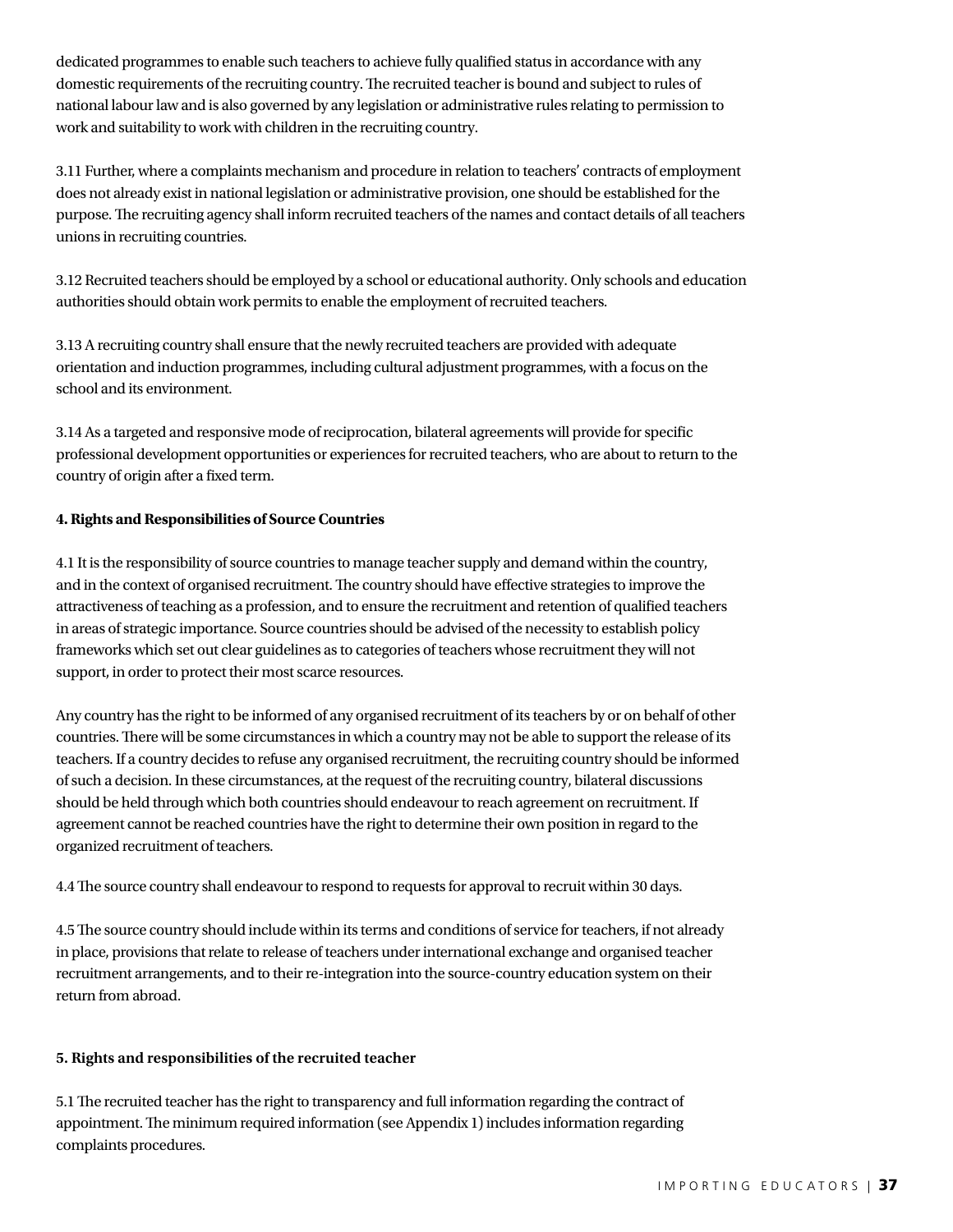dedicated programmes to enable such teachers to achieve fully qualified status in accordance with any domestic requirements of the recruiting country. The recruited teacher is bound and subject to rules of national labour law and is also governed by any legislation or administrative rules relating to permission to work and suitability to work with children in the recruiting country.

3.11 Further, where a complaints mechanism and procedure in relation to teachers' contracts of employment does not already exist in national legislation or administrative provision, one should be established for the purpose. The recruiting agency shall inform recruited teachers of the names and contact details of all teachers unions in recruiting countries.

3.12 Recruited teachers should be employed by a school or educational authority. Only schools and education authorities should obtain work permits to enable the employment of recruited teachers.

3.13 A recruiting country shall ensure that the newly recruited teachers are provided with adequate orientation and induction programmes, including cultural adjustment programmes, with a focus on the school and its environment.

3.14 As a targeted and responsive mode of reciprocation, bilateral agreements will provide for specific professional development opportunities or experiences for recruited teachers, who are about to return to the country of origin after a fixed term.

**4. Rights and Responsibilities of Source Countries**

4.1 It is the responsibility of source countries to manage teacher supply and demand within the country, and in the context of organised recruitment. The country should have effective strategies to improve the attractiveness of teaching as a profession, and to ensure the recruitment and retention of qualified teachers in areas of strategic importance. Source countries should be advised of the necessity to establish policy frameworks which set out clear guidelines as to categories of teachers whose recruitment they will not support, in order to protect their most scarce resources.

Any country has the right to be informed of any organised recruitment of its teachers by or on behalf of other countries. There will be some circumstances in which a country may not be able to support the release of its teachers. If a country decides to refuse any organised recruitment, the recruiting country should be informed of such a decision. In these circumstances, at the request of the recruiting country, bilateral discussions should be held through which both countries should endeavour to reach agreement on recruitment. If agreement cannot be reached countries have the right to determine their own position in regard to the organized recruitment of teachers.

4.4 The source country shall endeavour to respond to requests for approval to recruit within 30 days.

4.5 The source country should include within its terms and conditions of service for teachers, if not already in place, provisions that relate to release of teachers under international exchange and organised teacher recruitment arrangements, and to their re-integration into the source-country education system on their return from abroad.

**5. Rights and responsibilities of the recruited teacher**

5.1 The recruited teacher has the right to transparency and full information regarding the contract of appointment. The minimum required information (see Appendix 1) includes information regarding complaints procedures.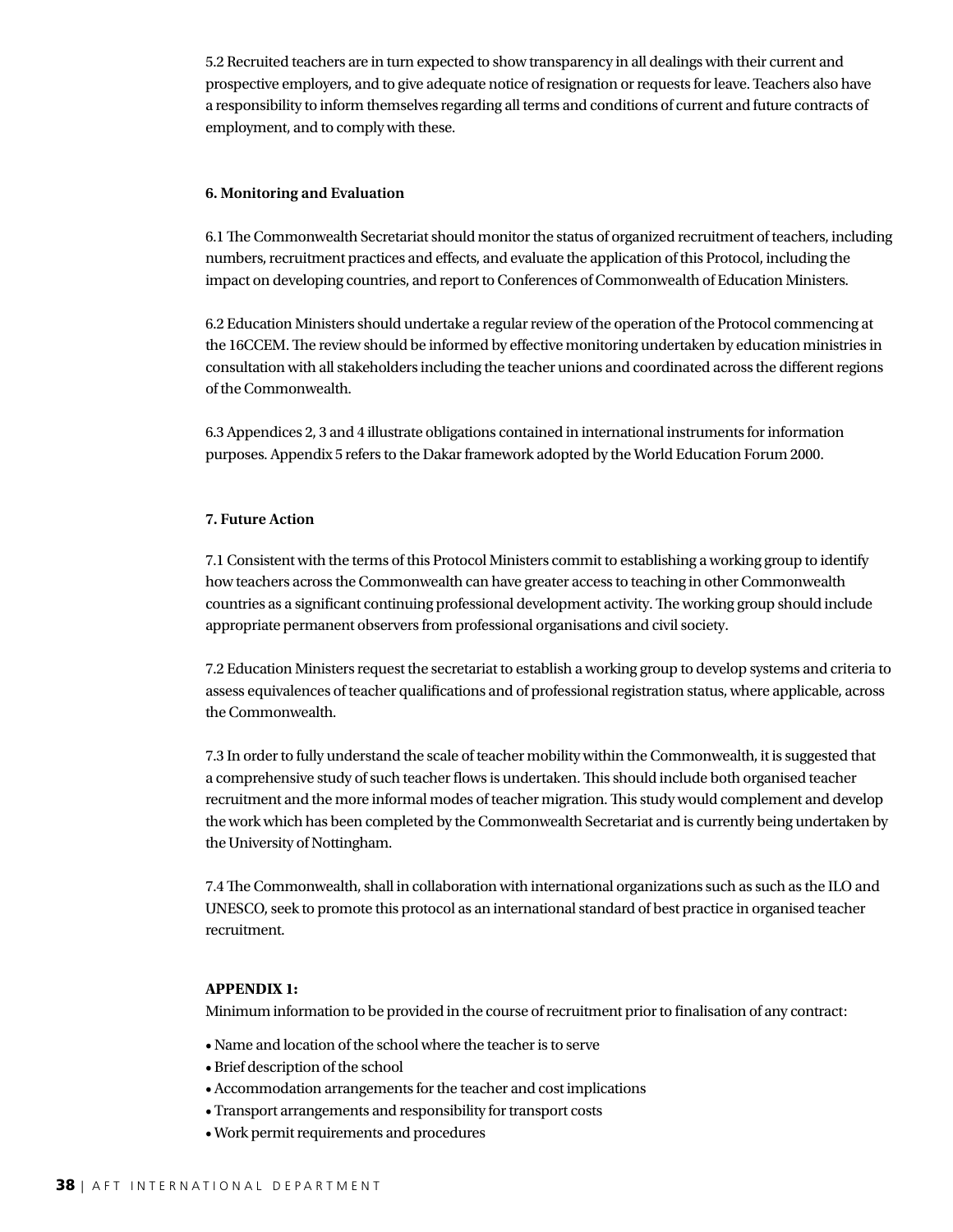5.2 Recruited teachers are in turn expected to show transparency in all dealings with their current and prospective employers, and to give adequate notice of resignation or requests for leave. Teachers also have a responsibility to inform themselves regarding all terms and conditions of current and future contracts of employment, and to comply with these.

**6. Monitoring and Evaluation**

6.1 The Commonwealth Secretariat should monitor the status of organized recruitment of teachers, including numbers, recruitment practices and effects, and evaluate the application of this Protocol, including the impact on developing countries, and report to Conferences of Commonwealth of Education Ministers.

6.2 Education Ministers should undertake a regular review of the operation of the Protocol commencing at the 16CCEM. The review should be informed by effective monitoring undertaken by education ministries in consultation with all stakeholders including the teacher unions and coordinated across the different regions of the Commonwealth.

6.3 Appendices 2, 3 and 4 illustrate obligations contained in international instruments for information purposes. Appendix 5 refers to the Dakar framework adopted by the World Education Forum 2000.

**7. Future Action**

7.1 Consistent with the terms of this Protocol Ministers commit to establishing a working group to identify how teachers across the Commonwealth can have greater access to teaching in other Commonwealth countries as a significant continuing professional development activity. The working group should include appropriate permanent observers from professional organisations and civil society.

7.2 Education Ministers request the secretariat to establish a working group to develop systems and criteria to assess equivalences of teacher qualifications and of professional registration status, where applicable, across the Commonwealth.

7.3 In order to fully understand the scale of teacher mobility within the Commonwealth, it is suggested that a comprehensive study of such teacher flows is undertaken. This should include both organised teacher recruitment and the more informal modes of teacher migration. This study would complement and develop the work which has been completed by the Commonwealth Secretariat and is currently being undertaken by the University of Nottingham.

7.4 The Commonwealth, shall in collaboration with international organizations such as such as the ILO and UNESCO, seek to promote this protocol as an international standard of best practice in organised teacher recruitment.

**APPENDIX 1:**

Minimum information to be provided in the course of recruitment prior to finalisation of any contract:

- Name and location of the school where the teacher is to serve
- Brief description of the school
- Accommodation arrangements for the teacher and cost implications
- Transport arrangements and responsibility for transport costs
- Work permit requirements and procedures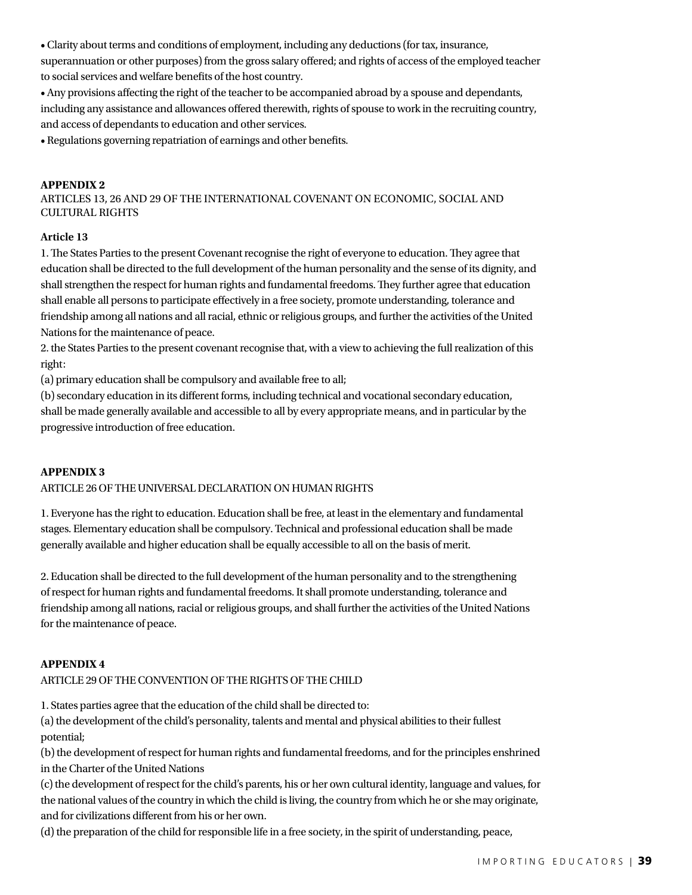- Clarity about terms and conditions of employment, including any deductions (for tax, insurance, superannuation or other purposes) from the gross salary offered; and rights of access of the employed teacher to social services and welfare benefits of the host country.
- Any provisions affecting the right of the teacher to be accompanied abroad by a spouse and dependants, including any assistance and allowances offered therewith, rights of spouse to work in the recruiting country, and access of dependants to education and other services.
- Regulations governing repatriation of earnings and other benefits.

## APPENDIX 2

ARTICLES 13, 26 AND 29 OF THE INTERNATIONAL COVENANT ON ECONOMIC, SOCIAL AND CULTURAL RIGHTS

### Article 13

1. The States Parties to the present Covenant recognise the right of everyone to education. They agree that education shall be directed to the full development of the human personality and the sense of its dignity, and shall strengthen the respect for human rights and fundamental freedoms. They further agree that education shall enable all persons to participate effectively in a free society, promote understanding, tolerance and friendship among all nations and all racial, ethnic or religious groups, and further the activities of the United Nations for the maintenance of peace.

2. the States Parties to the present covenant recognise that, with a view to achieving the full realization of this right:

(a) primary education shall be compulsory and available free to all;

(b) secondary education in its different forms, including technical and vocational secondary education, shall be made generally available and accessible to all by every appropriate means, and in particular by the progressive introduction of free education.

## APPENDIX 3

ARTICLE 26 OF THE UNIVERSAL DECLARATION ON HUMAN RIGHTS

1. Everyone has the right to education. Education shall be free, at least in the elementary and fundamental stages. Elementary education shall be compulsory. Technical and professional education shall be made generally available and higher education shall be equally accessible to all on the basis of merit.

2. Education shall be directed to the full development of the human personality and to the strengthening of respect for human rights and fundamental freedoms. It shall promote understanding, tolerance and friendship among all nations, racial or religious groups, and shall further the activities of the United Nations for the maintenance of peace.

## APPENDIX 4

ARTICLE 29 OF THE CONVENTION OF THE RIGHTS OF THE CHILD

1. States parties agree that the education of the child shall be directed to:

(a) the development of the child's personality, talents and mental and physical abilities to their fullest potential;

(b) the development of respect for human rights and fundamental freedoms, and for the principles enshrined in the Charter of the United Nations

(c) the development of respect for the child's parents, his or her own cultural identity, language and values, for the national values of the country in which the child is living, the country from which he or she may originate, and for civilizations different from his or her own.

(d) the preparation of the child for responsible life in a free society, in the spirit of understanding, peace,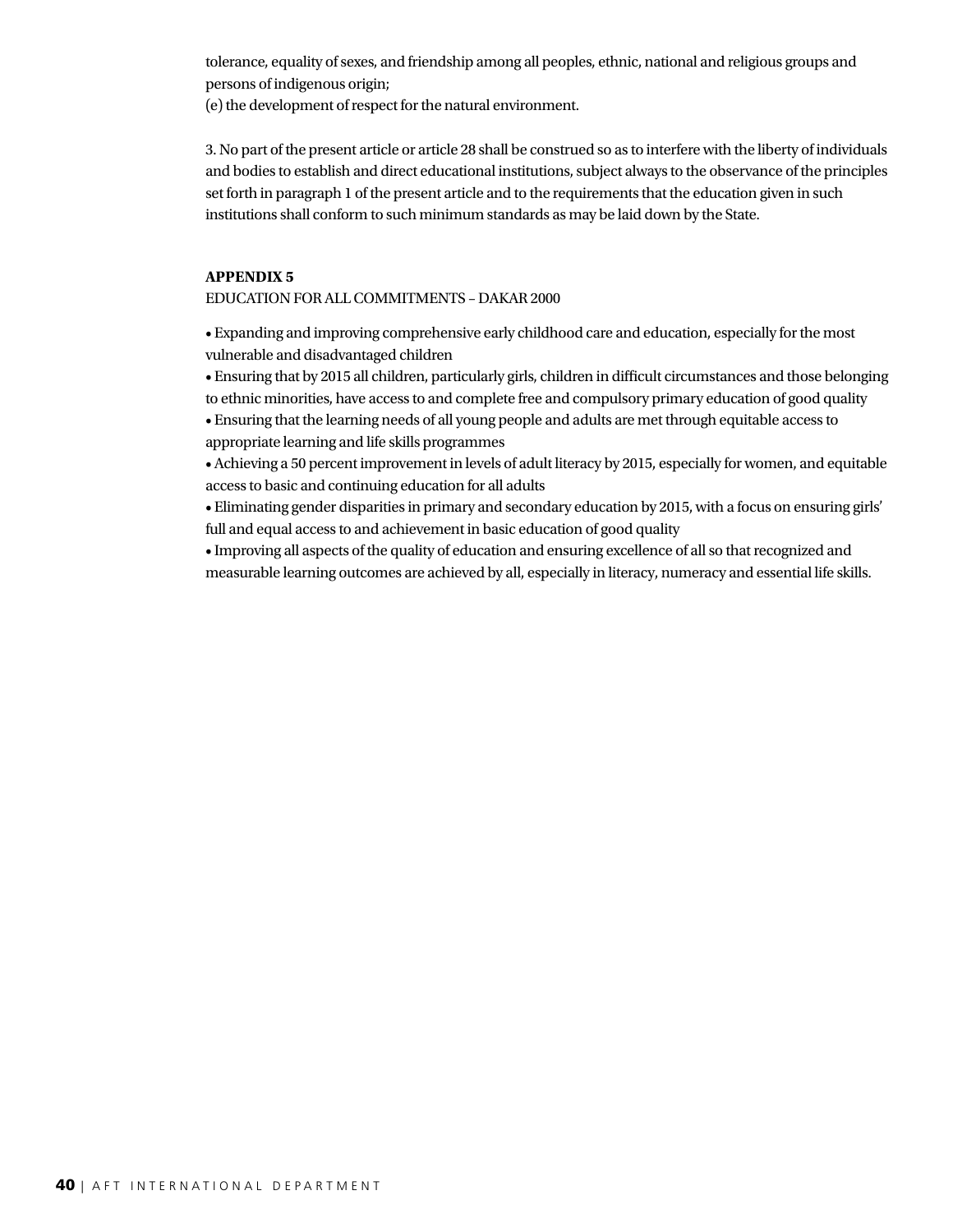tolerance, equality of sexes, and friendship among all peoples, ethnic, national and religious groups and persons of indigenous origin;
(e) the development of respect for the natural environment.

3. No part of the present article or article 28 shall be construed so as to interfere with the liberty of individuals and bodies to establish and direct educational institutions, subject always to the observance of the principles set forth in paragraph 1 of the present article and to the requirements that the education given in such institutions shall conform to such minimum standards as may be laid down by the State.

**APPENDIX 5**

EDUCATION FOR ALL COMMITMENTS – DAKAR 2000

- Expanding and improving comprehensive early childhood care and education, especially for the most vulnerable and disadvantaged children
- Ensuring that by 2015 all children, particularly girls, children in difficult circumstances and those belonging to ethnic minorities, have access to and complete free and compulsory primary education of good quality
- Ensuring that the learning needs of all young people and adults are met through equitable access to appropriate learning and life skills programmes
- Achieving a 50 percent improvement in levels of adult literacy by 2015, especially for women, and equitable access to basic and continuing education for all adults
- Eliminating gender disparities in primary and secondary education by 2015, with a focus on ensuring girls' full and equal access to and achievement in basic education of good quality
- Improving all aspects of the quality of education and ensuring excellence of all so that recognized and measurable learning outcomes are achieved by all, especially in literacy, numeracy and essential life skills.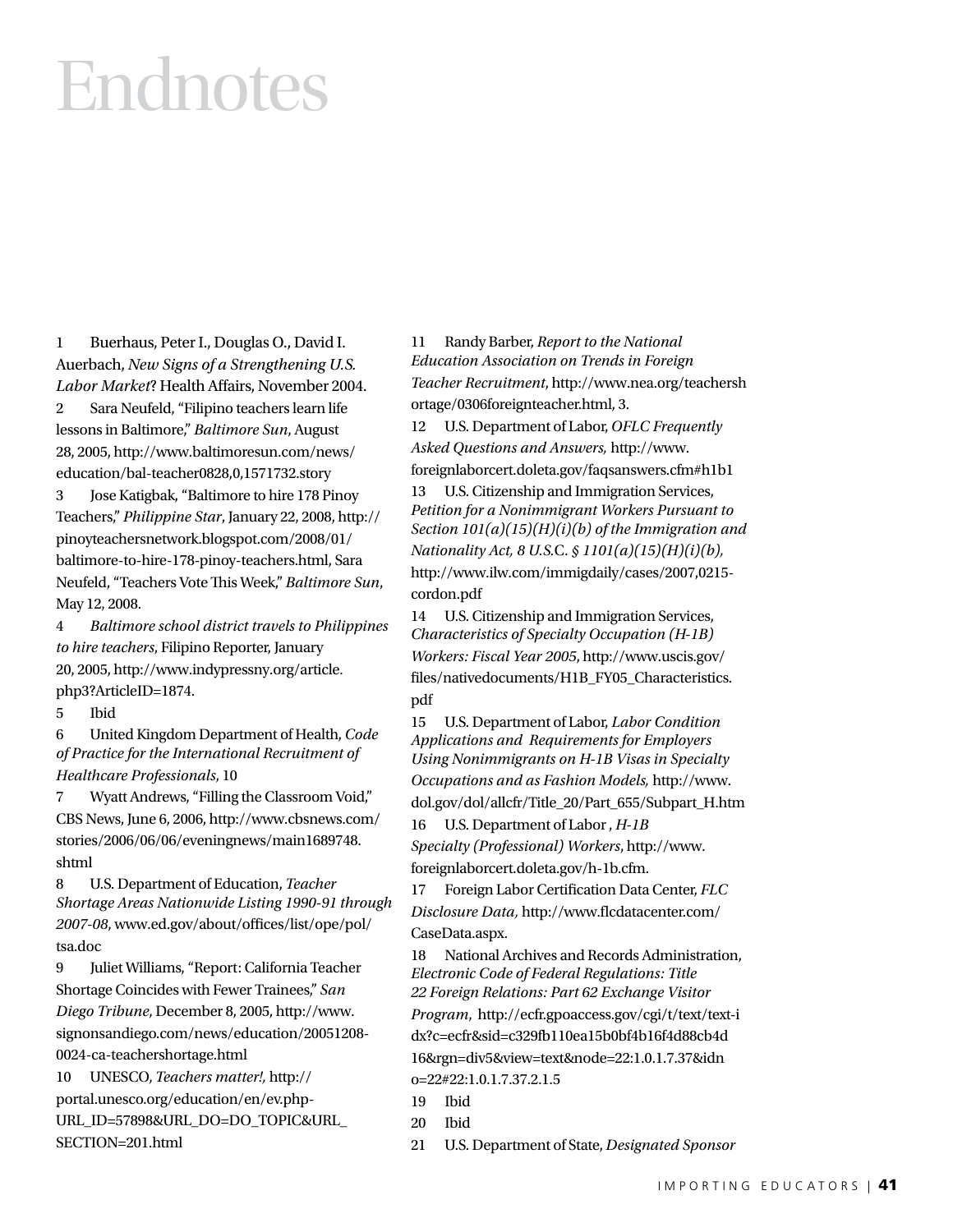# Endnotes

1 Buerhaus, Peter I., Douglas O., David I. Auerbach, *New Signs of a Strengthening U.S. Labor Market*? Health Affairs, November 2004.

2 Sara Neufeld, "Filipino teachers learn life lessons in Baltimore," *Baltimore Sun*, August 28, 2005, http://www.baltimoresun.com/news/education/bal-teacher0828,0,1571732.story

3 Jose Katigbak, "Baltimore to hire 178 Pinoy Teachers," *Philippine Star*, January 22, 2008, http://pinoyteachersnetwork.blogspot.com/2008/01/baltimore-to-hire-178-pinoy-teachers.html, Sara Neufeld, "Teachers Vote This Week," *Baltimore Sun*, May 12, 2008.

4 *Baltimore school district travels to Philippines to hire teachers*, Filipino Reporter, January 20, 2005, http://www.indypressny.org/article.php3?ArticleID=1874.

5 Ibid

6 United Kingdom Department of Health, *Code of Practice for the International Recruitment of Healthcare Professionals*, 10

7 Wyatt Andrews, "Filling the Classroom Void," CBS News, June 6, 2006, http://www.cbsnews.com/stories/2006/06/06/eveningnews/main1689748.shtml

8 U.S. Department of Education, *Teacher Shortage Areas Nationwide Listing 1990-91 through 2007-08*, www.ed.gov/about/offices/list/ope/pol/tsa.doc

9 Juliet Williams, "Report: California Teacher Shortage Coincides with Fewer Trainees," *San Diego Tribune*, December 8, 2005, http://www.signonsandiego.com/news/education/20051208-0024-ca-teachershortage.html

10 UNESCO, *Teachers matter!*, http://portal.unesco.org/education/en/ev.php-URL_ID=57898&URL_DO=DO_TOPIC&URL_SECTION=201.html

11 Randy Barber, *Report to the National Education Association on Trends in Foreign Teacher Recruitment*, http://www.nea.org/teachershortage/0306foreignteacher.html, 3.

12 U.S. Department of Labor, *OFLC Frequently Asked Questions and Answers*, http://www.foreignlaborcert.doleta.gov/faqsanswers.cfm#h1b1

13 U.S. Citizenship and Immigration Services, *Petition for a Nonimmigrant Workers Pursuant to Section 101(a)(15)(H)(i)(b) of the Immigration and Nationality Act, 8 U.S.C. § 1101(a)(15)(H)(i)(b)*, http://www.ilw.com/immigdaily/cases/2007,0215-cordon.pdf

14 U.S. Citizenship and Immigration Services, *Characteristics of Specialty Occupation (H-1B) Workers: Fiscal Year 2005*, http://www.uscis.gov/files/nativedocuments/H1B_FY05_Characteristics.pdf

15 U.S. Department of Labor, *Labor Condition Applications and Requirements for Employers Using Nonimmigrants on H-1B Visas in Specialty Occupations and as Fashion Models*, http://www.dol.gov/dol/allcfr/Title_20/Part_655/Subpart_H.htm

16 U.S. Department of Labor , *H-1B Specialty (Professional) Workers*, http://www.foreignlaborcert.doleta.gov/h-1b.cfm.

17 Foreign Labor Certification Data Center, *FLC Disclosure Data*, http://www.flcdatacenter.com/CaseData.aspx.

18 National Archives and Records Administration, *Electronic Code of Federal Regulations: Title 22 Foreign Relations: Part 62 Exchange Visitor Program*, http://ecfr.gpoaccess.gov/cgi/t/text/text-idx?c=ecfr&sid=c329fb110ea15b0bf4b16f4d88cb4d16&rgn=div5&view=text&node=22:1.0.1.7.37&idno=22#22:1.0.1.7.37.2.1.5

19 Ibid

20 Ibid

21 U.S. Department of State, *Designated Sponsor*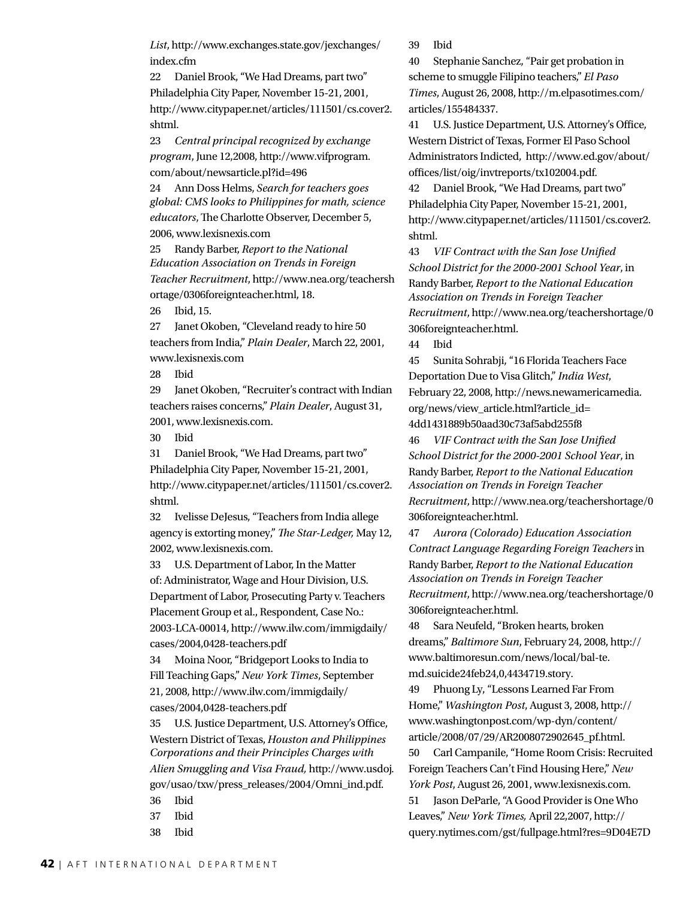*List*, http://www.exchanges.state.gov/jexchanges/index.cfm

22 Daniel Brook, "We Had Dreams, part two" Philadelphia City Paper, November 15-21, 2001, http://www.citypaper.net/articles/111501/cs.cover2.shtml.

23 *Central principal recognized by exchange program*, June 12,2008, http://www.vifprogram.com/about/newsarticle.pl?id=496

24 Ann Doss Helms, *Search for teachers goes global: CMS looks to Philippines for math, science educators*, The Charlotte Observer, December 5, 2006, www.lexisnexis.com

25 Randy Barber, *Report to the National Education Association on Trends in Foreign Teacher Recruitment*, http://www.nea.org/teachershortage/0306foreignteacher.html, 18.

26 Ibid, 15.

27 Janet Okoben, "Cleveland ready to hire 50 teachers from India," *Plain Dealer*, March 22, 2001, www.lexisnexis.com

28 Ibid

29 Janet Okoben, "Recruiter's contract with Indian teachers raises concerns," *Plain Dealer*, August 31, 2001, www.lexisnexis.com.

30 Ibid

31 Daniel Brook, "We Had Dreams, part two" Philadelphia City Paper, November 15-21, 2001, http://www.citypaper.net/articles/111501/cs.cover2.shtml.

32 Ivelisse DeJesus, "Teachers from India allege agency is extorting money," *The Star-Ledger,* May 12, 2002, www.lexisnexis.com.

33 U.S. Department of Labor, In the Matter of: Administrator, Wage and Hour Division, U.S. Department of Labor, Prosecuting Party v. Teachers Placement Group et al., Respondent, Case No.: 2003-LCA-00014, http://www.ilw.com/immigdaily/cases/2004,0428-teachers.pdf

34 Moina Noor, "Bridgeport Looks to India to Fill Teaching Gaps," *New York Times*, September 21, 2008, http://www.ilw.com/immigdaily/cases/2004,0428-teachers.pdf

35 U.S. Justice Department, U.S. Attorney's Office, Western District of Texas, *Houston and Philippines Corporations and their Principles Charges with Alien Smuggling and Visa Fraud,* http://www.usdoj.gov/usao/txw/press_releases/2004/Omni_ind.pdf.

36 Ibid

37 Ibid

38 Ibid

39 Ibid

40 Stephanie Sanchez, "Pair get probation in scheme to smuggle Filipino teachers," *El Paso Times*, August 26, 2008, http://m.elpasotimes.com/articles/155484337.

41 U.S. Justice Department, U.S. Attorney's Office, Western District of Texas, Former El Paso School Administrators Indicted, http://www.ed.gov/about/offices/list/oig/invtreports/tx102004.pdf.

42 Daniel Brook, "We Had Dreams, part two" Philadelphia City Paper, November 15-21, 2001, http://www.citypaper.net/articles/111501/cs.cover2.shtml.

43 *VIF Contract with the San Jose Unified School District for the 2000-2001 School Year*, in Randy Barber, *Report to the National Education Association on Trends in Foreign Teacher Recruitment*, http://www.nea.org/teachershortage/0306foreignteacher.html.

44 Ibid

45 Sunita Sohrabji, "16 Florida Teachers Face Deportation Due to Visa Glitch," *India West*, February 22, 2008, http://news.newamericamedia.org/news/view_article.html?article_id=4dd1431889b50aad30c73af5abd255f8

46 *VIF Contract with the San Jose Unified School District for the 2000-2001 School Year*, in Randy Barber, *Report to the National Education Association on Trends in Foreign Teacher Recruitment*, http://www.nea.org/teachershortage/0306foreignteacher.html.

47 *Aurora (Colorado) Education Association Contract Language Regarding Foreign Teachers* in Randy Barber, *Report to the National Education Association on Trends in Foreign Teacher Recruitment*, http://www.nea.org/teachershortage/0306foreignteacher.html.

48 Sara Neufeld, "Broken hearts, broken dreams," *Baltimore Sun*, February 24, 2008, http://www.baltimoresun.com/news/local/bal-te.md.suicide24feb24,0,4434719.story.

49 Phuong Ly, "Lessons Learned Far From Home," *Washington Post*, August 3, 2008, http://www.washingtonpost.com/wp-dyn/content/article/2008/07/29/AR2008072902645_pf.html.

50 Carl Campanile, "Home Room Crisis: Recruited Foreign Teachers Can't Find Housing Here," *New York Post*, August 26, 2001, www.lexisnexis.com.

51 Jason DeParle, "A Good Provider is One Who Leaves," *New York Times,* April 22,2007, http://query.nytimes.com/gst/fullpage.html?res=9D04E7D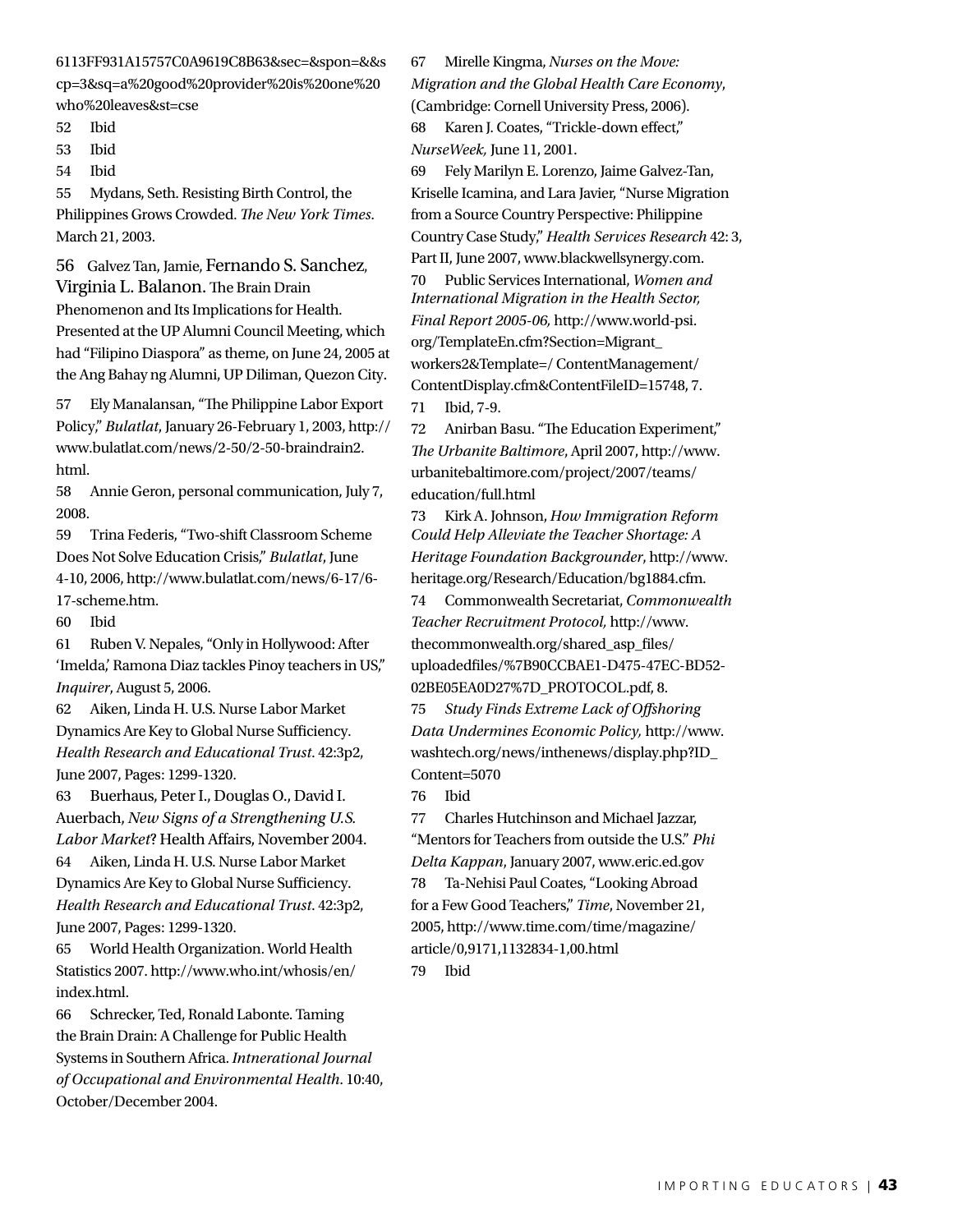6113FF931A15757C0A9619C8B63&sec=&spon=&&scp=3&sq=a%20good%20provider%20is%20one%20who%20leaves&st=cse

52 Ibid

53 Ibid

54 Ibid

55 Mydans, Seth. Resisting Birth Control, the Philippines Grows Crowded. *The New York Times.* March 21, 2003.

56 Galvez Tan, Jamie, Fernando S. Sanchez, Virginia L. Balanon. The Brain Drain Phenomenon and Its Implications for Health. Presented at the UP Alumni Council Meeting, which had "Filipino Diaspora" as theme, on June 24, 2005 at the Ang Bahay ng Alumni, UP Diliman, Quezon City.

57 Ely Manalansan, "The Philippine Labor Export Policy," *Bulatlat*, January 26-February 1, 2003, http://www.bulatlat.com/news/2-50/2-50-braindrain2.html.

58 Annie Geron, personal communication, July 7, 2008.

59 Trina Federis, "Two-shift Classroom Scheme Does Not Solve Education Crisis," *Bulatlat*, June 4-10, 2006, http://www.bulatlat.com/news/6-17/6-17-scheme.htm.

60 Ibid

61 Ruben V. Nepales, "Only in Hollywood: After 'Imelda,' Ramona Diaz tackles Pinoy teachers in US," *Inquirer*, August 5, 2006.

62 Aiken, Linda H. U.S. Nurse Labor Market Dynamics Are Key to Global Nurse Sufficiency. *Health Research and Educational Trust*. 42:3p2, June 2007, Pages: 1299-1320.

63 Buerhaus, Peter I., Douglas O., David I. Auerbach, *New Signs of a Strengthening U.S. Labor Market*? Health Affairs, November 2004.

64 Aiken, Linda H. U.S. Nurse Labor Market Dynamics Are Key to Global Nurse Sufficiency. *Health Research and Educational Trust*. 42:3p2, June 2007, Pages: 1299-1320.

65 World Health Organization. World Health Statistics 2007. http://www.who.int/whosis/en/index.html.

66 Schrecker, Ted, Ronald Labonte. Taming the Brain Drain: A Challenge for Public Health Systems in Southern Africa. *Intnerational Journal of Occupational and Environmental Health*. 10:40, October/December 2004.

67 Mirelle Kingma, *Nurses on the Move: Migration and the Global Health Care Economy*, (Cambridge: Cornell University Press, 2006).

68 Karen J. Coates, "Trickle-down effect," *NurseWeek,* June 11, 2001.

69 Fely Marilyn E. Lorenzo, Jaime Galvez-Tan, Kriselle Icamina, and Lara Javier, "Nurse Migration from a Source Country Perspective: Philippine Country Case Study," *Health Services Research* 42: 3, Part II, June 2007, www.blackwellsynergy.com.

70 Public Services International, *Women and International Migration in the Health Sector, Final Report 2005-06,* http://www.world-psi.org/TemplateEn.cfm?Section=Migrant_workers2&Template=/ ContentManagement/ContentDisplay.cfm&ContentFileID=15748, 7.

71 Ibid, 7-9.

72 Anirban Basu. "The Education Experiment," *The Urbanite Baltimore*, April 2007, http://www.urbanitebaltimore.com/project/2007/teams/education/full.html

73 Kirk A. Johnson, *How Immigration Reform Could Help Alleviate the Teacher Shortage: A Heritage Foundation Backgrounder*, http://www.heritage.org/Research/Education/bg1884.cfm.

74 Commonwealth Secretariat, *Commonwealth Teacher Recruitment Protocol,* http://www.thecommonwealth.org/shared_asp_files/uploadedfiles/%7B90CCBAE1-D475-47EC-BD52-02BE05EA0D27%7D_PROTOCOL.pdf, 8.

75 *Study Finds Extreme Lack of Offshoring Data Undermines Economic Policy,* http://www.washtech.org/news/inthenews/display.php?ID_Content=5070

76 Ibid

77 Charles Hutchinson and Michael Jazzar, "Mentors for Teachers from outside the U.S." *Phi Delta Kappan*, January 2007, www.eric.ed.gov

78 Ta-Nehisi Paul Coates, "Looking Abroad for a Few Good Teachers," *Time*, November 21, 2005, http://www.time.com/time/magazine/article/0,9171,1132834-1,00.html

79 Ibid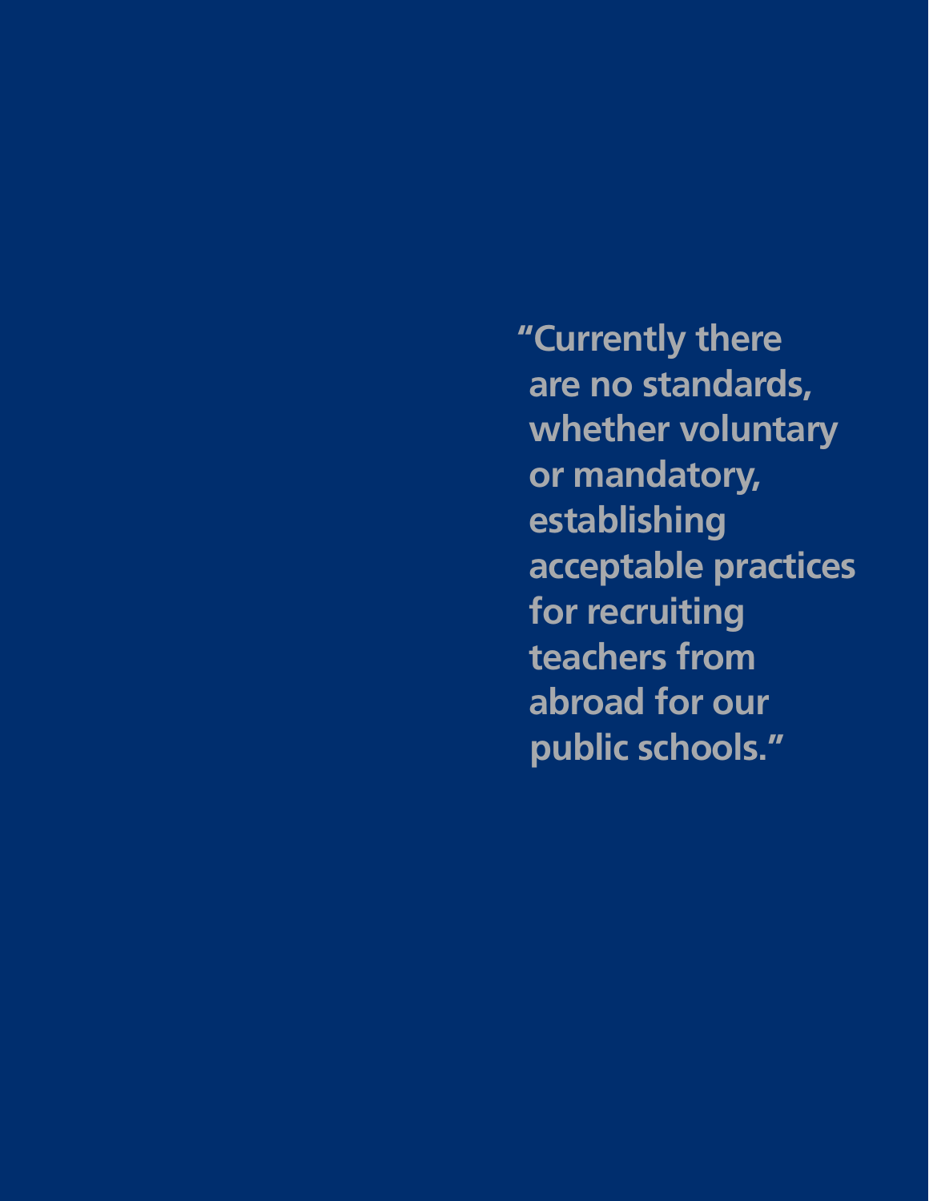**"Currently there are no standards, whether voluntary or mandatory, establishing acceptable practices for recruiting teachers from abroad for our public schools."**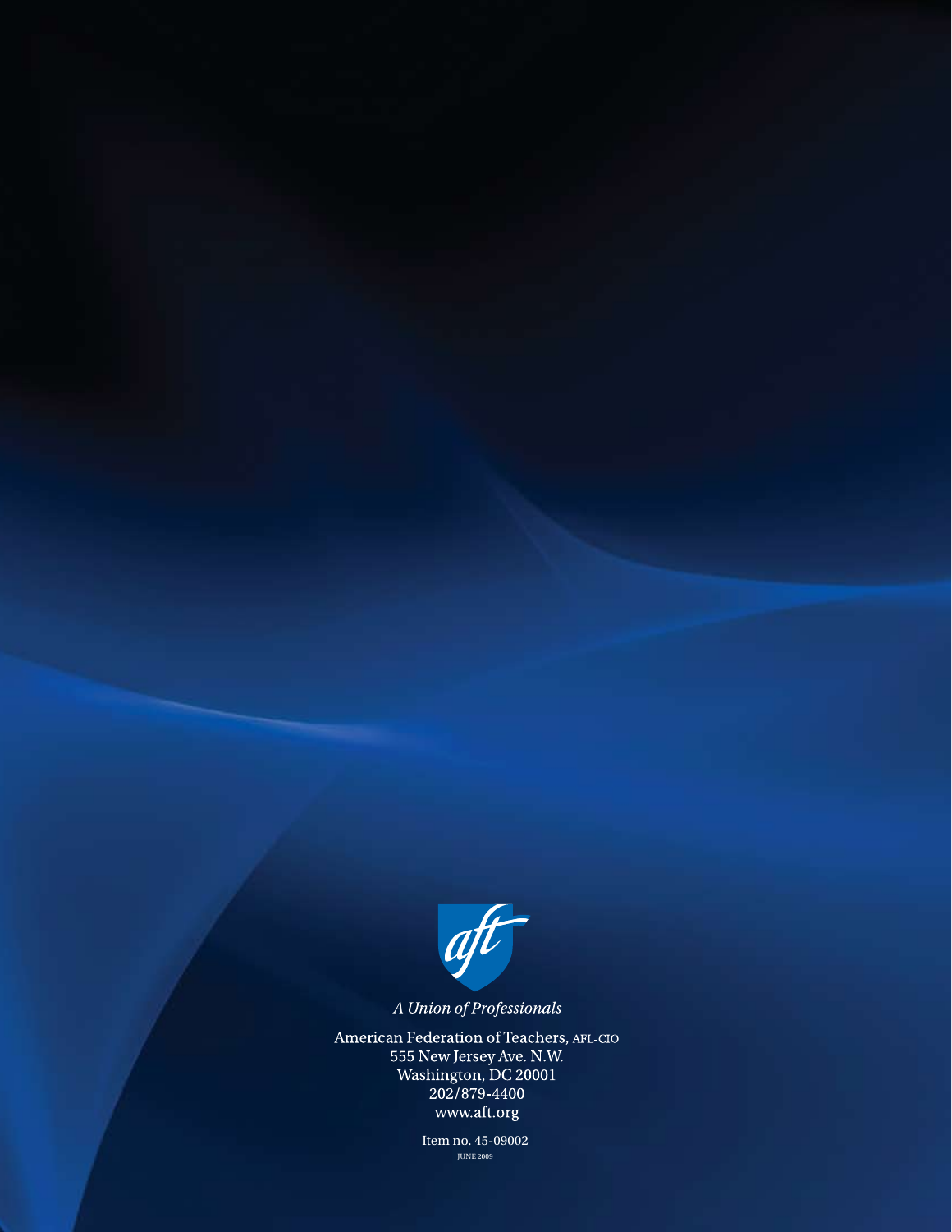*A Union of Professionals*

American Federation of Teachers, AFL-CIO
555 New Jersey Ave. N.W.
Washington, DC 20001
202/879-4400
www.aft.org

Item no. 45-09002
JUNE 2009